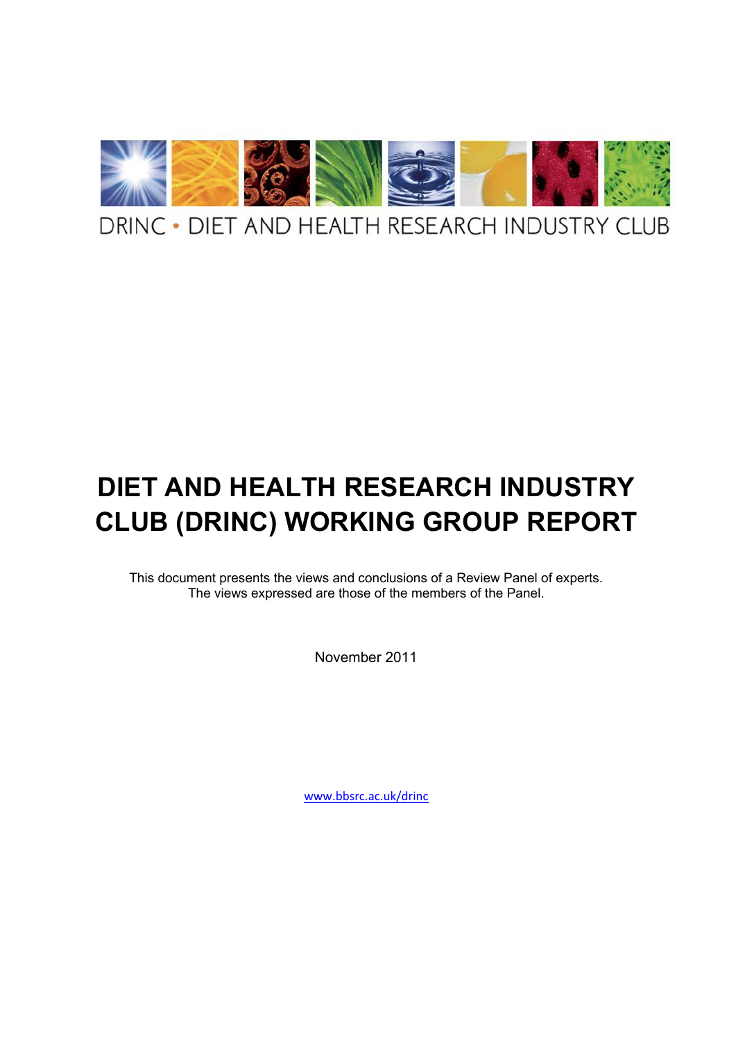DRINC • DIET AND HEALTH RESEARCH INDUSTRY CLUB

# DIET AND HEALTH RESEARCH INDUSTRY CLUB (DRINC) WORKING GROUP REPORT

This document presents the views and conclusions of a Review Panel of experts.
The views expressed are those of the members of the Panel.

November 2011

www.bbsrc.ac.uk/drinc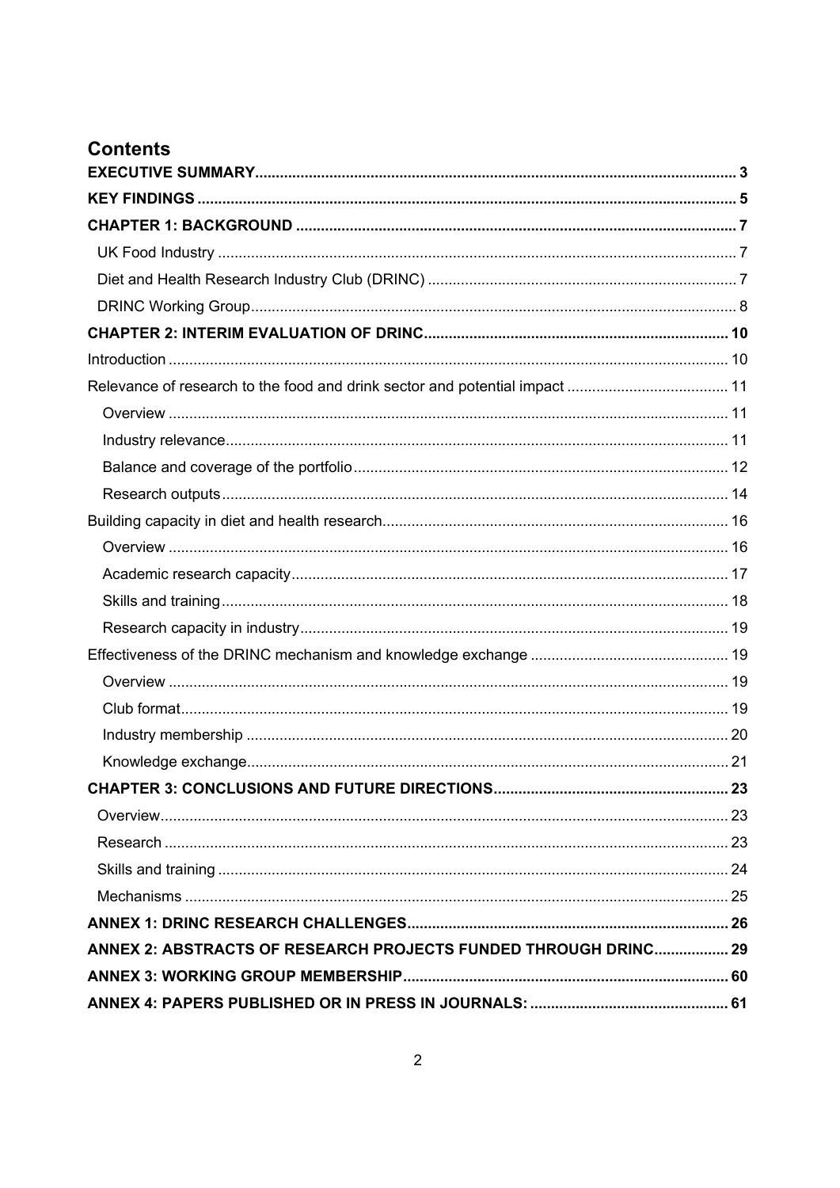# Contents

**EXECUTIVE SUMMARY** ..... 3

**KEY FINDINGS** ..... 5

**CHAPTER 1: BACKGROUND** ..... 7

- UK Food Industry ..... 7
- Diet and Health Research Industry Club (DRINC) ..... 7
- DRINC Working Group ..... 8

**CHAPTER 2: INTERIM EVALUATION OF DRINC** ..... 10

Introduction ..... 10

Relevance of research to the food and drink sector and potential impact ..... 11

- Overview ..... 11
- Industry relevance ..... 11
- Balance and coverage of the portfolio ..... 12
- Research outputs ..... 14

Building capacity in diet and health research ..... 16

- Overview ..... 16
- Academic research capacity ..... 17
- Skills and training ..... 18
- Research capacity in industry ..... 19

Effectiveness of the DRINC mechanism and knowledge exchange ..... 19

- Overview ..... 19
- Club format ..... 19
- Industry membership ..... 20
- Knowledge exchange ..... 21

**CHAPTER 3: CONCLUSIONS AND FUTURE DIRECTIONS** ..... 23

- Overview ..... 23
- Research ..... 23
- Skills and training ..... 24
- Mechanisms ..... 25

**ANNEX 1: DRINC RESEARCH CHALLENGES** ..... 26

**ANNEX 2: ABSTRACTS OF RESEARCH PROJECTS FUNDED THROUGH DRINC** ..... 29

**ANNEX 3: WORKING GROUP MEMBERSHIP** ..... 60

**ANNEX 4: PAPERS PUBLISHED OR IN PRESS IN JOURNALS:** ..... 61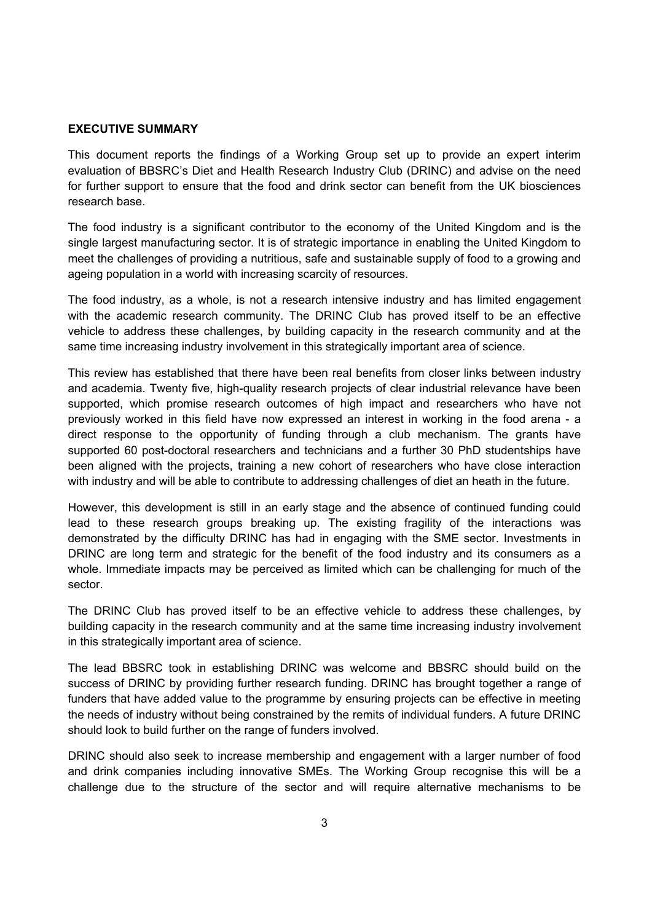**EXECUTIVE SUMMARY**

This document reports the findings of a Working Group set up to provide an expert interim evaluation of BBSRC's Diet and Health Research Industry Club (DRINC) and advise on the need for further support to ensure that the food and drink sector can benefit from the UK biosciences research base.

The food industry is a significant contributor to the economy of the United Kingdom and is the single largest manufacturing sector. It is of strategic importance in enabling the United Kingdom to meet the challenges of providing a nutritious, safe and sustainable supply of food to a growing and ageing population in a world with increasing scarcity of resources.

The food industry, as a whole, is not a research intensive industry and has limited engagement with the academic research community. The DRINC Club has proved itself to be an effective vehicle to address these challenges, by building capacity in the research community and at the same time increasing industry involvement in this strategically important area of science.

This review has established that there have been real benefits from closer links between industry and academia. Twenty five, high-quality research projects of clear industrial relevance have been supported, which promise research outcomes of high impact and researchers who have not previously worked in this field have now expressed an interest in working in the food arena - a direct response to the opportunity of funding through a club mechanism. The grants have supported 60 post-doctoral researchers and technicians and a further 30 PhD studentships have been aligned with the projects, training a new cohort of researchers who have close interaction with industry and will be able to contribute to addressing challenges of diet an heath in the future.

However, this development is still in an early stage and the absence of continued funding could lead to these research groups breaking up. The existing fragility of the interactions was demonstrated by the difficulty DRINC has had in engaging with the SME sector. Investments in DRINC are long term and strategic for the benefit of the food industry and its consumers as a whole. Immediate impacts may be perceived as limited which can be challenging for much of the sector.

The DRINC Club has proved itself to be an effective vehicle to address these challenges, by building capacity in the research community and at the same time increasing industry involvement in this strategically important area of science.

The lead BBSRC took in establishing DRINC was welcome and BBSRC should build on the success of DRINC by providing further research funding. DRINC has brought together a range of funders that have added value to the programme by ensuring projects can be effective in meeting the needs of industry without being constrained by the remits of individual funders. A future DRINC should look to build further on the range of funders involved.

DRINC should also seek to increase membership and engagement with a larger number of food and drink companies including innovative SMEs. The Working Group recognise this will be a challenge due to the structure of the sector and will require alternative mechanisms to be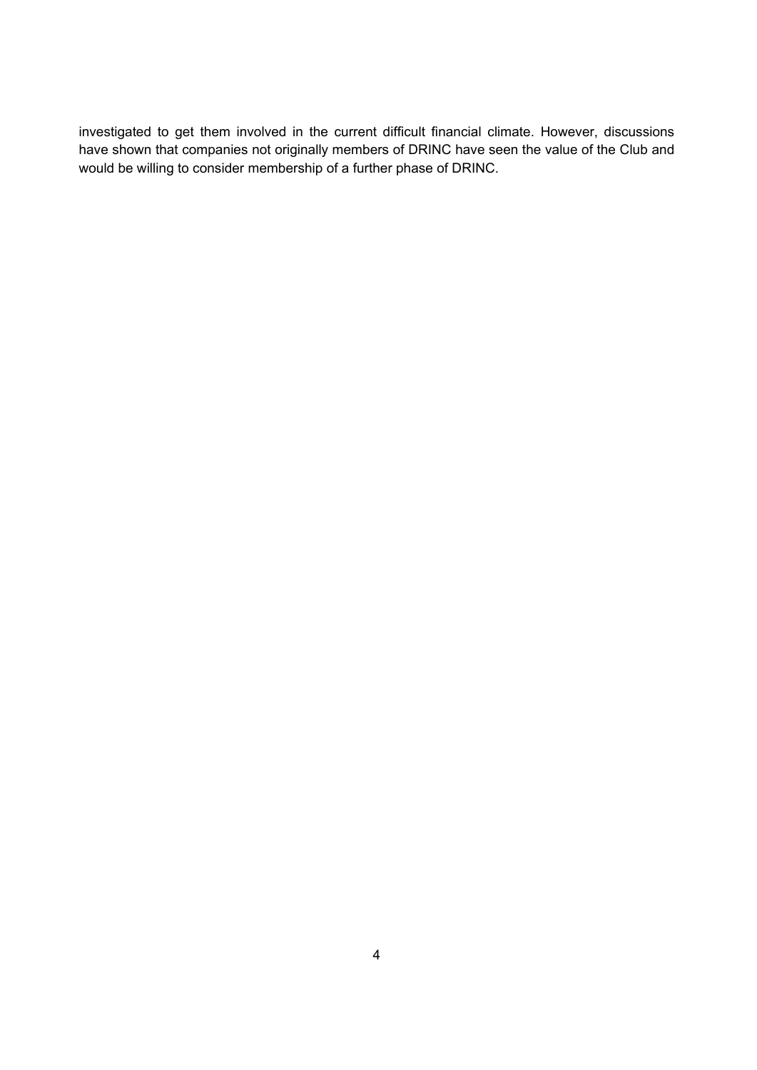investigated to get them involved in the current difficult financial climate. However, discussions have shown that companies not originally members of DRINC have seen the value of the Club and would be willing to consider membership of a further phase of DRINC.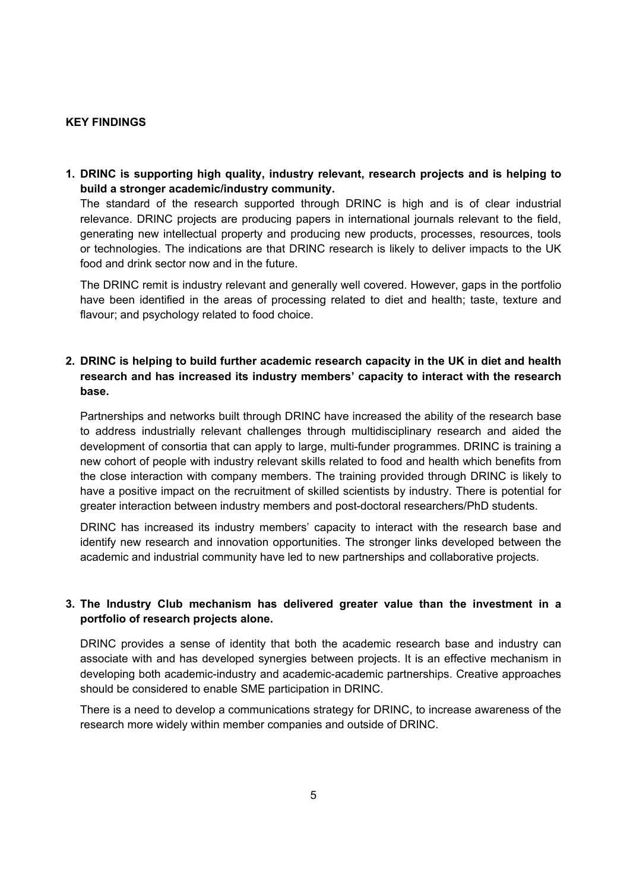## KEY FINDINGS

1. **DRINC is supporting high quality, industry relevant, research projects and is helping to build a stronger academic/industry community.**

   The standard of the research supported through DRINC is high and is of clear industrial relevance. DRINC projects are producing papers in international journals relevant to the field, generating new intellectual property and producing new products, processes, resources, tools or technologies. The indications are that DRINC research is likely to deliver impacts to the UK food and drink sector now and in the future.

   The DRINC remit is industry relevant and generally well covered. However, gaps in the portfolio have been identified in the areas of processing related to diet and health; taste, texture and flavour; and psychology related to food choice.

2. **DRINC is helping to build further academic research capacity in the UK in diet and health research and has increased its industry members' capacity to interact with the research base.**

   Partnerships and networks built through DRINC have increased the ability of the research base to address industrially relevant challenges through multidisciplinary research and aided the development of consortia that can apply to large, multi-funder programmes. DRINC is training a new cohort of people with industry relevant skills related to food and health which benefits from the close interaction with company members. The training provided through DRINC is likely to have a positive impact on the recruitment of skilled scientists by industry. There is potential for greater interaction between industry members and post-doctoral researchers/PhD students.

   DRINC has increased its industry members' capacity to interact with the research base and identify new research and innovation opportunities. The stronger links developed between the academic and industrial community have led to new partnerships and collaborative projects.

3. **The Industry Club mechanism has delivered greater value than the investment in a portfolio of research projects alone.**

   DRINC provides a sense of identity that both the academic research base and industry can associate with and has developed synergies between projects. It is an effective mechanism in developing both academic-industry and academic-academic partnerships. Creative approaches should be considered to enable SME participation in DRINC.

   There is a need to develop a communications strategy for DRINC, to increase awareness of the research more widely within member companies and outside of DRINC.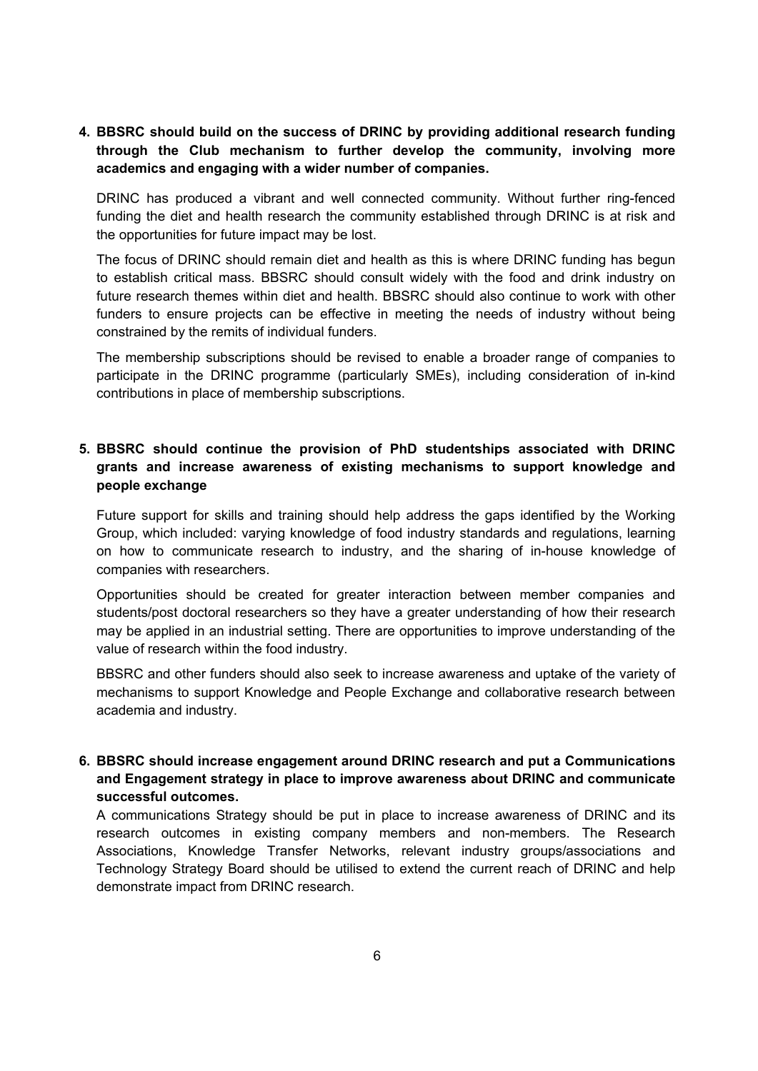4. **BBSRC should build on the success of DRINC by providing additional research funding through the Club mechanism to further develop the community, involving more academics and engaging with a wider number of companies.**

   DRINC has produced a vibrant and well connected community. Without further ring-fenced funding the diet and health research the community established through DRINC is at risk and the opportunities for future impact may be lost.

   The focus of DRINC should remain diet and health as this is where DRINC funding has begun to establish critical mass. BBSRC should consult widely with the food and drink industry on future research themes within diet and health. BBSRC should also continue to work with other funders to ensure projects can be effective in meeting the needs of industry without being constrained by the remits of individual funders.

   The membership subscriptions should be revised to enable a broader range of companies to participate in the DRINC programme (particularly SMEs), including consideration of in-kind contributions in place of membership subscriptions.

5. **BBSRC should continue the provision of PhD studentships associated with DRINC grants and increase awareness of existing mechanisms to support knowledge and people exchange**

   Future support for skills and training should help address the gaps identified by the Working Group, which included: varying knowledge of food industry standards and regulations, learning on how to communicate research to industry, and the sharing of in-house knowledge of companies with researchers.

   Opportunities should be created for greater interaction between member companies and students/post doctoral researchers so they have a greater understanding of how their research may be applied in an industrial setting. There are opportunities to improve understanding of the value of research within the food industry.

   BBSRC and other funders should also seek to increase awareness and uptake of the variety of mechanisms to support Knowledge and People Exchange and collaborative research between academia and industry.

6. **BBSRC should increase engagement around DRINC research and put a Communications and Engagement strategy in place to improve awareness about DRINC and communicate successful outcomes.**

   A communications Strategy should be put in place to increase awareness of DRINC and its research outcomes in existing company members and non-members. The Research Associations, Knowledge Transfer Networks, relevant industry groups/associations and Technology Strategy Board should be utilised to extend the current reach of DRINC and help demonstrate impact from DRINC research.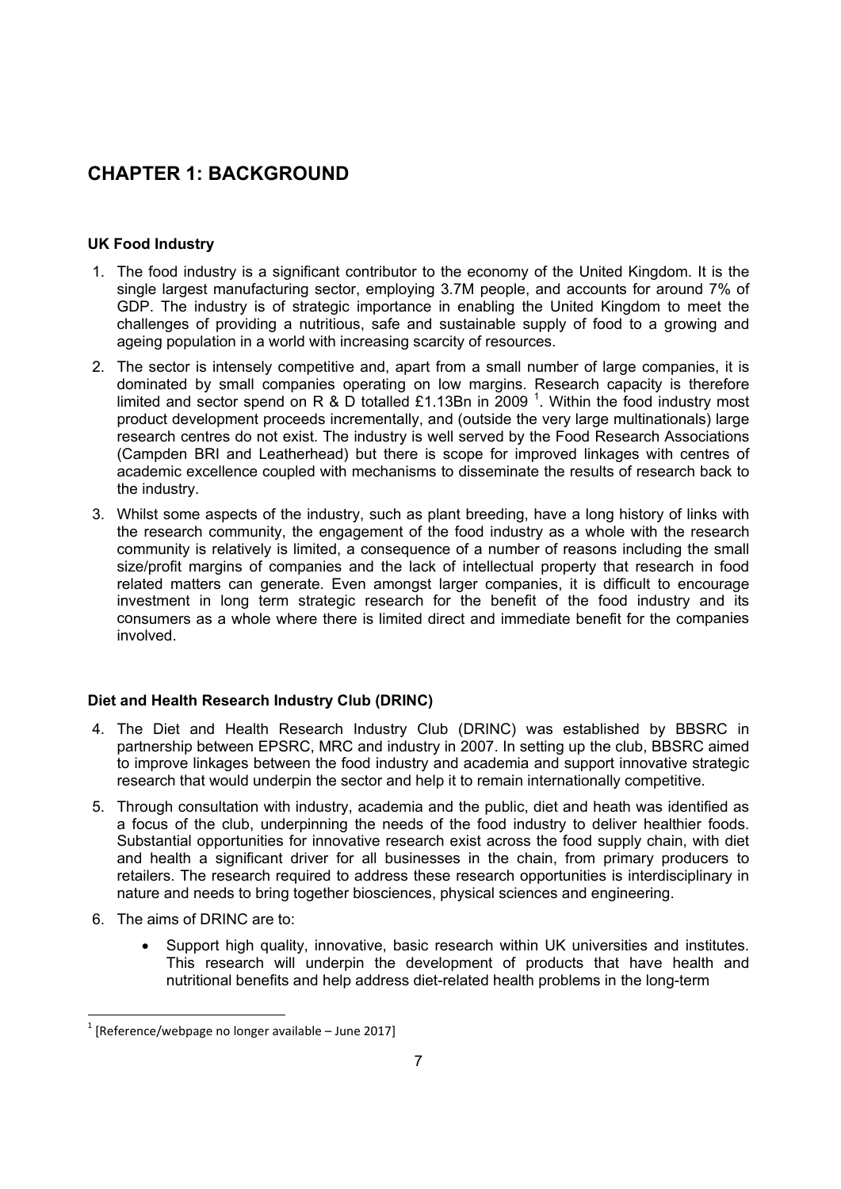# CHAPTER 1: BACKGROUND

**UK Food Industry**

1. The food industry is a significant contributor to the economy of the United Kingdom. It is the single largest manufacturing sector, employing 3.7M people, and accounts for around 7% of GDP. The industry is of strategic importance in enabling the United Kingdom to meet the challenges of providing a nutritious, safe and sustainable supply of food to a growing and ageing population in a world with increasing scarcity of resources.

2. The sector is intensely competitive and, apart from a small number of large companies, it is dominated by small companies operating on low margins. Research capacity is therefore limited and sector spend on R & D totalled £1.13Bn in 2009 [1]. Within the food industry most product development proceeds incrementally, and (outside the very large multinationals) large research centres do not exist. The industry is well served by the Food Research Associations (Campden BRI and Leatherhead) but there is scope for improved linkages with centres of academic excellence coupled with mechanisms to disseminate the results of research back to the industry.

3. Whilst some aspects of the industry, such as plant breeding, have a long history of links with the research community, the engagement of the food industry as a whole with the research community is relatively is limited, a consequence of a number of reasons including the small size/profit margins of companies and the lack of intellectual property that research in food related matters can generate. Even amongst larger companies, it is difficult to encourage investment in long term strategic research for the benefit of the food industry and its consumers as a whole where there is limited direct and immediate benefit for the companies involved.

**Diet and Health Research Industry Club (DRINC)**

4. The Diet and Health Research Industry Club (DRINC) was established by BBSRC in partnership between EPSRC, MRC and industry in 2007. In setting up the club, BBSRC aimed to improve linkages between the food industry and academia and support innovative strategic research that would underpin the sector and help it to remain internationally competitive.

5. Through consultation with industry, academia and the public, diet and heath was identified as a focus of the club, underpinning the needs of the food industry to deliver healthier foods. Substantial opportunities for innovative research exist across the food supply chain, with diet and health a significant driver for all businesses in the chain, from primary producers to retailers. The research required to address these research opportunities is interdisciplinary in nature and needs to bring together biosciences, physical sciences and engineering.

6. The aims of DRINC are to:

    - Support high quality, innovative, basic research within UK universities and institutes. This research will underpin the development of products that have health and nutritional benefits and help address diet-related health problems in the long-term

[1] [Reference/webpage no longer available – June 2017]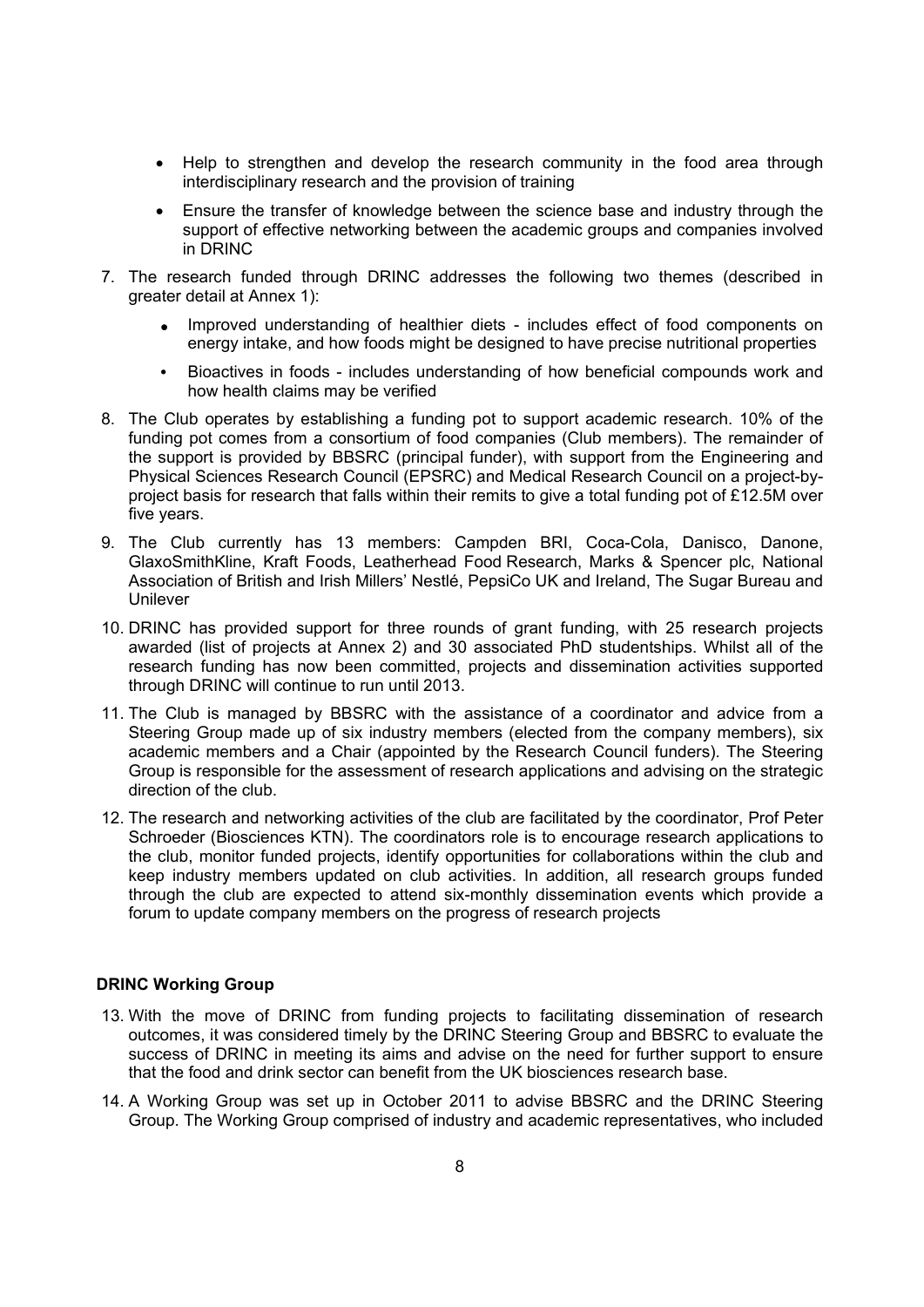- Help to strengthen and develop the research community in the food area through interdisciplinary research and the provision of training
- Ensure the transfer of knowledge between the science base and industry through the support of effective networking between the academic groups and companies involved in DRINC

7. The research funded through DRINC addresses the following two themes (described in greater detail at Annex 1):
   - Improved understanding of healthier diets - includes effect of food components on energy intake, and how foods might be designed to have precise nutritional properties
   - Bioactives in foods - includes understanding of how beneficial compounds work and how health claims may be verified
8. The Club operates by establishing a funding pot to support academic research. 10% of the funding pot comes from a consortium of food companies (Club members). The remainder of the support is provided by BBSRC (principal funder), with support from the Engineering and Physical Sciences Research Council (EPSRC) and Medical Research Council on a project-by-project basis for research that falls within their remits to give a total funding pot of £12.5M over five years.
9. The Club currently has 13 members: Campden BRI, Coca-Cola, Danisco, Danone, GlaxoSmithKline, Kraft Foods, Leatherhead Food Research, Marks & Spencer plc, National Association of British and Irish Millers' Nestlé, PepsiCo UK and Ireland, The Sugar Bureau and Unilever
10. DRINC has provided support for three rounds of grant funding, with 25 research projects awarded (list of projects at Annex 2) and 30 associated PhD studentships. Whilst all of the research funding has now been committed, projects and dissemination activities supported through DRINC will continue to run until 2013.
11. The Club is managed by BBSRC with the assistance of a coordinator and advice from a Steering Group made up of six industry members (elected from the company members), six academic members and a Chair (appointed by the Research Council funders). The Steering Group is responsible for the assessment of research applications and advising on the strategic direction of the club.
12. The research and networking activities of the club are facilitated by the coordinator, Prof Peter Schroeder (Biosciences KTN). The coordinators role is to encourage research applications to the club, monitor funded projects, identify opportunities for collaborations within the club and keep industry members updated on club activities. In addition, all research groups funded through the club are expected to attend six-monthly dissemination events which provide a forum to update company members on the progress of research projects

**DRINC Working Group**

13. With the move of DRINC from funding projects to facilitating dissemination of research outcomes, it was considered timely by the DRINC Steering Group and BBSRC to evaluate the success of DRINC in meeting its aims and advise on the need for further support to ensure that the food and drink sector can benefit from the UK biosciences research base.
14. A Working Group was set up in October 2011 to advise BBSRC and the DRINC Steering Group. The Working Group comprised of industry and academic representatives, who included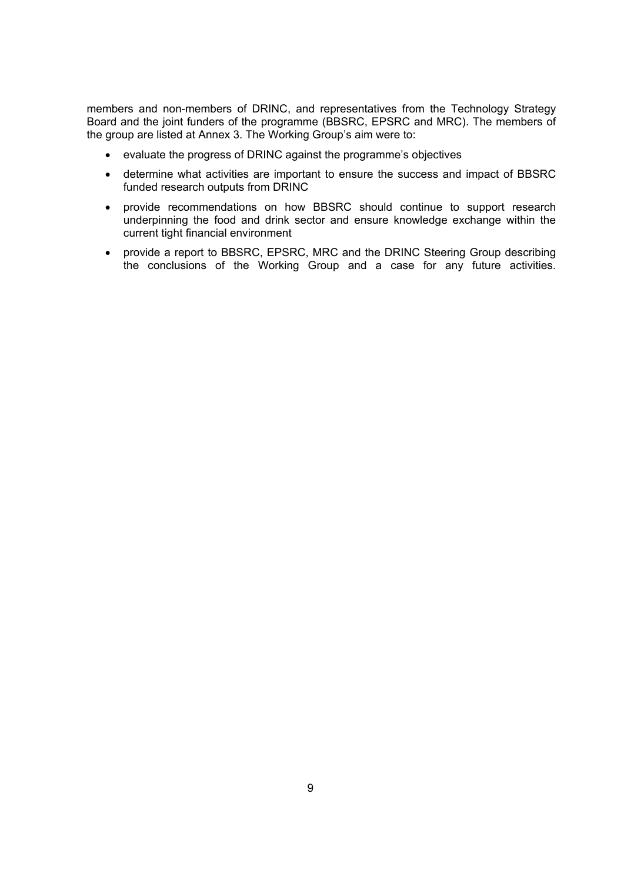members and non-members of DRINC, and representatives from the Technology Strategy Board and the joint funders of the programme (BBSRC, EPSRC and MRC). The members of the group are listed at Annex 3. The Working Group's aim were to:

- evaluate the progress of DRINC against the programme's objectives
- determine what activities are important to ensure the success and impact of BBSRC funded research outputs from DRINC
- provide recommendations on how BBSRC should continue to support research underpinning the food and drink sector and ensure knowledge exchange within the current tight financial environment
- provide a report to BBSRC, EPSRC, MRC and the DRINC Steering Group describing the conclusions of the Working Group and a case for any future activities.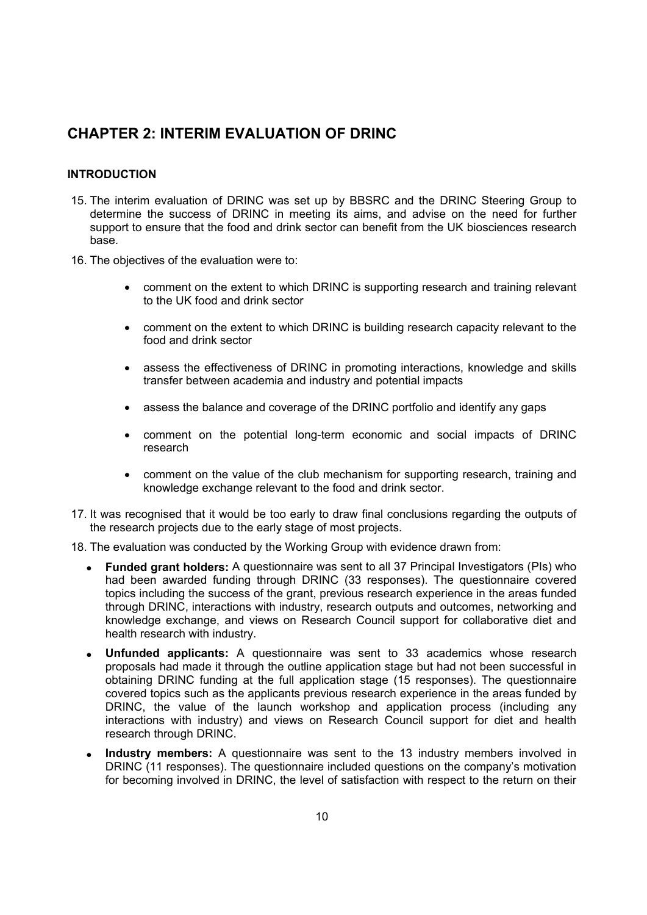## CHAPTER 2: INTERIM EVALUATION OF DRINC

### INTRODUCTION

15. The interim evaluation of DRINC was set up by BBSRC and the DRINC Steering Group to determine the success of DRINC in meeting its aims, and advise on the need for further support to ensure that the food and drink sector can benefit from the UK biosciences research base.

16. The objectives of the evaluation were to:

    - comment on the extent to which DRINC is supporting research and training relevant to the UK food and drink sector
    - comment on the extent to which DRINC is building research capacity relevant to the food and drink sector
    - assess the effectiveness of DRINC in promoting interactions, knowledge and skills transfer between academia and industry and potential impacts
    - assess the balance and coverage of the DRINC portfolio and identify any gaps
    - comment on the potential long-term economic and social impacts of DRINC research
    - comment on the value of the club mechanism for supporting research, training and knowledge exchange relevant to the food and drink sector.

17. It was recognised that it would be too early to draw final conclusions regarding the outputs of the research projects due to the early stage of most projects.

18. The evaluation was conducted by the Working Group with evidence drawn from:

    - **Funded grant holders:** A questionnaire was sent to all 37 Principal Investigators (PIs) who had been awarded funding through DRINC (33 responses). The questionnaire covered topics including the success of the grant, previous research experience in the areas funded through DRINC, interactions with industry, research outputs and outcomes, networking and knowledge exchange, and views on Research Council support for collaborative diet and health research with industry.
    - **Unfunded applicants:** A questionnaire was sent to 33 academics whose research proposals had made it through the outline application stage but had not been successful in obtaining DRINC funding at the full application stage (15 responses). The questionnaire covered topics such as the applicants previous research experience in the areas funded by DRINC, the value of the launch workshop and application process (including any interactions with industry) and views on Research Council support for diet and health research through DRINC.
    - **Industry members:** A questionnaire was sent to the 13 industry members involved in DRINC (11 responses). The questionnaire included questions on the company's motivation for becoming involved in DRINC, the level of satisfaction with respect to the return on their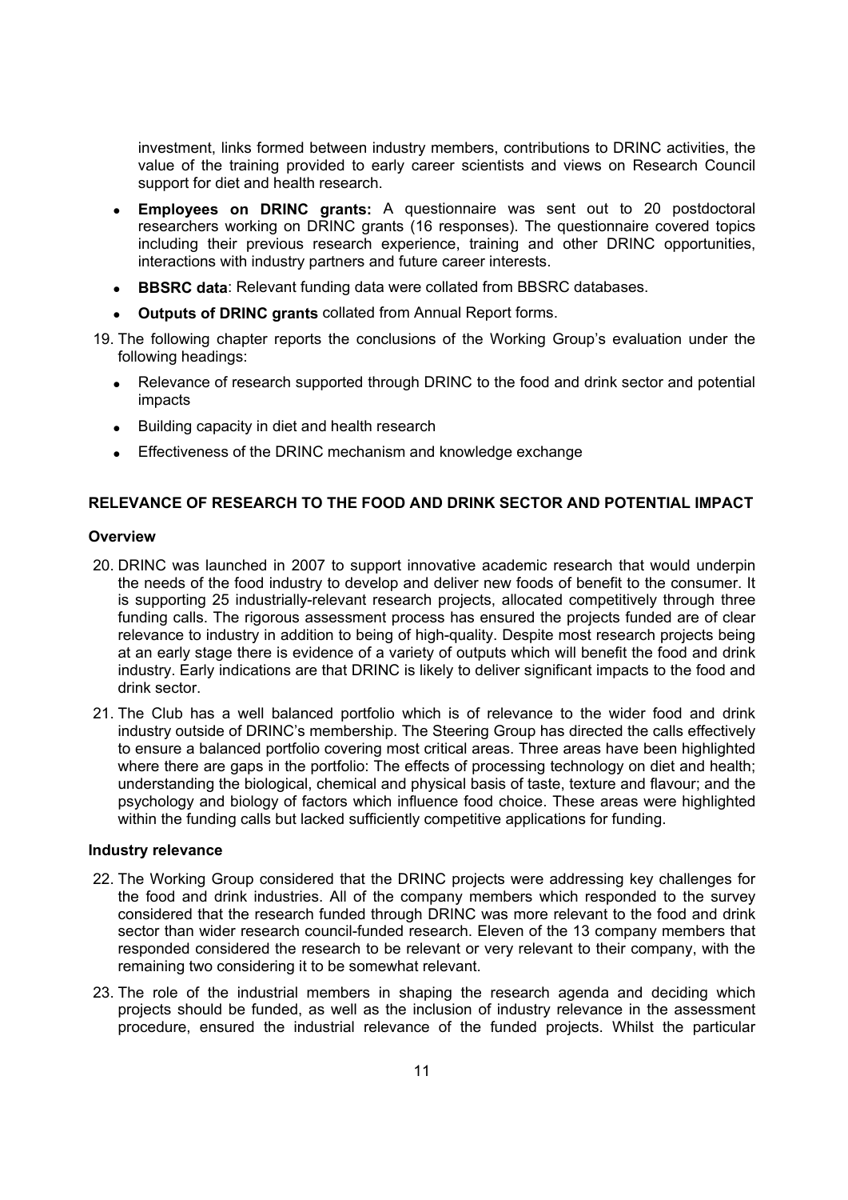investment, links formed between industry members, contributions to DRINC activities, the value of the training provided to early career scientists and views on Research Council support for diet and health research.

- **Employees on DRINC grants:** A questionnaire was sent out to 20 postdoctoral researchers working on DRINC grants (16 responses). The questionnaire covered topics including their previous research experience, training and other DRINC opportunities, interactions with industry partners and future career interests.
- **BBSRC data**: Relevant funding data were collated from BBSRC databases.
- **Outputs of DRINC grants** collated from Annual Report forms.

19. The following chapter reports the conclusions of the Working Group's evaluation under the following headings:
    - Relevance of research supported through DRINC to the food and drink sector and potential impacts
    - Building capacity in diet and health research
    - Effectiveness of the DRINC mechanism and knowledge exchange

## RELEVANCE OF RESEARCH TO THE FOOD AND DRINK SECTOR AND POTENTIAL IMPACT

### Overview

20. DRINC was launched in 2007 to support innovative academic research that would underpin the needs of the food industry to develop and deliver new foods of benefit to the consumer. It is supporting 25 industrially-relevant research projects, allocated competitively through three funding calls. The rigorous assessment process has ensured the projects funded are of clear relevance to industry in addition to being of high-quality. Despite most research projects being at an early stage there is evidence of a variety of outputs which will benefit the food and drink industry. Early indications are that DRINC is likely to deliver significant impacts to the food and drink sector.

21. The Club has a well balanced portfolio which is of relevance to the wider food and drink industry outside of DRINC's membership. The Steering Group has directed the calls effectively to ensure a balanced portfolio covering most critical areas. Three areas have been highlighted where there are gaps in the portfolio: The effects of processing technology on diet and health; understanding the biological, chemical and physical basis of taste, texture and flavour; and the psychology and biology of factors which influence food choice. These areas were highlighted within the funding calls but lacked sufficiently competitive applications for funding.

### Industry relevance

22. The Working Group considered that the DRINC projects were addressing key challenges for the food and drink industries. All of the company members which responded to the survey considered that the research funded through DRINC was more relevant to the food and drink sector than wider research council-funded research. Eleven of the 13 company members that responded considered the research to be relevant or very relevant to their company, with the remaining two considering it to be somewhat relevant.

23. The role of the industrial members in shaping the research agenda and deciding which projects should be funded, as well as the inclusion of industry relevance in the assessment procedure, ensured the industrial relevance of the funded projects. Whilst the particular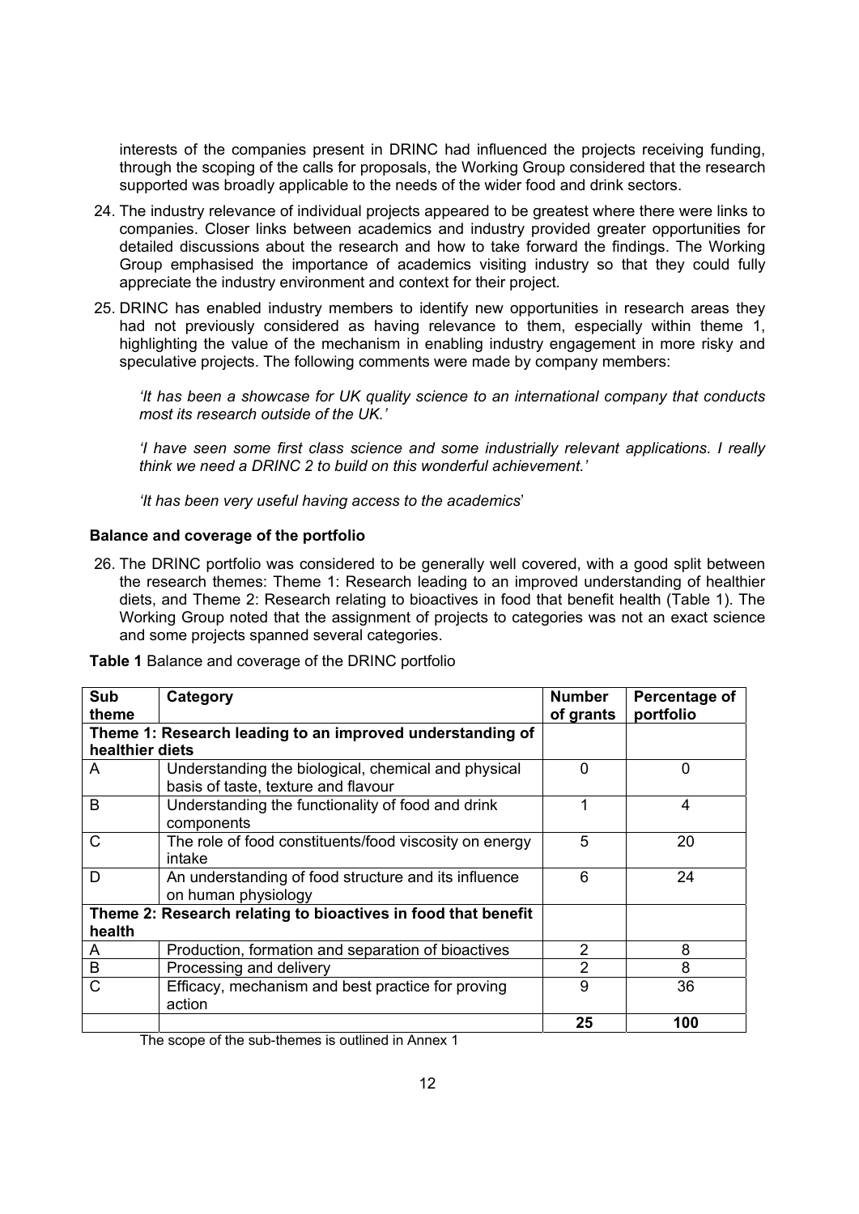interests of the companies present in DRINC had influenced the projects receiving funding, through the scoping of the calls for proposals, the Working Group considered that the research supported was broadly applicable to the needs of the wider food and drink sectors.

24. The industry relevance of individual projects appeared to be greatest where there were links to companies. Closer links between academics and industry provided greater opportunities for detailed discussions about the research and how to take forward the findings. The Working Group emphasised the importance of academics visiting industry so that they could fully appreciate the industry environment and context for their project.

25. DRINC has enabled industry members to identify new opportunities in research areas they had not previously considered as having relevance to them, especially within theme 1, highlighting the value of the mechanism in enabling industry engagement in more risky and speculative projects. The following comments were made by company members:

    *'It has been a showcase for UK quality science to an international company that conducts most its research outside of the UK.'*

    *'I have seen some first class science and some industrially relevant applications. I really think we need a DRINC 2 to build on this wonderful achievement.'*

    *'It has been very useful having access to the academics'*

**Balance and coverage of the portfolio**

26. The DRINC portfolio was considered to be generally well covered, with a good split between the research themes: Theme 1: Research leading to an improved understanding of healthier diets, and Theme 2: Research relating to bioactives in food that benefit health (Table 1). The Working Group noted that the assignment of projects to categories was not an exact science and some projects spanned several categories.

**Table 1** Balance and coverage of the DRINC portfolio

| Sub theme | Category | Number of grants | Percentage of portfolio |
|---|---|---|---|
| **Theme 1: Research leading to an improved understanding of healthier diets** | | | |
| A | Understanding the biological, chemical and physical basis of taste, texture and flavour | 0 | 0 |
| B | Understanding the functionality of food and drink components | 1 | 4 |
| C | The role of food constituents/food viscosity on energy intake | 5 | 20 |
| D | An understanding of food structure and its influence on human physiology | 6 | 24 |
| **Theme 2: Research relating to bioactives in food that benefit health** | | | |
| A | Production, formation and separation of bioactives | 2 | 8 |
| B | Processing and delivery | 2 | 8 |
| C | Efficacy, mechanism and best practice for proving action | 9 | 36 |
| | | **25** | **100** |

The scope of the sub-themes is outlined in Annex 1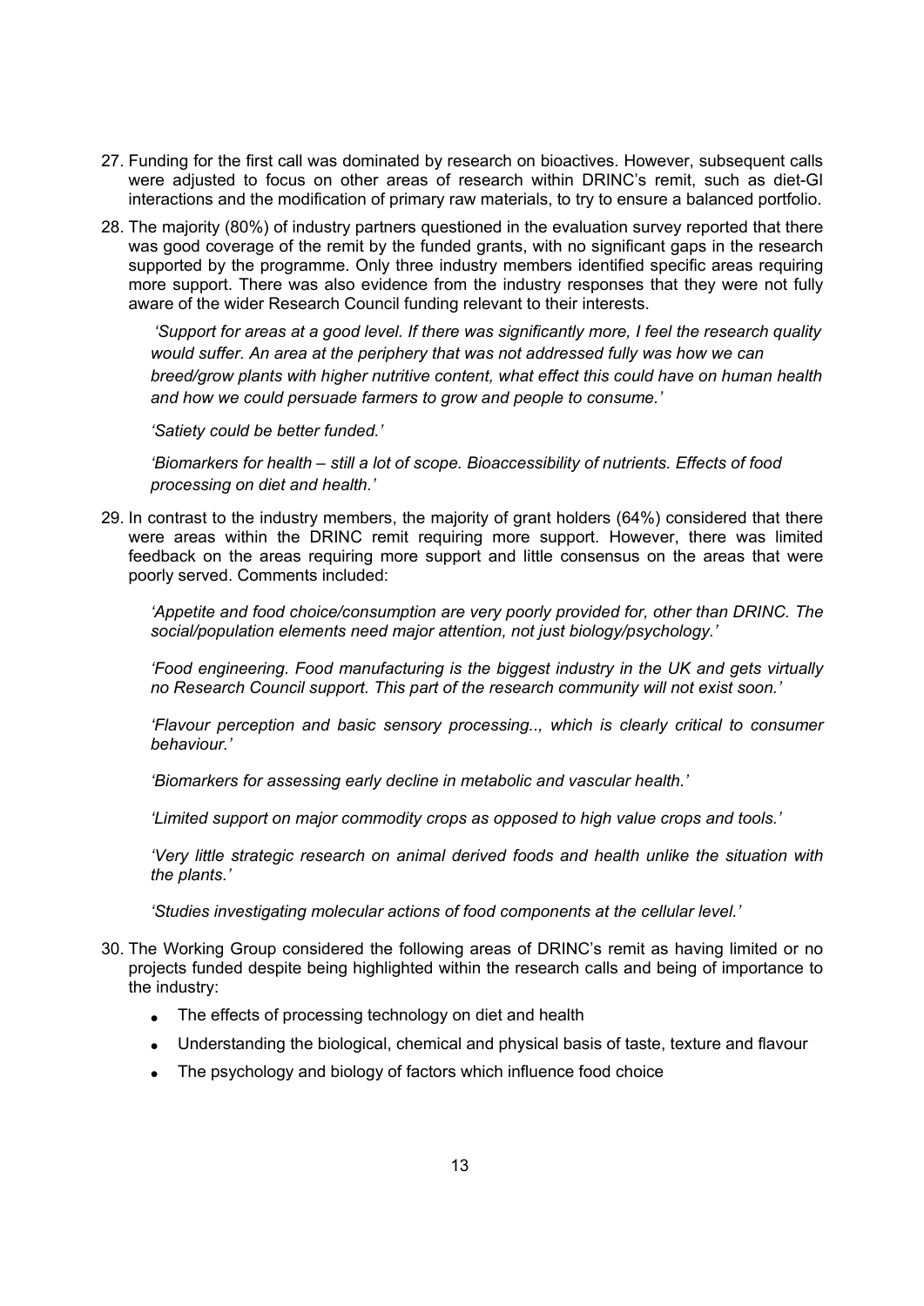27. Funding for the first call was dominated by research on bioactives. However, subsequent calls were adjusted to focus on other areas of research within DRINC's remit, such as diet-GI interactions and the modification of primary raw materials, to try to ensure a balanced portfolio.

28. The majority (80%) of industry partners questioned in the evaluation survey reported that there was good coverage of the remit by the funded grants, with no significant gaps in the research supported by the programme. Only three industry members identified specific areas requiring more support. There was also evidence from the industry responses that they were not fully aware of the wider Research Council funding relevant to their interests.

    *'Support for areas at a good level. If there was significantly more, I feel the research quality would suffer. An area at the periphery that was not addressed fully was how we can breed/grow plants with higher nutritive content, what effect this could have on human health and how we could persuade farmers to grow and people to consume.'*

    *'Satiety could be better funded.'*

    *'Biomarkers for health – still a lot of scope. Bioaccessibility of nutrients. Effects of food processing on diet and health.'*

29. In contrast to the industry members, the majority of grant holders (64%) considered that there were areas within the DRINC remit requiring more support. However, there was limited feedback on the areas requiring more support and little consensus on the areas that were poorly served. Comments included:

    *'Appetite and food choice/consumption are very poorly provided for, other than DRINC. The social/population elements need major attention, not just biology/psychology.'*

    *'Food engineering. Food manufacturing is the biggest industry in the UK and gets virtually no Research Council support. This part of the research community will not exist soon.'*

    *'Flavour perception and basic sensory processing.., which is clearly critical to consumer behaviour.'*

    *'Biomarkers for assessing early decline in metabolic and vascular health.'*

    *'Limited support on major commodity crops as opposed to high value crops and tools.'*

    *'Very little strategic research on animal derived foods and health unlike the situation with the plants.'*

    *'Studies investigating molecular actions of food components at the cellular level.'*

30. The Working Group considered the following areas of DRINC's remit as having limited or no projects funded despite being highlighted within the research calls and being of importance to the industry:

    - The effects of processing technology on diet and health
    - Understanding the biological, chemical and physical basis of taste, texture and flavour
    - The psychology and biology of factors which influence food choice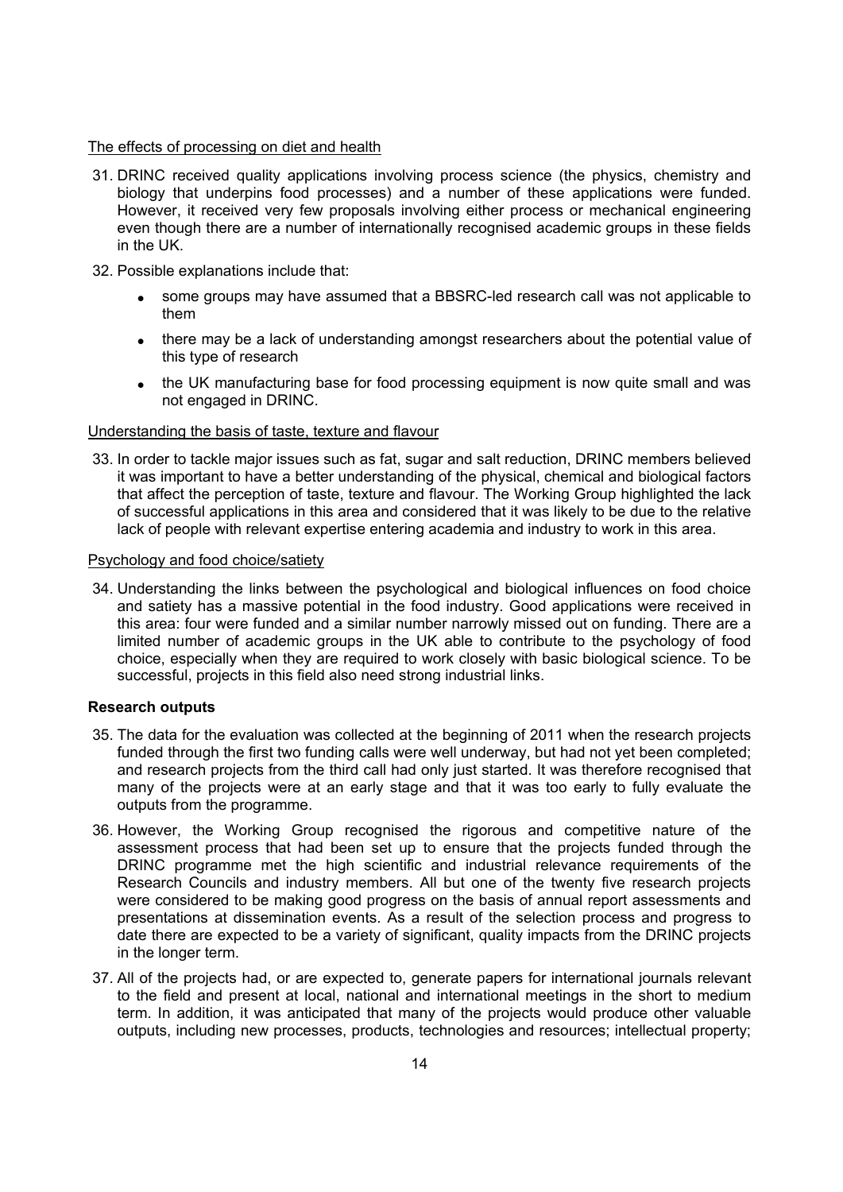The effects of processing on diet and health

31. DRINC received quality applications involving process science (the physics, chemistry and biology that underpins food processes) and a number of these applications were funded. However, it received very few proposals involving either process or mechanical engineering even though there are a number of internationally recognised academic groups in these fields in the UK.

32. Possible explanations include that:

    - some groups may have assumed that a BBSRC-led research call was not applicable to them
    - there may be a lack of understanding amongst researchers about the potential value of this type of research
    - the UK manufacturing base for food processing equipment is now quite small and was not engaged in DRINC.

Understanding the basis of taste, texture and flavour

33. In order to tackle major issues such as fat, sugar and salt reduction, DRINC members believed it was important to have a better understanding of the physical, chemical and biological factors that affect the perception of taste, texture and flavour. The Working Group highlighted the lack of successful applications in this area and considered that it was likely to be due to the relative lack of people with relevant expertise entering academia and industry to work in this area.

Psychology and food choice/satiety

34. Understanding the links between the psychological and biological influences on food choice and satiety has a massive potential in the food industry. Good applications were received in this area: four were funded and a similar number narrowly missed out on funding. There are a limited number of academic groups in the UK able to contribute to the psychology of food choice, especially when they are required to work closely with basic biological science. To be successful, projects in this field also need strong industrial links.

**Research outputs**

35. The data for the evaluation was collected at the beginning of 2011 when the research projects funded through the first two funding calls were well underway, but had not yet been completed; and research projects from the third call had only just started. It was therefore recognised that many of the projects were at an early stage and that it was too early to fully evaluate the outputs from the programme.

36. However, the Working Group recognised the rigorous and competitive nature of the assessment process that had been set up to ensure that the projects funded through the DRINC programme met the high scientific and industrial relevance requirements of the Research Councils and industry members. All but one of the twenty five research projects were considered to be making good progress on the basis of annual report assessments and presentations at dissemination events. As a result of the selection process and progress to date there are expected to be a variety of significant, quality impacts from the DRINC projects in the longer term.

37. All of the projects had, or are expected to, generate papers for international journals relevant to the field and present at local, national and international meetings in the short to medium term. In addition, it was anticipated that many of the projects would produce other valuable outputs, including new processes, products, technologies and resources; intellectual property;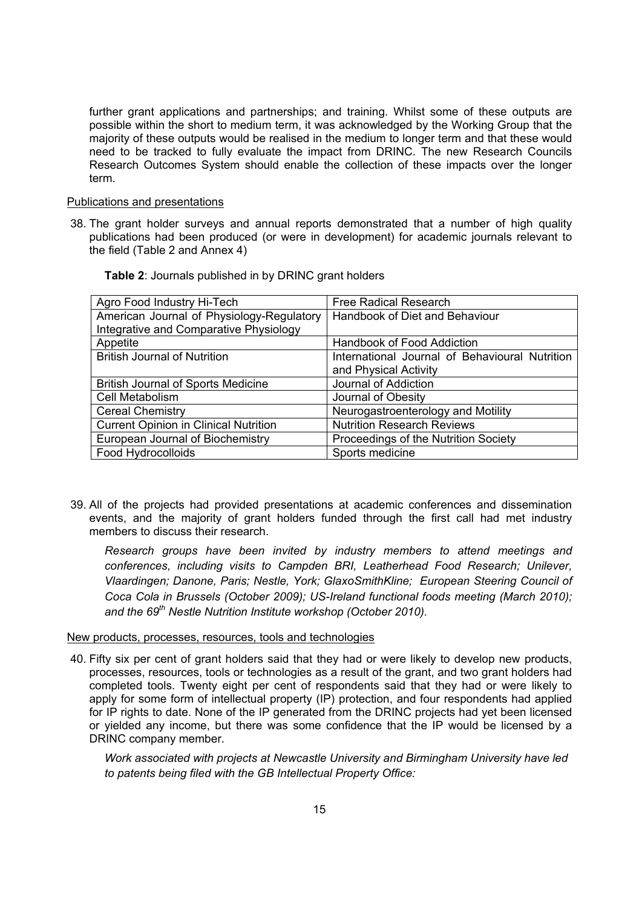further grant applications and partnerships; and training. Whilst some of these outputs are possible within the short to medium term, it was acknowledged by the Working Group that the majority of these outputs would be realised in the medium to longer term and that these would need to be tracked to fully evaluate the impact from DRINC. The new Research Councils Research Outcomes System should enable the collection of these impacts over the longer term.

Publications and presentations

38. The grant holder surveys and annual reports demonstrated that a number of high quality publications had been produced (or were in development) for academic journals relevant to the field (Table 2 and Annex 4)

**Table 2**: Journals published in by DRINC grant holders

| | |
|---|---|
| Agro Food Industry Hi-Tech | Free Radical Research |
| American Journal of Physiology-Regulatory Integrative and Comparative Physiology | Handbook of Diet and Behaviour |
| Appetite | Handbook of Food Addiction |
| British Journal of Nutrition | International Journal of Behavioural Nutrition and Physical Activity |
| British Journal of Sports Medicine | Journal of Addiction |
| Cell Metabolism | Journal of Obesity |
| Cereal Chemistry | Neurogastroenterology and Motility |
| Current Opinion in Clinical Nutrition | Nutrition Research Reviews |
| European Journal of Biochemistry | Proceedings of the Nutrition Society |
| Food Hydrocolloids | Sports medicine |

39. All of the projects had provided presentations at academic conferences and dissemination events, and the majority of grant holders funded through the first call had met industry members to discuss their research.

*Research groups have been invited by industry members to attend meetings and conferences, including visits to Campden BRI, Leatherhead Food Research; Unilever, Vlaardingen; Danone, Paris; Nestle, York; GlaxoSmithKline; European Steering Council of Coca Cola in Brussels (October 2009); US-Ireland functional foods meeting (March 2010); and the 69th Nestle Nutrition Institute workshop (October 2010).*

New products, processes, resources, tools and technologies

40. Fifty six per cent of grant holders said that they had or were likely to develop new products, processes, resources, tools or technologies as a result of the grant, and two grant holders had completed tools. Twenty eight per cent of respondents said that they had or were likely to apply for some form of intellectual property (IP) protection, and four respondents had applied for IP rights to date. None of the IP generated from the DRINC projects had yet been licensed or yielded any income, but there was some confidence that the IP would be licensed by a DRINC company member.

*Work associated with projects at Newcastle University and Birmingham University have led to patents being filed with the GB Intellectual Property Office:*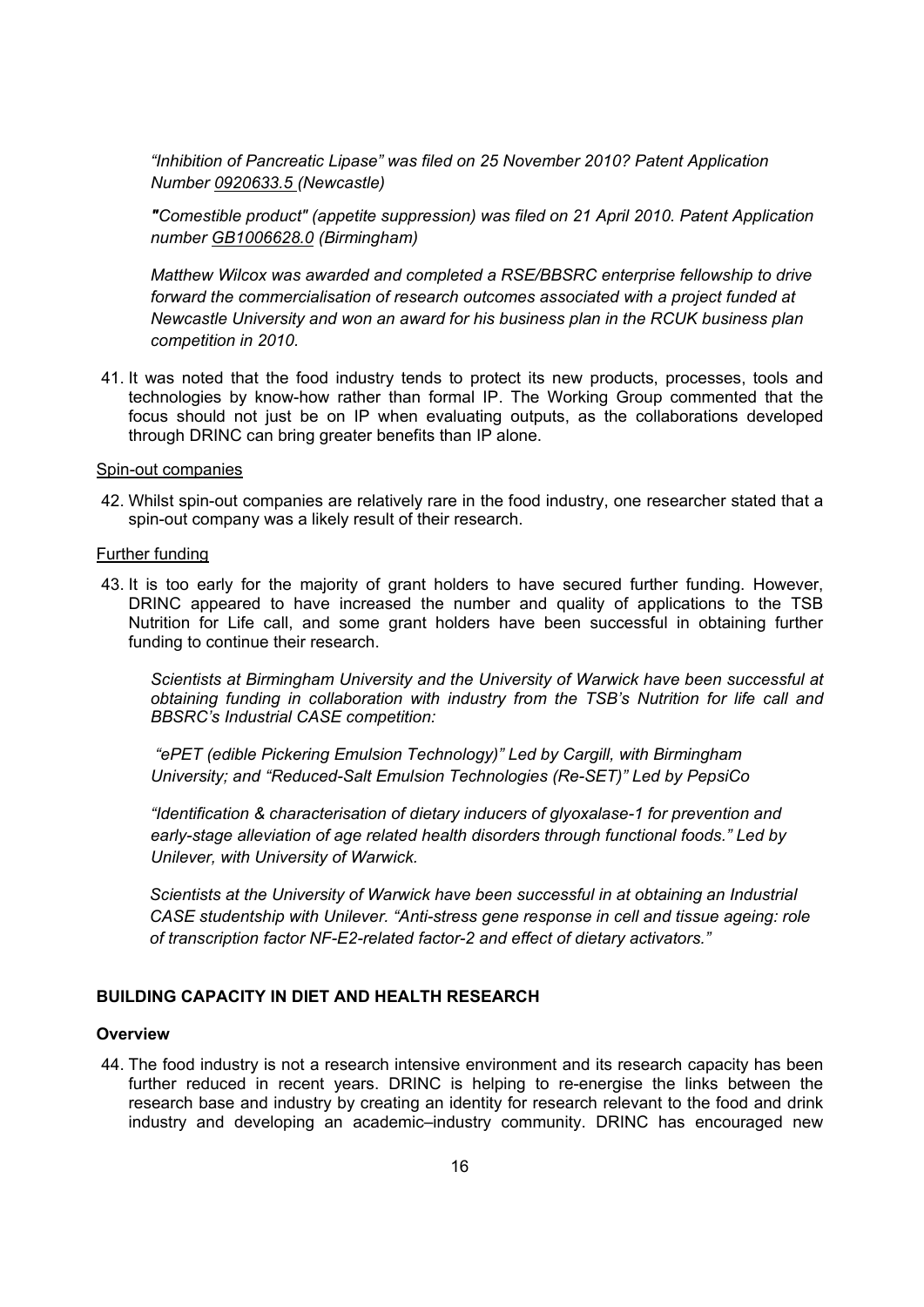*“Inhibition of Pancreatic Lipase” was filed on 25 November 2010? Patent Application Number 0920633.5 (Newcastle)*

*"Comestible product" (appetite suppression) was filed on 21 April 2010. Patent Application number GB1006628.0 (Birmingham)*

*Matthew Wilcox was awarded and completed a RSE/BBSRC enterprise fellowship to drive forward the commercialisation of research outcomes associated with a project funded at Newcastle University and won an award for his business plan in the RCUK business plan competition in 2010.*

41. It was noted that the food industry tends to protect its new products, processes, tools and technologies by know-how rather than formal IP. The Working Group commented that the focus should not just be on IP when evaluating outputs, as the collaborations developed through DRINC can bring greater benefits than IP alone.

Spin-out companies

42. Whilst spin-out companies are relatively rare in the food industry, one researcher stated that a spin-out company was a likely result of their research.

Further funding

43. It is too early for the majority of grant holders to have secured further funding. However, DRINC appeared to have increased the number and quality of applications to the TSB Nutrition for Life call, and some grant holders have been successful in obtaining further funding to continue their research.

*Scientists at Birmingham University and the University of Warwick have been successful at obtaining funding in collaboration with industry from the TSB’s Nutrition for life call and BBSRC’s Industrial CASE competition:*

*“ePET (edible Pickering Emulsion Technology)” Led by Cargill, with Birmingham University; and “Reduced-Salt Emulsion Technologies (Re-SET)” Led by PepsiCo*

*“Identification & characterisation of dietary inducers of glyoxalase-1 for prevention and early-stage alleviation of age related health disorders through functional foods.” Led by Unilever, with University of Warwick.*

*Scientists at the University of Warwick have been successful in at obtaining an Industrial CASE studentship with Unilever. “Anti-stress gene response in cell and tissue ageing: role of transcription factor NF-E2-related factor-2 and effect of dietary activators.”*

## BUILDING CAPACITY IN DIET AND HEALTH RESEARCH

### Overview

44. The food industry is not a research intensive environment and its research capacity has been further reduced in recent years. DRINC is helping to re-energise the links between the research base and industry by creating an identity for research relevant to the food and drink industry and developing an academic–industry community. DRINC has encouraged new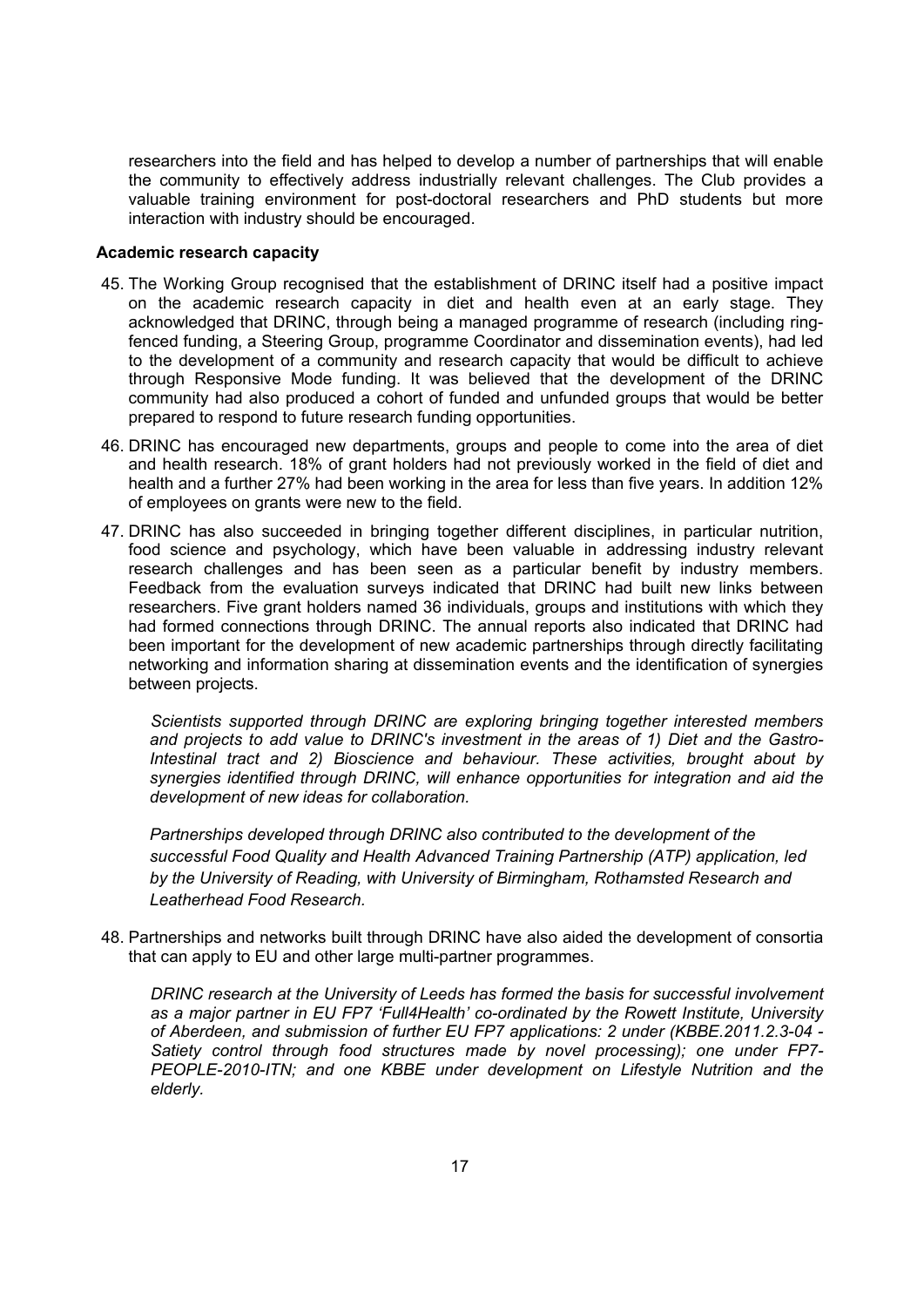researchers into the field and has helped to develop a number of partnerships that will enable the community to effectively address industrially relevant challenges. The Club provides a valuable training environment for post-doctoral researchers and PhD students but more interaction with industry should be encouraged.

**Academic research capacity**

45. The Working Group recognised that the establishment of DRINC itself had a positive impact on the academic research capacity in diet and health even at an early stage. They acknowledged that DRINC, through being a managed programme of research (including ring-fenced funding, a Steering Group, programme Coordinator and dissemination events), had led to the development of a community and research capacity that would be difficult to achieve through Responsive Mode funding. It was believed that the development of the DRINC community had also produced a cohort of funded and unfunded groups that would be better prepared to respond to future research funding opportunities.

46. DRINC has encouraged new departments, groups and people to come into the area of diet and health research. 18% of grant holders had not previously worked in the field of diet and health and a further 27% had been working in the area for less than five years. In addition 12% of employees on grants were new to the field.

47. DRINC has also succeeded in bringing together different disciplines, in particular nutrition, food science and psychology, which have been valuable in addressing industry relevant research challenges and has been seen as a particular benefit by industry members. Feedback from the evaluation surveys indicated that DRINC had built new links between researchers. Five grant holders named 36 individuals, groups and institutions with which they had formed connections through DRINC. The annual reports also indicated that DRINC had been important for the development of new academic partnerships through directly facilitating networking and information sharing at dissemination events and the identification of synergies between projects.

   *Scientists supported through DRINC are exploring bringing together interested members and projects to add value to DRINC's investment in the areas of 1) Diet and the Gastro-Intestinal tract and 2) Bioscience and behaviour. These activities, brought about by synergies identified through DRINC, will enhance opportunities for integration and aid the development of new ideas for collaboration.*

   *Partnerships developed through DRINC also contributed to the development of the successful Food Quality and Health Advanced Training Partnership (ATP) application, led by the University of Reading, with University of Birmingham, Rothamsted Research and Leatherhead Food Research.*

48. Partnerships and networks built through DRINC have also aided the development of consortia that can apply to EU and other large multi-partner programmes.

   *DRINC research at the University of Leeds has formed the basis for successful involvement as a major partner in EU FP7 'Full4Health' co-ordinated by the Rowett Institute, University of Aberdeen, and submission of further EU FP7 applications: 2 under (KBBE.2011.2.3-04 - Satiety control through food structures made by novel processing); one under FP7-PEOPLE-2010-ITN; and one KBBE under development on Lifestyle Nutrition and the elderly.*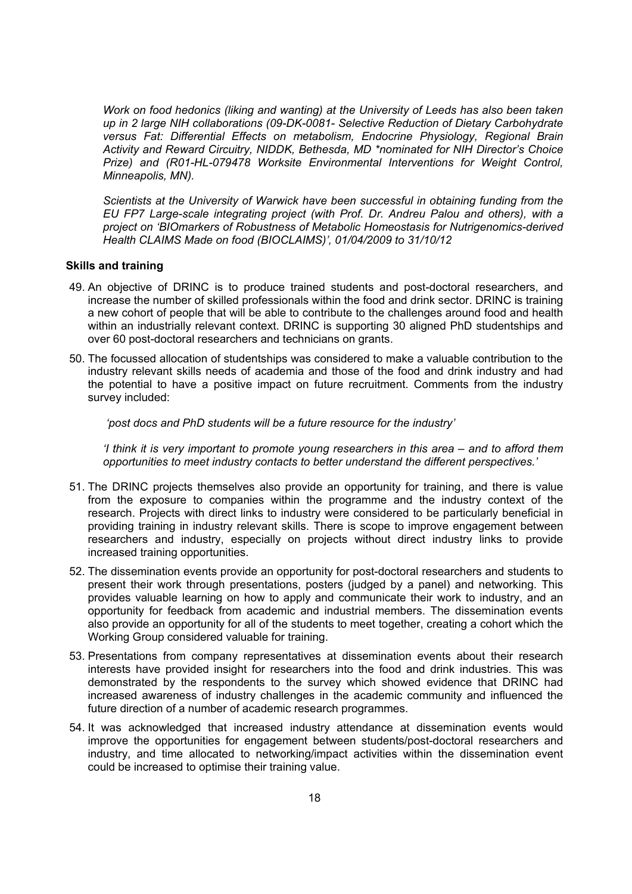*Work on food hedonics (liking and wanting) at the University of Leeds has also been taken up in 2 large NIH collaborations (09-DK-0081- Selective Reduction of Dietary Carbohydrate versus Fat: Differential Effects on metabolism, Endocrine Physiology, Regional Brain Activity and Reward Circuitry, NIDDK, Bethesda, MD *nominated for NIH Director's Choice Prize) and (R01-HL-079478 Worksite Environmental Interventions for Weight Control, Minneapolis, MN).*

*Scientists at the University of Warwick have been successful in obtaining funding from the EU FP7 Large-scale integrating project (with Prof. Dr. Andreu Palou and others), with a project on 'BIOmarkers of Robustness of Metabolic Homeostasis for Nutrigenomics-derived Health CLAIMS Made on food (BIOCLAIMS)', 01/04/2009 to 31/10/12*

**Skills and training**

49. An objective of DRINC is to produce trained students and post-doctoral researchers, and increase the number of skilled professionals within the food and drink sector. DRINC is training a new cohort of people that will be able to contribute to the challenges around food and health within an industrially relevant context. DRINC is supporting 30 aligned PhD studentships and over 60 post-doctoral researchers and technicians on grants.

50. The focussed allocation of studentships was considered to make a valuable contribution to the industry relevant skills needs of academia and those of the food and drink industry and had the potential to have a positive impact on future recruitment. Comments from the industry survey included:

    *'post docs and PhD students will be a future resource for the industry'*

    *'I think it is very important to promote young researchers in this area – and to afford them opportunities to meet industry contacts to better understand the different perspectives.'*

51. The DRINC projects themselves also provide an opportunity for training, and there is value from the exposure to companies within the programme and the industry context of the research. Projects with direct links to industry were considered to be particularly beneficial in providing training in industry relevant skills. There is scope to improve engagement between researchers and industry, especially on projects without direct industry links to provide increased training opportunities.

52. The dissemination events provide an opportunity for post-doctoral researchers and students to present their work through presentations, posters (judged by a panel) and networking. This provides valuable learning on how to apply and communicate their work to industry, and an opportunity for feedback from academic and industrial members. The dissemination events also provide an opportunity for all of the students to meet together, creating a cohort which the Working Group considered valuable for training.

53. Presentations from company representatives at dissemination events about their research interests have provided insight for researchers into the food and drink industries. This was demonstrated by the respondents to the survey which showed evidence that DRINC had increased awareness of industry challenges in the academic community and influenced the future direction of a number of academic research programmes.

54. It was acknowledged that increased industry attendance at dissemination events would improve the opportunities for engagement between students/post-doctoral researchers and industry, and time allocated to networking/impact activities within the dissemination event could be increased to optimise their training value.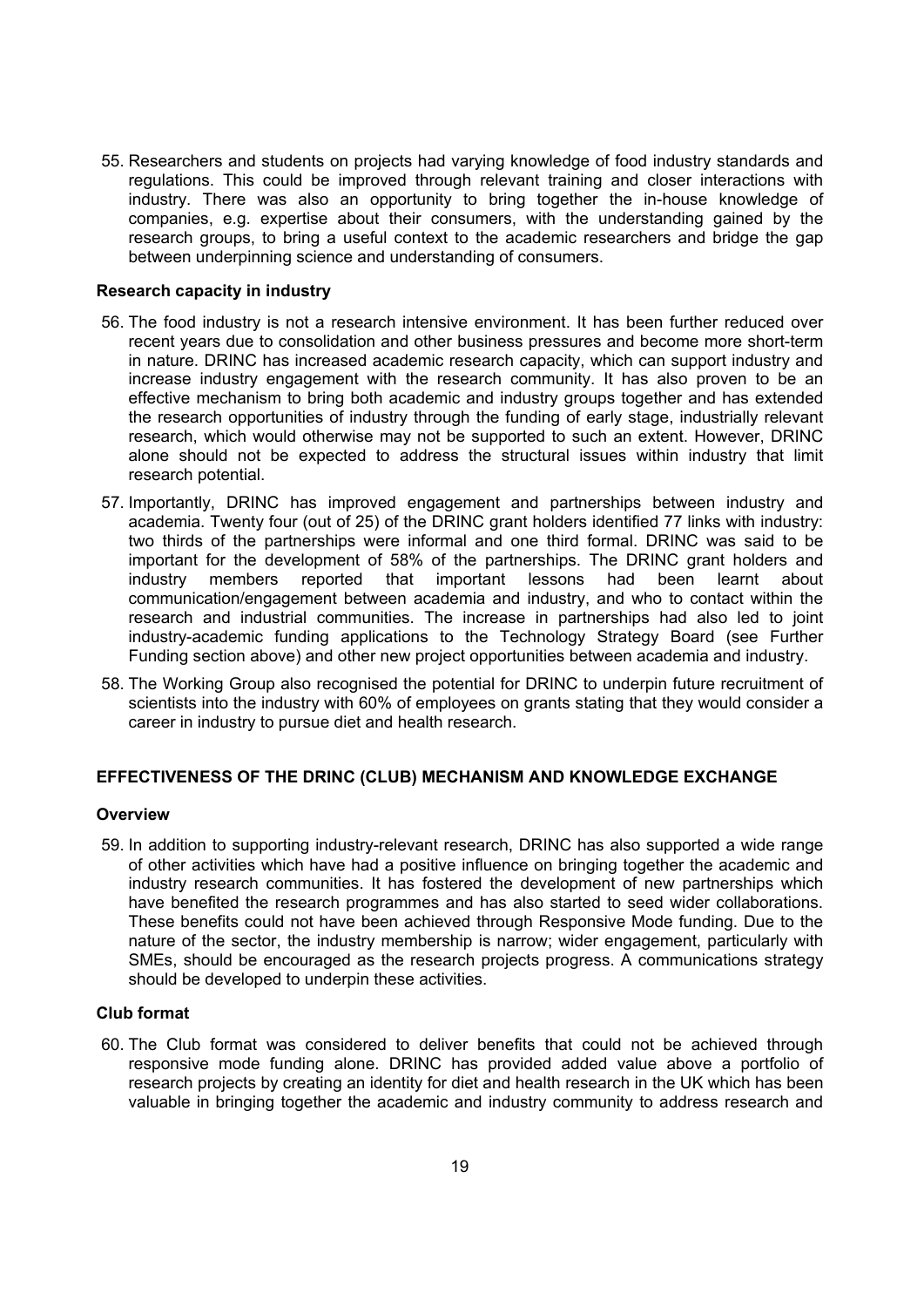55. Researchers and students on projects had varying knowledge of food industry standards and regulations. This could be improved through relevant training and closer interactions with industry. There was also an opportunity to bring together the in-house knowledge of companies, e.g. expertise about their consumers, with the understanding gained by the research groups, to bring a useful context to the academic researchers and bridge the gap between underpinning science and understanding of consumers.

### Research capacity in industry

56. The food industry is not a research intensive environment. It has been further reduced over recent years due to consolidation and other business pressures and become more short-term in nature. DRINC has increased academic research capacity, which can support industry and increase industry engagement with the research community. It has also proven to be an effective mechanism to bring both academic and industry groups together and has extended the research opportunities of industry through the funding of early stage, industrially relevant research, which would otherwise may not be supported to such an extent. However, DRINC alone should not be expected to address the structural issues within industry that limit research potential.

57. Importantly, DRINC has improved engagement and partnerships between industry and academia. Twenty four (out of 25) of the DRINC grant holders identified 77 links with industry: two thirds of the partnerships were informal and one third formal. DRINC was said to be important for the development of 58% of the partnerships. The DRINC grant holders and industry members reported that important lessons had been learnt about communication/engagement between academia and industry, and who to contact within the research and industrial communities. The increase in partnerships had also led to joint industry-academic funding applications to the Technology Strategy Board (see Further Funding section above) and other new project opportunities between academia and industry.

58. The Working Group also recognised the potential for DRINC to underpin future recruitment of scientists into the industry with 60% of employees on grants stating that they would consider a career in industry to pursue diet and health research.

## EFFECTIVENESS OF THE DRINC (CLUB) MECHANISM AND KNOWLEDGE EXCHANGE

### Overview

59. In addition to supporting industry-relevant research, DRINC has also supported a wide range of other activities which have had a positive influence on bringing together the academic and industry research communities. It has fostered the development of new partnerships which have benefited the research programmes and has also started to seed wider collaborations. These benefits could not have been achieved through Responsive Mode funding. Due to the nature of the sector, the industry membership is narrow; wider engagement, particularly with SMEs, should be encouraged as the research projects progress. A communications strategy should be developed to underpin these activities.

### Club format

60. The Club format was considered to deliver benefits that could not be achieved through responsive mode funding alone. DRINC has provided added value above a portfolio of research projects by creating an identity for diet and health research in the UK which has been valuable in bringing together the academic and industry community to address research and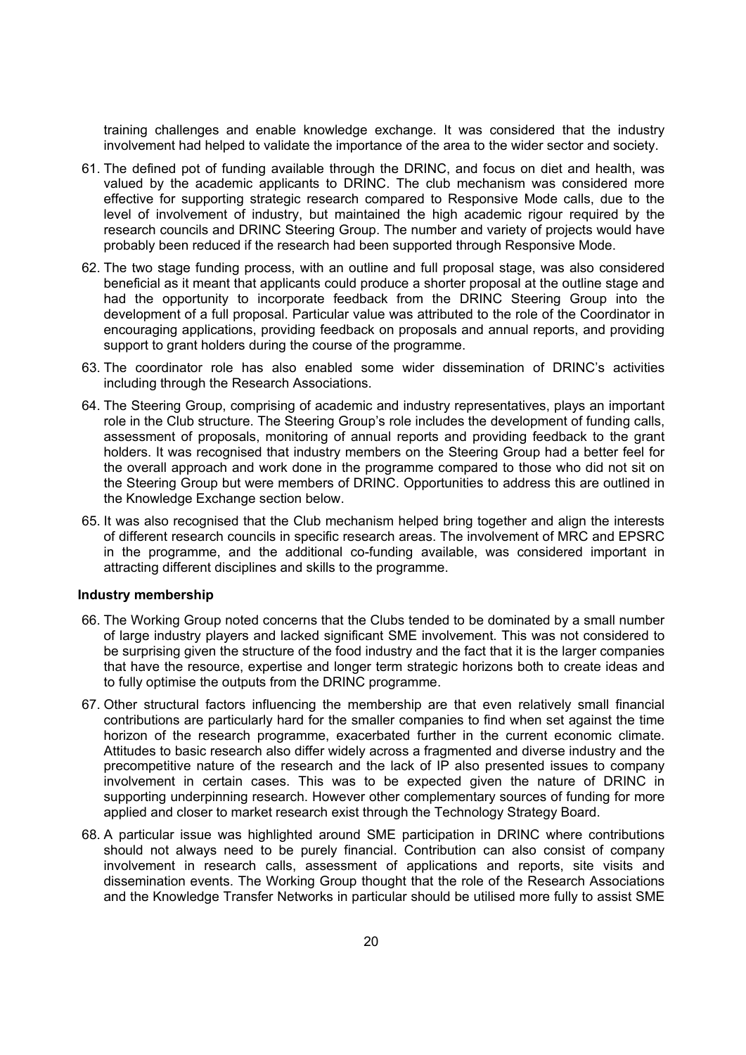training challenges and enable knowledge exchange. It was considered that the industry involvement had helped to validate the importance of the area to the wider sector and society.

61. The defined pot of funding available through the DRINC, and focus on diet and health, was valued by the academic applicants to DRINC. The club mechanism was considered more effective for supporting strategic research compared to Responsive Mode calls, due to the level of involvement of industry, but maintained the high academic rigour required by the research councils and DRINC Steering Group. The number and variety of projects would have probably been reduced if the research had been supported through Responsive Mode.

62. The two stage funding process, with an outline and full proposal stage, was also considered beneficial as it meant that applicants could produce a shorter proposal at the outline stage and had the opportunity to incorporate feedback from the DRINC Steering Group into the development of a full proposal. Particular value was attributed to the role of the Coordinator in encouraging applications, providing feedback on proposals and annual reports, and providing support to grant holders during the course of the programme.

63. The coordinator role has also enabled some wider dissemination of DRINC's activities including through the Research Associations.

64. The Steering Group, comprising of academic and industry representatives, plays an important role in the Club structure. The Steering Group's role includes the development of funding calls, assessment of proposals, monitoring of annual reports and providing feedback to the grant holders. It was recognised that industry members on the Steering Group had a better feel for the overall approach and work done in the programme compared to those who did not sit on the Steering Group but were members of DRINC. Opportunities to address this are outlined in the Knowledge Exchange section below.

65. It was also recognised that the Club mechanism helped bring together and align the interests of different research councils in specific research areas. The involvement of MRC and EPSRC in the programme, and the additional co-funding available, was considered important in attracting different disciplines and skills to the programme.

**Industry membership**

66. The Working Group noted concerns that the Clubs tended to be dominated by a small number of large industry players and lacked significant SME involvement. This was not considered to be surprising given the structure of the food industry and the fact that it is the larger companies that have the resource, expertise and longer term strategic horizons both to create ideas and to fully optimise the outputs from the DRINC programme.

67. Other structural factors influencing the membership are that even relatively small financial contributions are particularly hard for the smaller companies to find when set against the time horizon of the research programme, exacerbated further in the current economic climate. Attitudes to basic research also differ widely across a fragmented and diverse industry and the precompetitive nature of the research and the lack of IP also presented issues to company involvement in certain cases. This was to be expected given the nature of DRINC in supporting underpinning research. However other complementary sources of funding for more applied and closer to market research exist through the Technology Strategy Board.

68. A particular issue was highlighted around SME participation in DRINC where contributions should not always need to be purely financial. Contribution can also consist of company involvement in research calls, assessment of applications and reports, site visits and dissemination events. The Working Group thought that the role of the Research Associations and the Knowledge Transfer Networks in particular should be utilised more fully to assist SME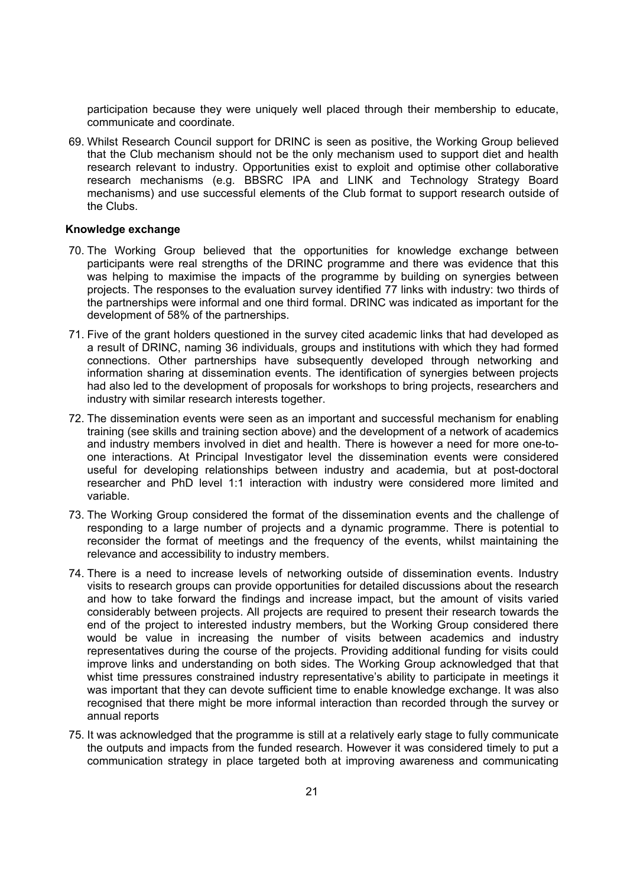participation because they were uniquely well placed through their membership to educate, communicate and coordinate.

69. Whilst Research Council support for DRINC is seen as positive, the Working Group believed that the Club mechanism should not be the only mechanism used to support diet and health research relevant to industry. Opportunities exist to exploit and optimise other collaborative research mechanisms (e.g. BBSRC IPA and LINK and Technology Strategy Board mechanisms) and use successful elements of the Club format to support research outside of the Clubs.

**Knowledge exchange**

70. The Working Group believed that the opportunities for knowledge exchange between participants were real strengths of the DRINC programme and there was evidence that this was helping to maximise the impacts of the programme by building on synergies between projects. The responses to the evaluation survey identified 77 links with industry: two thirds of the partnerships were informal and one third formal. DRINC was indicated as important for the development of 58% of the partnerships.

71. Five of the grant holders questioned in the survey cited academic links that had developed as a result of DRINC, naming 36 individuals, groups and institutions with which they had formed connections. Other partnerships have subsequently developed through networking and information sharing at dissemination events. The identification of synergies between projects had also led to the development of proposals for workshops to bring projects, researchers and industry with similar research interests together.

72. The dissemination events were seen as an important and successful mechanism for enabling training (see skills and training section above) and the development of a network of academics and industry members involved in diet and health. There is however a need for more one-to-one interactions. At Principal Investigator level the dissemination events were considered useful for developing relationships between industry and academia, but at post-doctoral researcher and PhD level 1:1 interaction with industry were considered more limited and variable.

73. The Working Group considered the format of the dissemination events and the challenge of responding to a large number of projects and a dynamic programme. There is potential to reconsider the format of meetings and the frequency of the events, whilst maintaining the relevance and accessibility to industry members.

74. There is a need to increase levels of networking outside of dissemination events. Industry visits to research groups can provide opportunities for detailed discussions about the research and how to take forward the findings and increase impact, but the amount of visits varied considerably between projects. All projects are required to present their research towards the end of the project to interested industry members, but the Working Group considered there would be value in increasing the number of visits between academics and industry representatives during the course of the projects. Providing additional funding for visits could improve links and understanding on both sides. The Working Group acknowledged that that whist time pressures constrained industry representative's ability to participate in meetings it was important that they can devote sufficient time to enable knowledge exchange. It was also recognised that there might be more informal interaction than recorded through the survey or annual reports

75. It was acknowledged that the programme is still at a relatively early stage to fully communicate the outputs and impacts from the funded research. However it was considered timely to put a communication strategy in place targeted both at improving awareness and communicating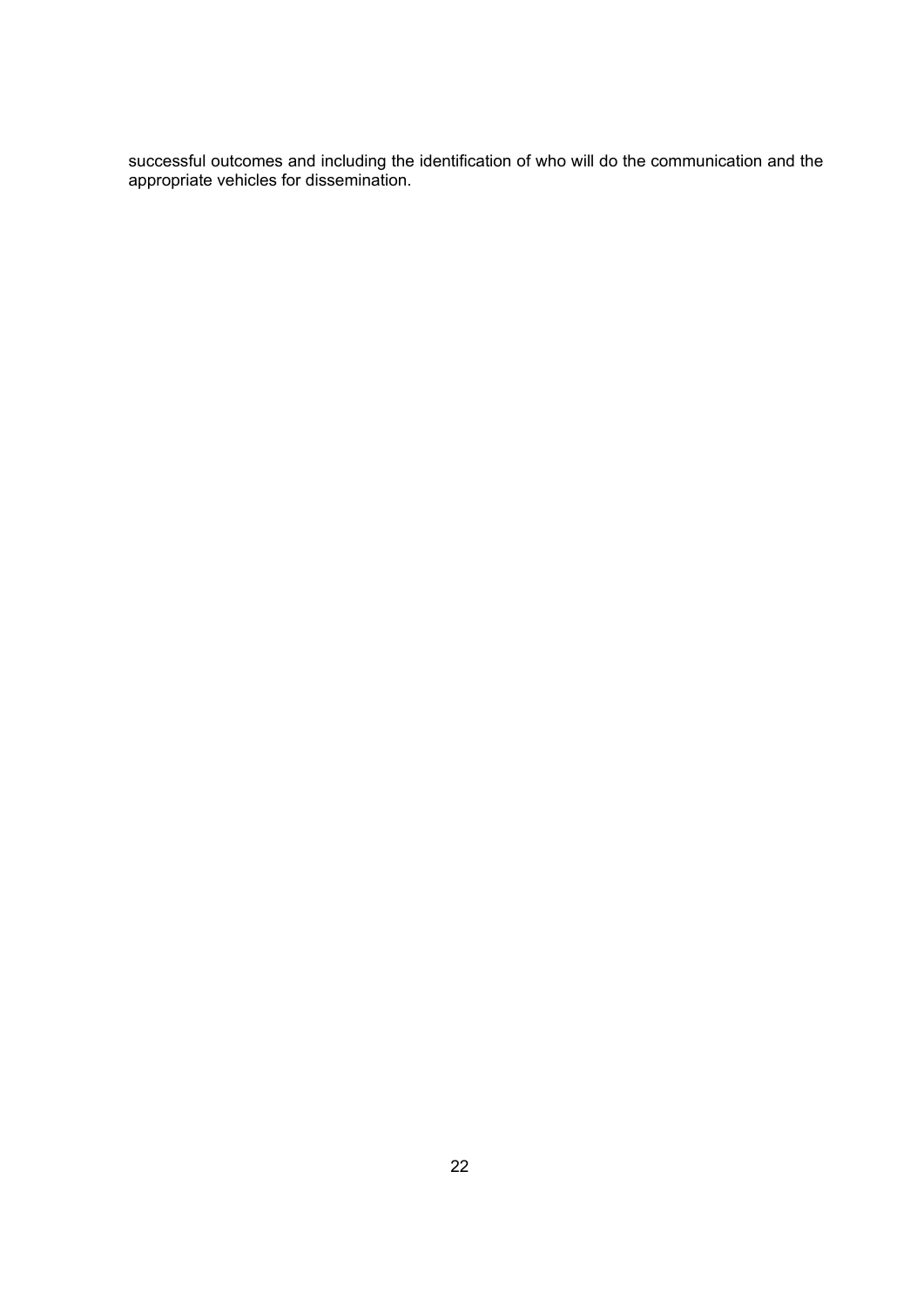successful outcomes and including the identification of who will do the communication and the appropriate vehicles for dissemination.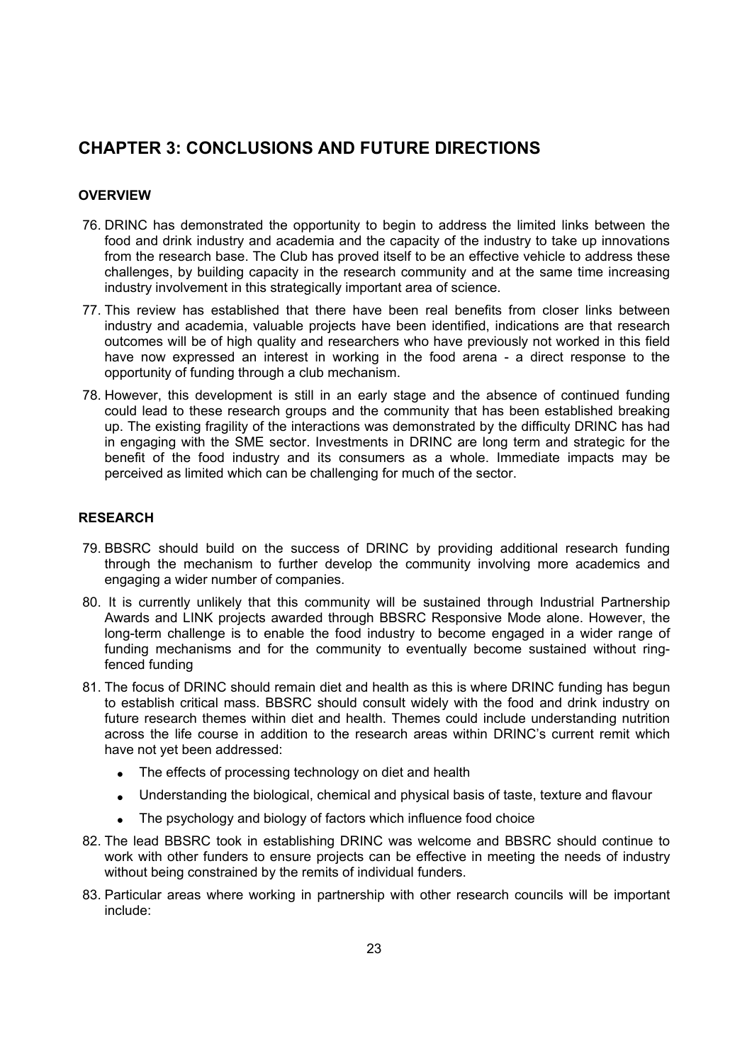# CHAPTER 3: CONCLUSIONS AND FUTURE DIRECTIONS

## OVERVIEW

76. DRINC has demonstrated the opportunity to begin to address the limited links between the food and drink industry and academia and the capacity of the industry to take up innovations from the research base. The Club has proved itself to be an effective vehicle to address these challenges, by building capacity in the research community and at the same time increasing industry involvement in this strategically important area of science.

77. This review has established that there have been real benefits from closer links between industry and academia, valuable projects have been identified, indications are that research outcomes will be of high quality and researchers who have previously not worked in this field have now expressed an interest in working in the food arena - a direct response to the opportunity of funding through a club mechanism.

78. However, this development is still in an early stage and the absence of continued funding could lead to these research groups and the community that has been established breaking up. The existing fragility of the interactions was demonstrated by the difficulty DRINC has had in engaging with the SME sector. Investments in DRINC are long term and strategic for the benefit of the food industry and its consumers as a whole. Immediate impacts may be perceived as limited which can be challenging for much of the sector.

## RESEARCH

79. BBSRC should build on the success of DRINC by providing additional research funding through the mechanism to further develop the community involving more academics and engaging a wider number of companies.

80. It is currently unlikely that this community will be sustained through Industrial Partnership Awards and LINK projects awarded through BBSRC Responsive Mode alone. However, the long-term challenge is to enable the food industry to become engaged in a wider range of funding mechanisms and for the community to eventually become sustained without ring-fenced funding

81. The focus of DRINC should remain diet and health as this is where DRINC funding has begun to establish critical mass. BBSRC should consult widely with the food and drink industry on future research themes within diet and health. Themes could include understanding nutrition across the life course in addition to the research areas within DRINC's current remit which have not yet been addressed:

    - The effects of processing technology on diet and health
    - Understanding the biological, chemical and physical basis of taste, texture and flavour
    - The psychology and biology of factors which influence food choice

82. The lead BBSRC took in establishing DRINC was welcome and BBSRC should continue to work with other funders to ensure projects can be effective in meeting the needs of industry without being constrained by the remits of individual funders.

83. Particular areas where working in partnership with other research councils will be important include: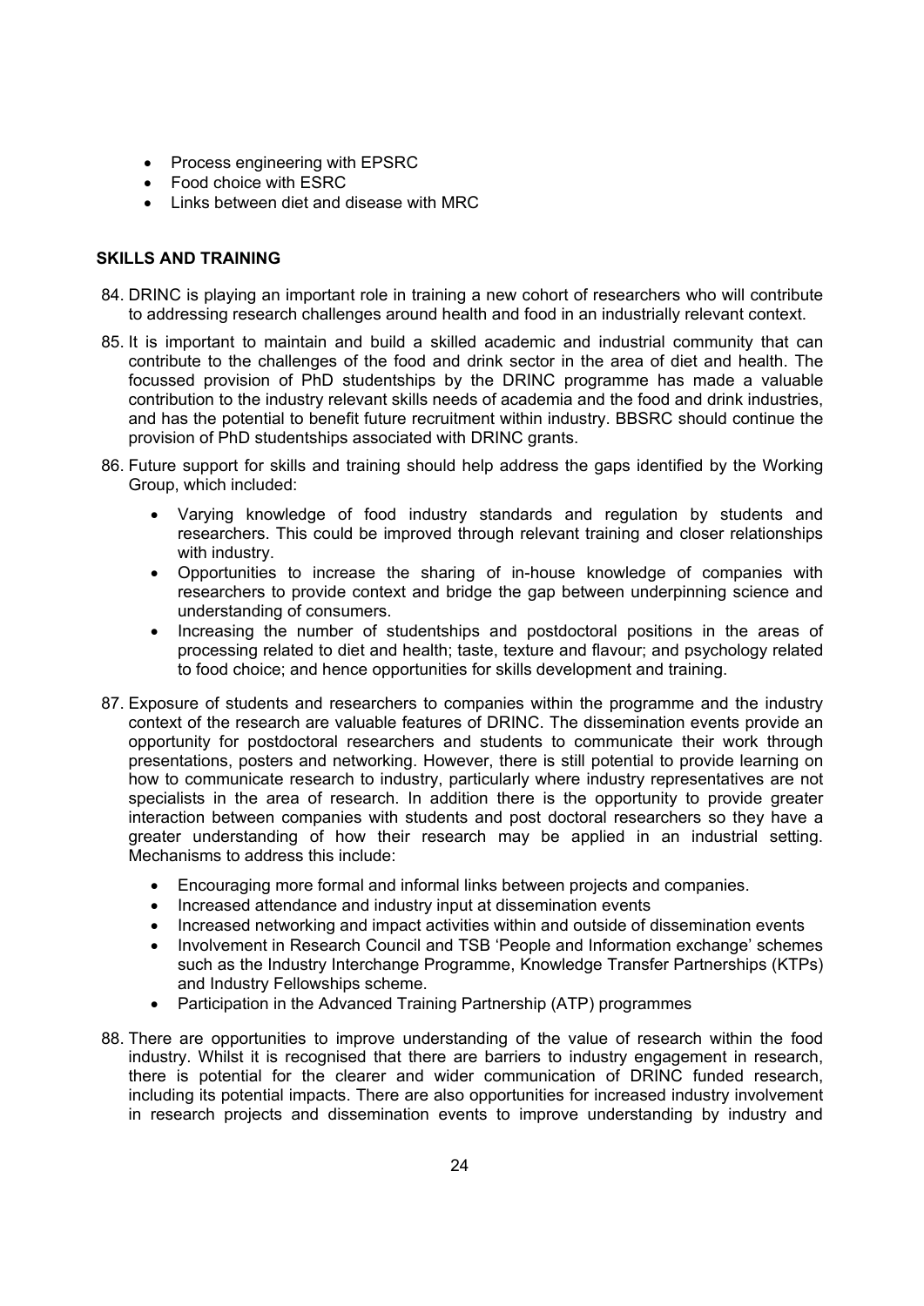- Process engineering with EPSRC
- Food choice with ESRC
- Links between diet and disease with MRC

## SKILLS AND TRAINING

84. DRINC is playing an important role in training a new cohort of researchers who will contribute to addressing research challenges around health and food in an industrially relevant context.

85. It is important to maintain and build a skilled academic and industrial community that can contribute to the challenges of the food and drink sector in the area of diet and health. The focussed provision of PhD studentships by the DRINC programme has made a valuable contribution to the industry relevant skills needs of academia and the food and drink industries, and has the potential to benefit future recruitment within industry. BBSRC should continue the provision of PhD studentships associated with DRINC grants.

86. Future support for skills and training should help address the gaps identified by the Working Group, which included:
    - Varying knowledge of food industry standards and regulation by students and researchers. This could be improved through relevant training and closer relationships with industry.
    - Opportunities to increase the sharing of in-house knowledge of companies with researchers to provide context and bridge the gap between underpinning science and understanding of consumers.
    - Increasing the number of studentships and postdoctoral positions in the areas of processing related to diet and health; taste, texture and flavour; and psychology related to food choice; and hence opportunities for skills development and training.

87. Exposure of students and researchers to companies within the programme and the industry context of the research are valuable features of DRINC. The dissemination events provide an opportunity for postdoctoral researchers and students to communicate their work through presentations, posters and networking. However, there is still potential to provide learning on how to communicate research to industry, particularly where industry representatives are not specialists in the area of research. In addition there is the opportunity to provide greater interaction between companies with students and post doctoral researchers so they have a greater understanding of how their research may be applied in an industrial setting. Mechanisms to address this include:
    - Encouraging more formal and informal links between projects and companies.
    - Increased attendance and industry input at dissemination events
    - Increased networking and impact activities within and outside of dissemination events
    - Involvement in Research Council and TSB 'People and Information exchange' schemes such as the Industry Interchange Programme, Knowledge Transfer Partnerships (KTPs) and Industry Fellowships scheme.
    - Participation in the Advanced Training Partnership (ATP) programmes

88. There are opportunities to improve understanding of the value of research within the food industry. Whilst it is recognised that there are barriers to industry engagement in research, there is potential for the clearer and wider communication of DRINC funded research, including its potential impacts. There are also opportunities for increased industry involvement in research projects and dissemination events to improve understanding by industry and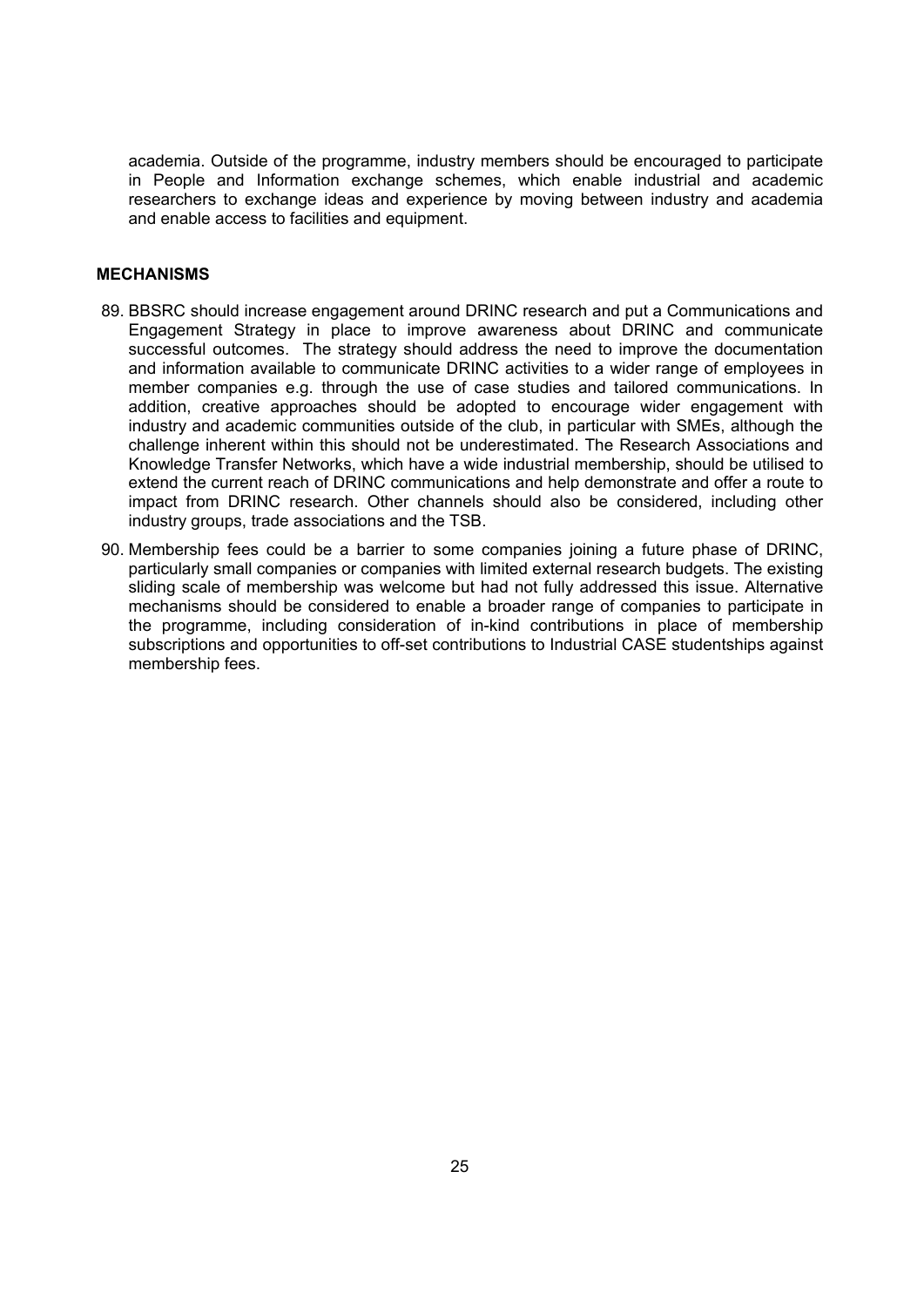academia. Outside of the programme, industry members should be encouraged to participate in People and Information exchange schemes, which enable industrial and academic researchers to exchange ideas and experience by moving between industry and academia and enable access to facilities and equipment.

**MECHANISMS**

89. BBSRC should increase engagement around DRINC research and put a Communications and Engagement Strategy in place to improve awareness about DRINC and communicate successful outcomes. The strategy should address the need to improve the documentation and information available to communicate DRINC activities to a wider range of employees in member companies e.g. through the use of case studies and tailored communications. In addition, creative approaches should be adopted to encourage wider engagement with industry and academic communities outside of the club, in particular with SMEs, although the challenge inherent within this should not be underestimated. The Research Associations and Knowledge Transfer Networks, which have a wide industrial membership, should be utilised to extend the current reach of DRINC communications and help demonstrate and offer a route to impact from DRINC research. Other channels should also be considered, including other industry groups, trade associations and the TSB.

90. Membership fees could be a barrier to some companies joining a future phase of DRINC, particularly small companies or companies with limited external research budgets. The existing sliding scale of membership was welcome but had not fully addressed this issue. Alternative mechanisms should be considered to enable a broader range of companies to participate in the programme, including consideration of in-kind contributions in place of membership subscriptions and opportunities to off-set contributions to Industrial CASE studentships against membership fees.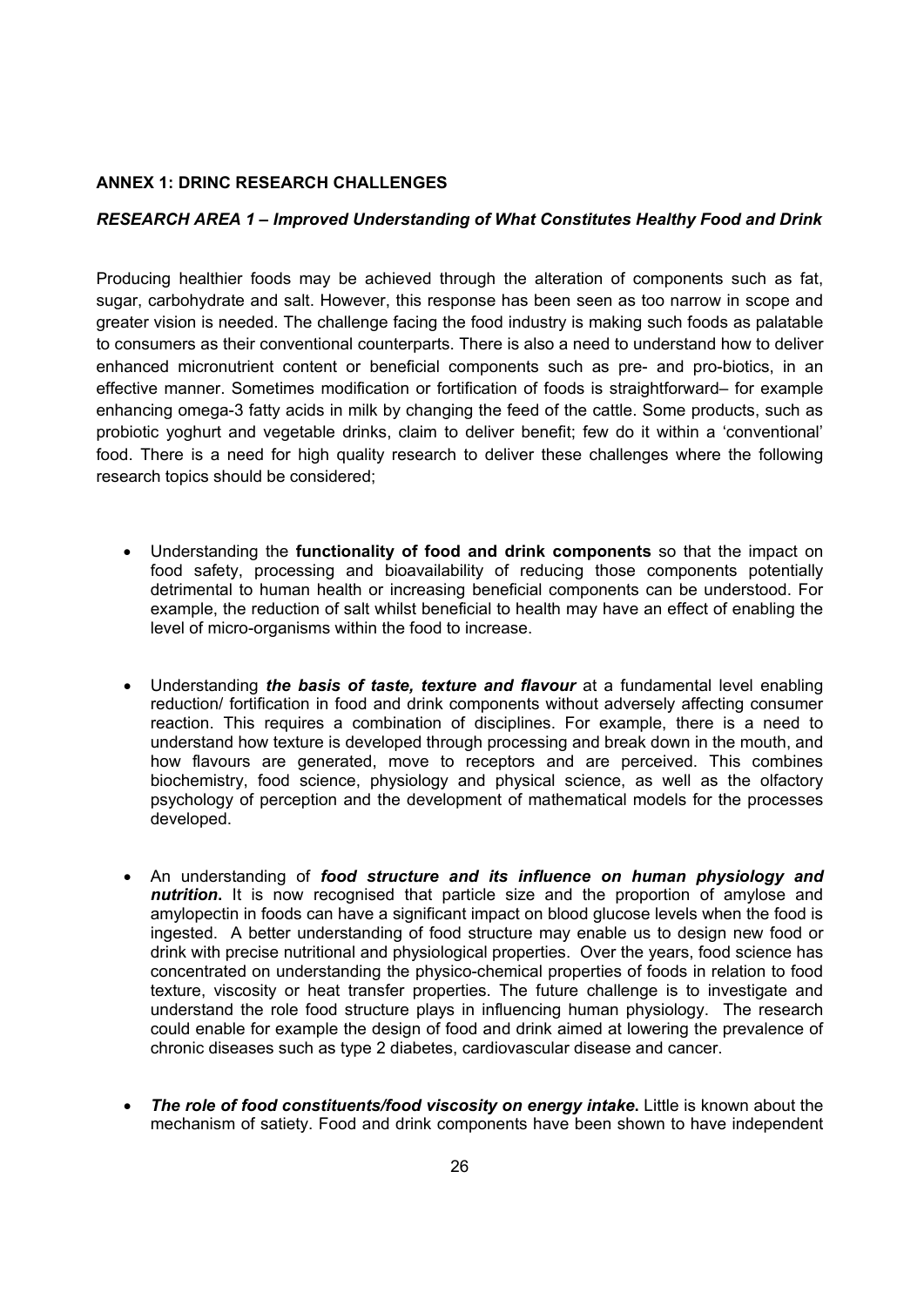## ANNEX 1: DRINC RESEARCH CHALLENGES

### *RESEARCH AREA 1 – Improved Understanding of What Constitutes Healthy Food and Drink*

Producing healthier foods may be achieved through the alteration of components such as fat, sugar, carbohydrate and salt. However, this response has been seen as too narrow in scope and greater vision is needed. The challenge facing the food industry is making such foods as palatable to consumers as their conventional counterparts. There is also a need to understand how to deliver enhanced micronutrient content or beneficial components such as pre- and pro-biotics, in an effective manner. Sometimes modification or fortification of foods is straightforward– for example enhancing omega-3 fatty acids in milk by changing the feed of the cattle. Some products, such as probiotic yoghurt and vegetable drinks, claim to deliver benefit; few do it within a 'conventional' food. There is a need for high quality research to deliver these challenges where the following research topics should be considered;

- Understanding the **functionality of food and drink components** so that the impact on food safety, processing and bioavailability of reducing those components potentially detrimental to human health or increasing beneficial components can be understood. For example, the reduction of salt whilst beneficial to health may have an effect of enabling the level of micro-organisms within the food to increase.

- Understanding ***the basis of taste, texture and flavour*** at a fundamental level enabling reduction/ fortification in food and drink components without adversely affecting consumer reaction. This requires a combination of disciplines. For example, there is a need to understand how texture is developed through processing and break down in the mouth, and how flavours are generated, move to receptors and are perceived. This combines biochemistry, food science, physiology and physical science, as well as the olfactory psychology of perception and the development of mathematical models for the processes developed.

- An understanding of ***food structure and its influence on human physiology and nutrition***. It is now recognised that particle size and the proportion of amylose and amylopectin in foods can have a significant impact on blood glucose levels when the food is ingested. A better understanding of food structure may enable us to design new food or drink with precise nutritional and physiological properties. Over the years, food science has concentrated on understanding the physico-chemical properties of foods in relation to food texture, viscosity or heat transfer properties. The future challenge is to investigate and understand the role food structure plays in influencing human physiology. The research could enable for example the design of food and drink aimed at lowering the prevalence of chronic diseases such as type 2 diabetes, cardiovascular disease and cancer.

- ***The role of food constituents/food viscosity on energy intake***. Little is known about the mechanism of satiety. Food and drink components have been shown to have independent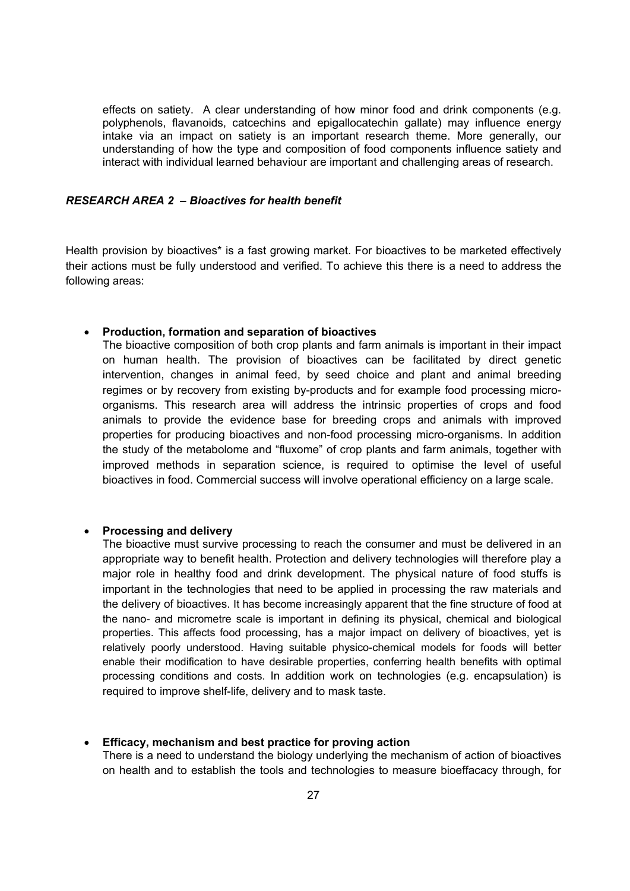effects on satiety. A clear understanding of how minor food and drink components (e.g. polyphenols, flavanoids, catcechins and epigallocatechin gallate) may influence energy intake via an impact on satiety is an important research theme. More generally, our understanding of how the type and composition of food components influence satiety and interact with individual learned behaviour are important and challenging areas of research.

***RESEARCH AREA 2 – Bioactives for health benefit***

Health provision by bioactives* is a fast growing market. For bioactives to be marketed effectively their actions must be fully understood and verified. To achieve this there is a need to address the following areas:

- **Production, formation and separation of bioactives**
  The bioactive composition of both crop plants and farm animals is important in their impact on human health. The provision of bioactives can be facilitated by direct genetic intervention, changes in animal feed, by seed choice and plant and animal breeding regimes or by recovery from existing by-products and for example food processing micro-organisms. This research area will address the intrinsic properties of crops and food animals to provide the evidence base for breeding crops and animals with improved properties for producing bioactives and non-food processing micro-organisms. In addition the study of the metabolome and "fluxome" of crop plants and farm animals, together with improved methods in separation science, is required to optimise the level of useful bioactives in food. Commercial success will involve operational efficiency on a large scale.

- **Processing and delivery**
  The bioactive must survive processing to reach the consumer and must be delivered in an appropriate way to benefit health. Protection and delivery technologies will therefore play a major role in healthy food and drink development. The physical nature of food stuffs is important in the technologies that need to be applied in processing the raw materials and the delivery of bioactives. It has become increasingly apparent that the fine structure of food at the nano- and micrometre scale is important in defining its physical, chemical and biological properties. This affects food processing, has a major impact on delivery of bioactives, yet is relatively poorly understood. Having suitable physico-chemical models for foods will better enable their modification to have desirable properties, conferring health benefits with optimal processing conditions and costs. In addition work on technologies (e.g. encapsulation) is required to improve shelf-life, delivery and to mask taste.

- **Efficacy, mechanism and best practice for proving action**
  There is a need to understand the biology underlying the mechanism of action of bioactives on health and to establish the tools and technologies to measure bioeffacacy through, for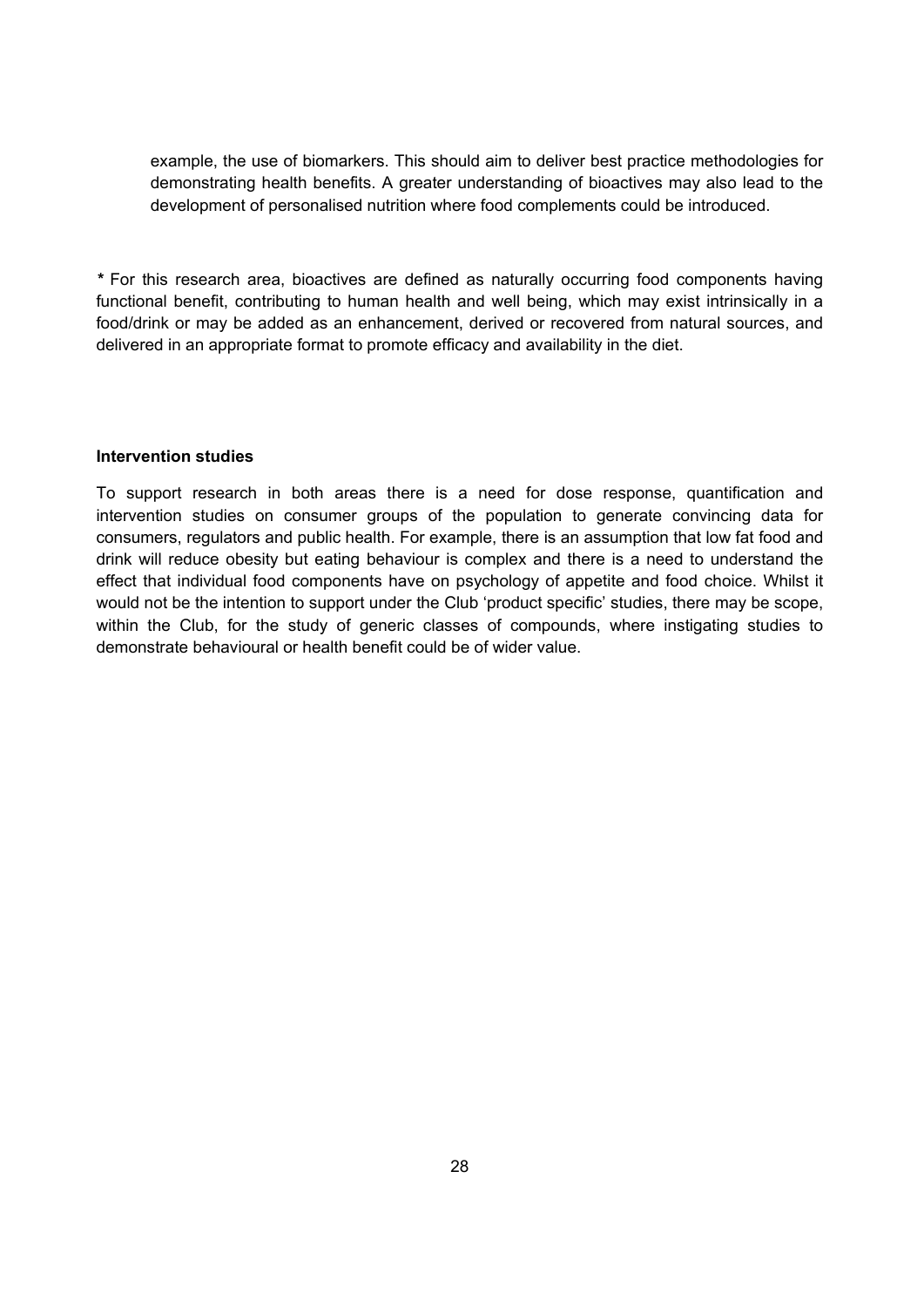example, the use of biomarkers. This should aim to deliver best practice methodologies for demonstrating health benefits. A greater understanding of bioactives may also lead to the development of personalised nutrition where food complements could be introduced.

* For this research area, bioactives are defined as naturally occurring food components having functional benefit, contributing to human health and well being, which may exist intrinsically in a food/drink or may be added as an enhancement, derived or recovered from natural sources, and delivered in an appropriate format to promote efficacy and availability in the diet.

**Intervention studies**

To support research in both areas there is a need for dose response, quantification and intervention studies on consumer groups of the population to generate convincing data for consumers, regulators and public health. For example, there is an assumption that low fat food and drink will reduce obesity but eating behaviour is complex and there is a need to understand the effect that individual food components have on psychology of appetite and food choice. Whilst it would not be the intention to support under the Club 'product specific' studies, there may be scope, within the Club, for the study of generic classes of compounds, where instigating studies to demonstrate behavioural or health benefit could be of wider value.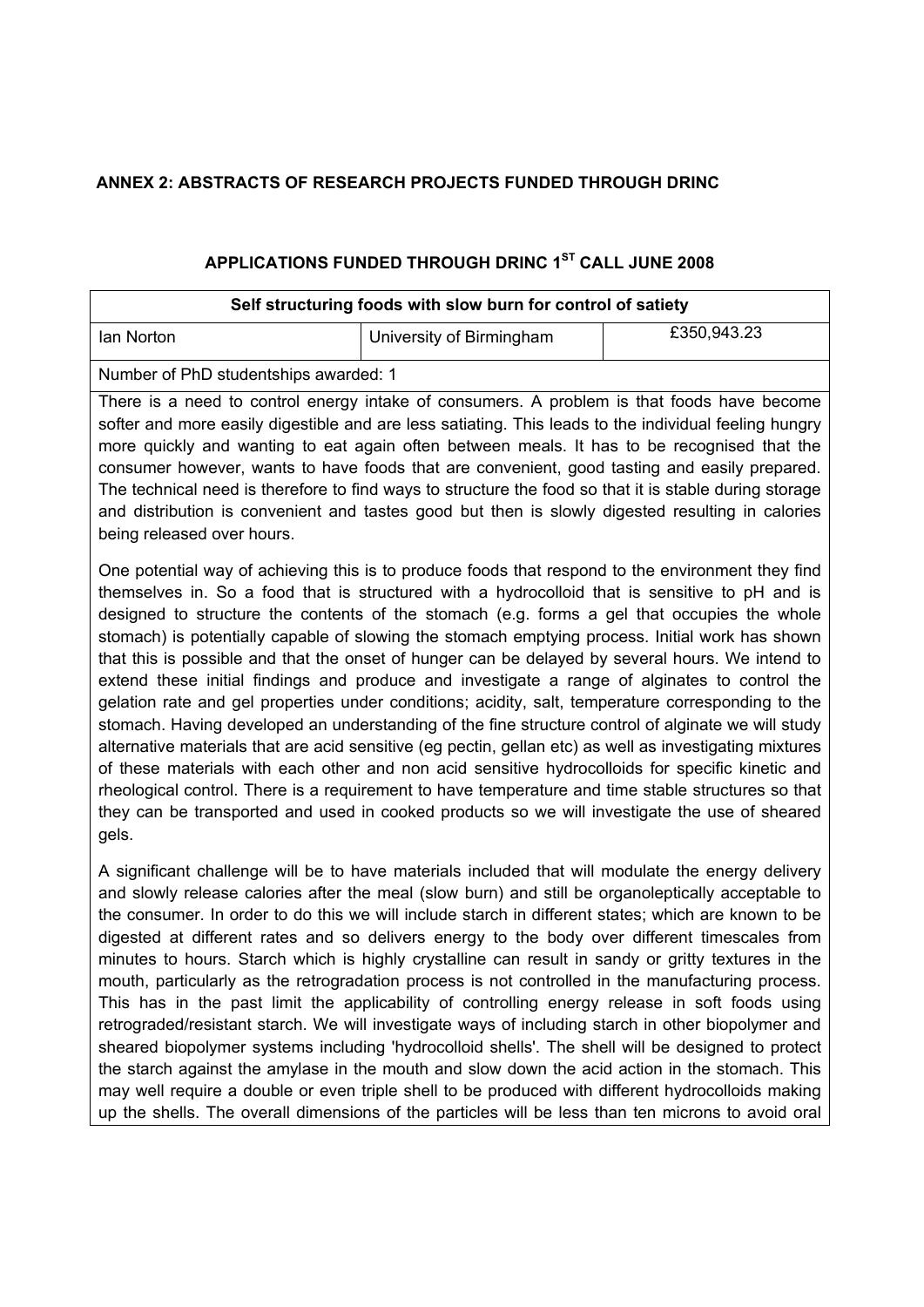**ANNEX 2: ABSTRACTS OF RESEARCH PROJECTS FUNDED THROUGH DRINC**

**APPLICATIONS FUNDED THROUGH DRINC 1ST CALL JUNE 2008**

| **Self structuring foods with slow burn for control of satiety** | | |
|---|---|---|
| Ian Norton | University of Birmingham | £350,943.23 |
| Number of PhD studentships awarded: 1 | | |

There is a need to control energy intake of consumers. A problem is that foods have become softer and more easily digestible and are less satiating. This leads to the individual feeling hungry more quickly and wanting to eat again often between meals. It has to be recognised that the consumer however, wants to have foods that are convenient, good tasting and easily prepared. The technical need is therefore to find ways to structure the food so that it is stable during storage and distribution is convenient and tastes good but then is slowly digested resulting in calories being released over hours.

One potential way of achieving this is to produce foods that respond to the environment they find themselves in. So a food that is structured with a hydrocolloid that is sensitive to pH and is designed to structure the contents of the stomach (e.g. forms a gel that occupies the whole stomach) is potentially capable of slowing the stomach emptying process. Initial work has shown that this is possible and that the onset of hunger can be delayed by several hours. We intend to extend these initial findings and produce and investigate a range of alginates to control the gelation rate and gel properties under conditions; acidity, salt, temperature corresponding to the stomach. Having developed an understanding of the fine structure control of alginate we will study alternative materials that are acid sensitive (eg pectin, gellan etc) as well as investigating mixtures of these materials with each other and non acid sensitive hydrocolloids for specific kinetic and rheological control. There is a requirement to have temperature and time stable structures so that they can be transported and used in cooked products so we will investigate the use of sheared gels.

A significant challenge will be to have materials included that will modulate the energy delivery and slowly release calories after the meal (slow burn) and still be organoleptically acceptable to the consumer. In order to do this we will include starch in different states; which are known to be digested at different rates and so delivers energy to the body over different timescales from minutes to hours. Starch which is highly crystalline can result in sandy or gritty textures in the mouth, particularly as the retrogradation process is not controlled in the manufacturing process. This has in the past limit the applicability of controlling energy release in soft foods using retrograded/resistant starch. We will investigate ways of including starch in other biopolymer and sheared biopolymer systems including 'hydrocolloid shells'. The shell will be designed to protect the starch against the amylase in the mouth and slow down the acid action in the stomach. This may well require a double or even triple shell to be produced with different hydrocolloids making up the shells. The overall dimensions of the particles will be less than ten microns to avoid oral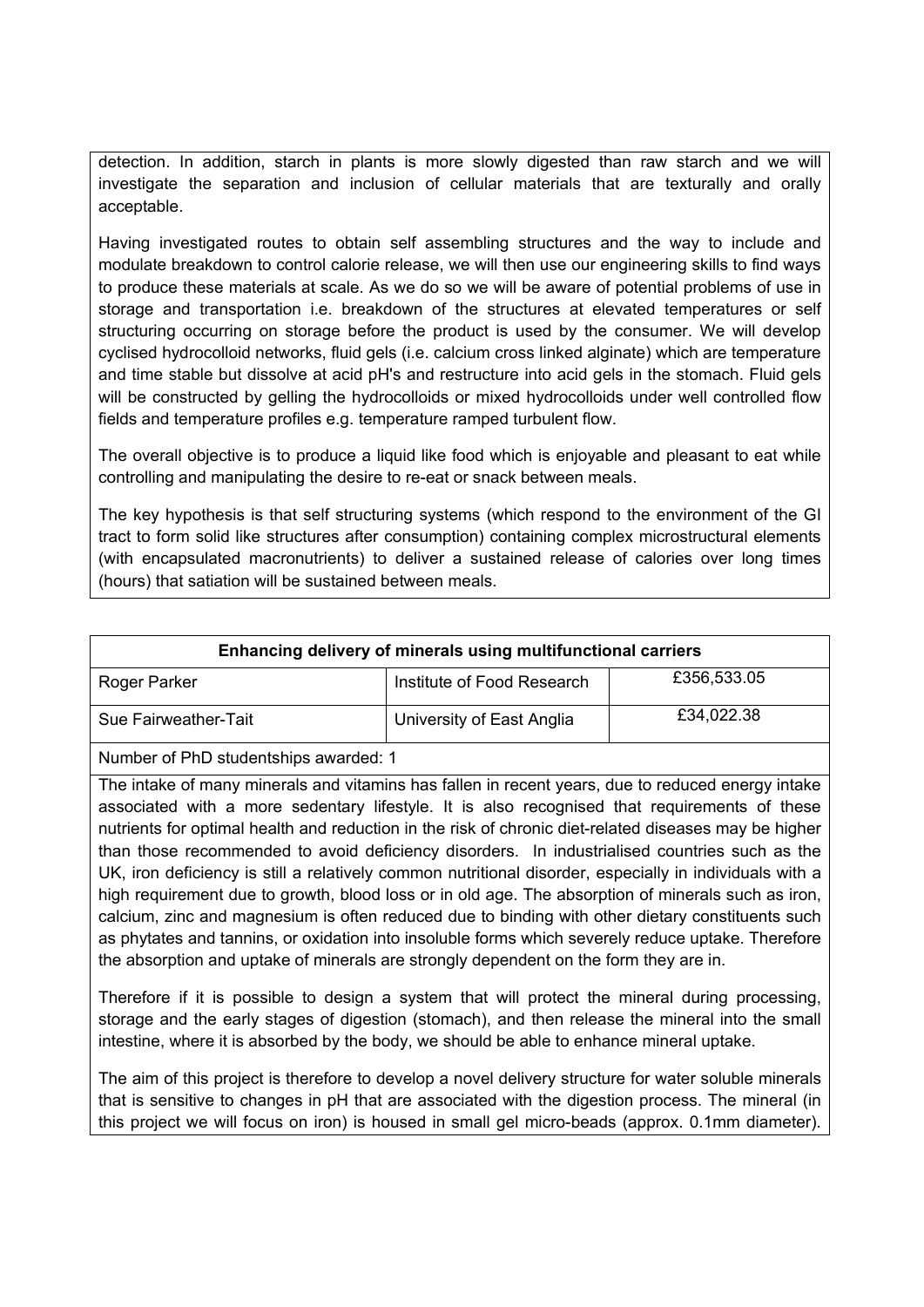detection. In addition, starch in plants is more slowly digested than raw starch and we will investigate the separation and inclusion of cellular materials that are texturally and orally acceptable.

Having investigated routes to obtain self assembling structures and the way to include and modulate breakdown to control calorie release, we will then use our engineering skills to find ways to produce these materials at scale. As we do so we will be aware of potential problems of use in storage and transportation i.e. breakdown of the structures at elevated temperatures or self structuring occurring on storage before the product is used by the consumer. We will develop cyclised hydrocolloid networks, fluid gels (i.e. calcium cross linked alginate) which are temperature and time stable but dissolve at acid pH's and restructure into acid gels in the stomach. Fluid gels will be constructed by gelling the hydrocolloids or mixed hydrocolloids under well controlled flow fields and temperature profiles e.g. temperature ramped turbulent flow.

The overall objective is to produce a liquid like food which is enjoyable and pleasant to eat while controlling and manipulating the desire to re-eat or snack between meals.

The key hypothesis is that self structuring systems (which respond to the environment of the GI tract to form solid like structures after consumption) containing complex microstructural elements (with encapsulated macronutrients) to deliver a sustained release of calories over long times (hours) that satiation will be sustained between meals.

| **Enhancing delivery of minerals using multifunctional carriers** | | |
|---|---|---|
| Roger Parker | Institute of Food Research | £356,533.05 |
| Sue Fairweather-Tait | University of East Anglia | £34,022.38 |

Number of PhD studentships awarded: 1

The intake of many minerals and vitamins has fallen in recent years, due to reduced energy intake associated with a more sedentary lifestyle. It is also recognised that requirements of these nutrients for optimal health and reduction in the risk of chronic diet-related diseases may be higher than those recommended to avoid deficiency disorders. In industrialised countries such as the UK, iron deficiency is still a relatively common nutritional disorder, especially in individuals with a high requirement due to growth, blood loss or in old age. The absorption of minerals such as iron, calcium, zinc and magnesium is often reduced due to binding with other dietary constituents such as phytates and tannins, or oxidation into insoluble forms which severely reduce uptake. Therefore the absorption and uptake of minerals are strongly dependent on the form they are in.

Therefore if it is possible to design a system that will protect the mineral during processing, storage and the early stages of digestion (stomach), and then release the mineral into the small intestine, where it is absorbed by the body, we should be able to enhance mineral uptake.

The aim of this project is therefore to develop a novel delivery structure for water soluble minerals that is sensitive to changes in pH that are associated with the digestion process. The mineral (in this project we will focus on iron) is housed in small gel micro-beads (approx. 0.1mm diameter).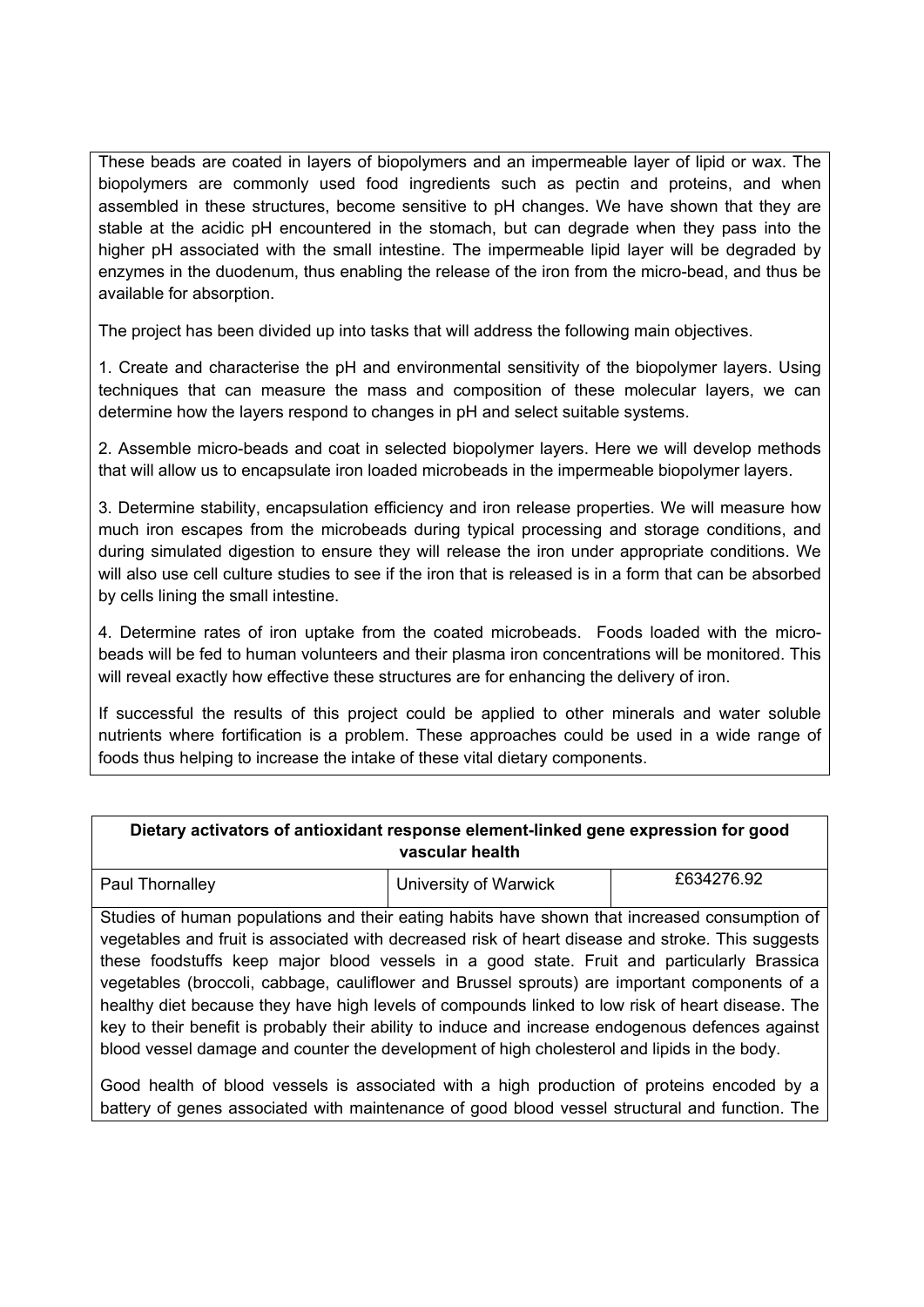These beads are coated in layers of biopolymers and an impermeable layer of lipid or wax. The biopolymers are commonly used food ingredients such as pectin and proteins, and when assembled in these structures, become sensitive to pH changes. We have shown that they are stable at the acidic pH encountered in the stomach, but can degrade when they pass into the higher pH associated with the small intestine. The impermeable lipid layer will be degraded by enzymes in the duodenum, thus enabling the release of the iron from the micro-bead, and thus be available for absorption.

The project has been divided up into tasks that will address the following main objectives.

1. Create and characterise the pH and environmental sensitivity of the biopolymer layers. Using techniques that can measure the mass and composition of these molecular layers, we can determine how the layers respond to changes in pH and select suitable systems.

2. Assemble micro-beads and coat in selected biopolymer layers. Here we will develop methods that will allow us to encapsulate iron loaded microbeads in the impermeable biopolymer layers.

3. Determine stability, encapsulation efficiency and iron release properties. We will measure how much iron escapes from the microbeads during typical processing and storage conditions, and during simulated digestion to ensure they will release the iron under appropriate conditions. We will also use cell culture studies to see if the iron that is released is in a form that can be absorbed by cells lining the small intestine.

4. Determine rates of iron uptake from the coated microbeads. Foods loaded with the micro-beads will be fed to human volunteers and their plasma iron concentrations will be monitored. This will reveal exactly how effective these structures are for enhancing the delivery of iron.

If successful the results of this project could be applied to other minerals and water soluble nutrients where fortification is a problem. These approaches could be used in a wide range of foods thus helping to increase the intake of these vital dietary components.

| **Dietary activators of antioxidant response element-linked gene expression for good vascular health** | | |
|---|---|---|
| Paul Thornalley | University of Warwick | £634276.92 |

Studies of human populations and their eating habits have shown that increased consumption of vegetables and fruit is associated with decreased risk of heart disease and stroke. This suggests these foodstuffs keep major blood vessels in a good state. Fruit and particularly Brassica vegetables (broccoli, cabbage, cauliflower and Brussel sprouts) are important components of a healthy diet because they have high levels of compounds linked to low risk of heart disease. The key to their benefit is probably their ability to induce and increase endogenous defences against blood vessel damage and counter the development of high cholesterol and lipids in the body.

Good health of blood vessels is associated with a high production of proteins encoded by a battery of genes associated with maintenance of good blood vessel structural and function. The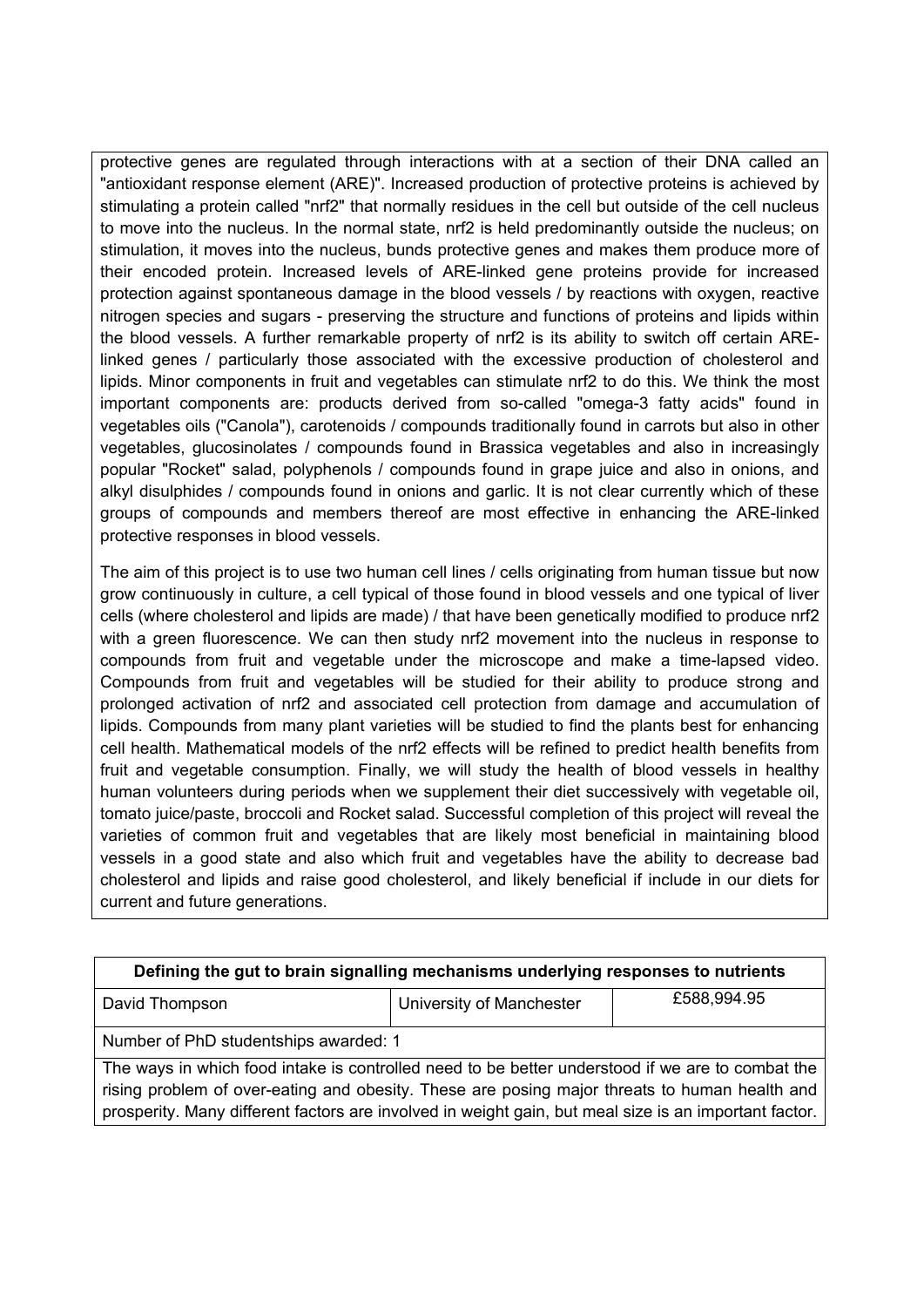protective genes are regulated through interactions with at a section of their DNA called an "antioxidant response element (ARE)". Increased production of protective proteins is achieved by stimulating a protein called "nrf2" that normally residues in the cell but outside of the cell nucleus to move into the nucleus. In the normal state, nrf2 is held predominantly outside the nucleus; on stimulation, it moves into the nucleus, bunds protective genes and makes them produce more of their encoded protein. Increased levels of ARE-linked gene proteins provide for increased protection against spontaneous damage in the blood vessels / by reactions with oxygen, reactive nitrogen species and sugars - preserving the structure and functions of proteins and lipids within the blood vessels. A further remarkable property of nrf2 is its ability to switch off certain ARE-linked genes / particularly those associated with the excessive production of cholesterol and lipids. Minor components in fruit and vegetables can stimulate nrf2 to do this. We think the most important components are: products derived from so-called "omega-3 fatty acids" found in vegetables oils ("Canola"), carotenoids / compounds traditionally found in carrots but also in other vegetables, glucosinolates / compounds found in Brassica vegetables and also in increasingly popular "Rocket" salad, polyphenols / compounds found in grape juice and also in onions, and alkyl disulphides / compounds found in onions and garlic. It is not clear currently which of these groups of compounds and members thereof are most effective in enhancing the ARE-linked protective responses in blood vessels.

The aim of this project is to use two human cell lines / cells originating from human tissue but now grow continuously in culture, a cell typical of those found in blood vessels and one typical of liver cells (where cholesterol and lipids are made) / that have been genetically modified to produce nrf2 with a green fluorescence. We can then study nrf2 movement into the nucleus in response to compounds from fruit and vegetable under the microscope and make a time-lapsed video. Compounds from fruit and vegetables will be studied for their ability to produce strong and prolonged activation of nrf2 and associated cell protection from damage and accumulation of lipids. Compounds from many plant varieties will be studied to find the plants best for enhancing cell health. Mathematical models of the nrf2 effects will be refined to predict health benefits from fruit and vegetable consumption. Finally, we will study the health of blood vessels in healthy human volunteers during periods when we supplement their diet successively with vegetable oil, tomato juice/paste, broccoli and Rocket salad. Successful completion of this project will reveal the varieties of common fruit and vegetables that are likely most beneficial in maintaining blood vessels in a good state and also which fruit and vegetables have the ability to decrease bad cholesterol and lipids and raise good cholesterol, and likely beneficial if include in our diets for current and future generations.

| **Defining the gut to brain signalling mechanisms underlying responses to nutrients** | | |
|---|---|---|
| David Thompson | University of Manchester | £588,994.95 |
| Number of PhD studentships awarded: 1 | | |
| The ways in which food intake is controlled need to be better understood if we are to combat the rising problem of over-eating and obesity. These are posing major threats to human health and prosperity. Many different factors are involved in weight gain, but meal size is an important factor. | | |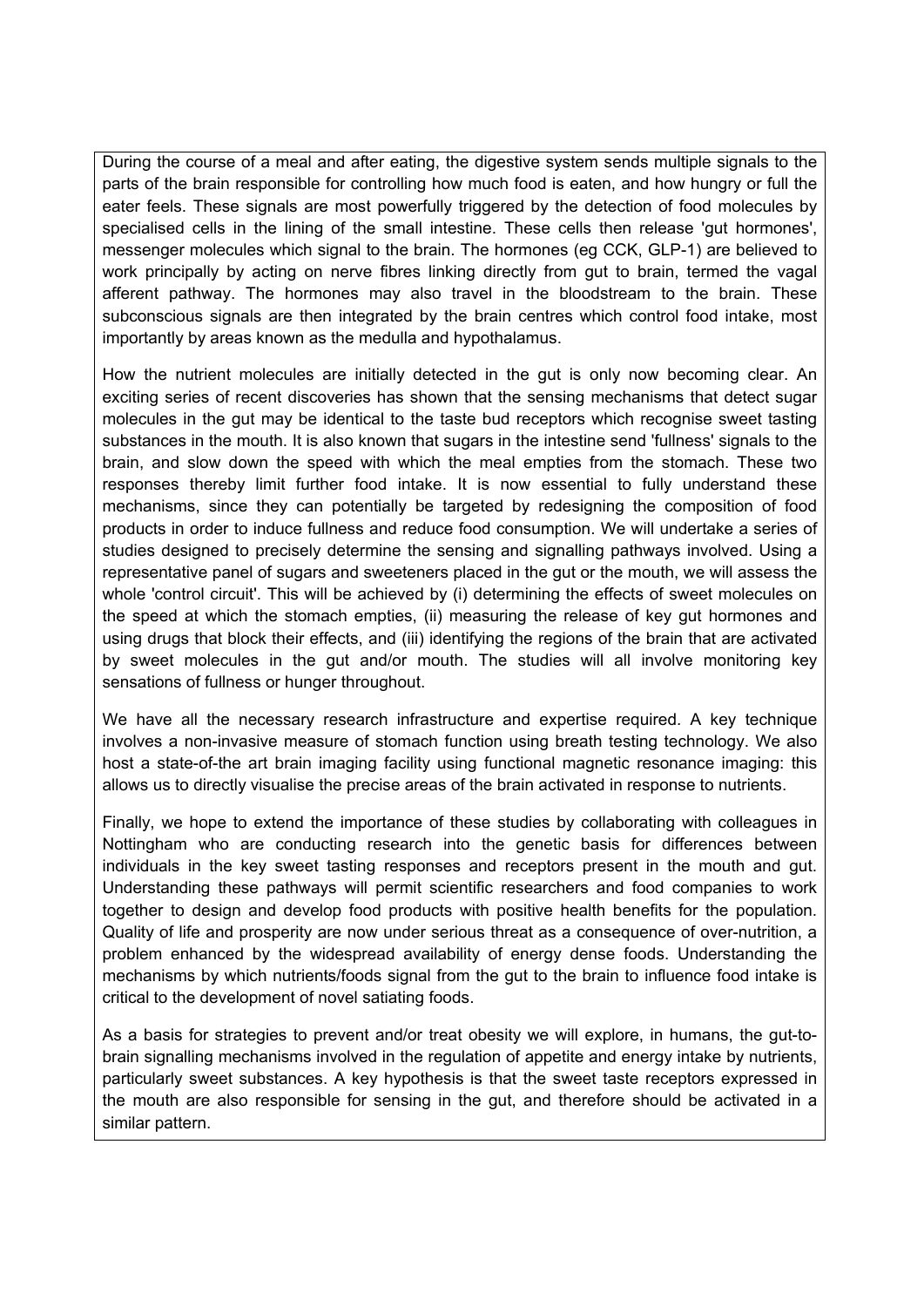During the course of a meal and after eating, the digestive system sends multiple signals to the parts of the brain responsible for controlling how much food is eaten, and how hungry or full the eater feels. These signals are most powerfully triggered by the detection of food molecules by specialised cells in the lining of the small intestine. These cells then release 'gut hormones', messenger molecules which signal to the brain. The hormones (eg CCK, GLP-1) are believed to work principally by acting on nerve fibres linking directly from gut to brain, termed the vagal afferent pathway. The hormones may also travel in the bloodstream to the brain. These subconscious signals are then integrated by the brain centres which control food intake, most importantly by areas known as the medulla and hypothalamus.

How the nutrient molecules are initially detected in the gut is only now becoming clear. An exciting series of recent discoveries has shown that the sensing mechanisms that detect sugar molecules in the gut may be identical to the taste bud receptors which recognise sweet tasting substances in the mouth. It is also known that sugars in the intestine send 'fullness' signals to the brain, and slow down the speed with which the meal empties from the stomach. These two responses thereby limit further food intake. It is now essential to fully understand these mechanisms, since they can potentially be targeted by redesigning the composition of food products in order to induce fullness and reduce food consumption. We will undertake a series of studies designed to precisely determine the sensing and signalling pathways involved. Using a representative panel of sugars and sweeteners placed in the gut or the mouth, we will assess the whole 'control circuit'. This will be achieved by (i) determining the effects of sweet molecules on the speed at which the stomach empties, (ii) measuring the release of key gut hormones and using drugs that block their effects, and (iii) identifying the regions of the brain that are activated by sweet molecules in the gut and/or mouth. The studies will all involve monitoring key sensations of fullness or hunger throughout.

We have all the necessary research infrastructure and expertise required. A key technique involves a non-invasive measure of stomach function using breath testing technology. We also host a state-of-the art brain imaging facility using functional magnetic resonance imaging: this allows us to directly visualise the precise areas of the brain activated in response to nutrients.

Finally, we hope to extend the importance of these studies by collaborating with colleagues in Nottingham who are conducting research into the genetic basis for differences between individuals in the key sweet tasting responses and receptors present in the mouth and gut. Understanding these pathways will permit scientific researchers and food companies to work together to design and develop food products with positive health benefits for the population. Quality of life and prosperity are now under serious threat as a consequence of over-nutrition, a problem enhanced by the widespread availability of energy dense foods. Understanding the mechanisms by which nutrients/foods signal from the gut to the brain to influence food intake is critical to the development of novel satiating foods.

As a basis for strategies to prevent and/or treat obesity we will explore, in humans, the gut-to-brain signalling mechanisms involved in the regulation of appetite and energy intake by nutrients, particularly sweet substances. A key hypothesis is that the sweet taste receptors expressed in the mouth are also responsible for sensing in the gut, and therefore should be activated in a similar pattern.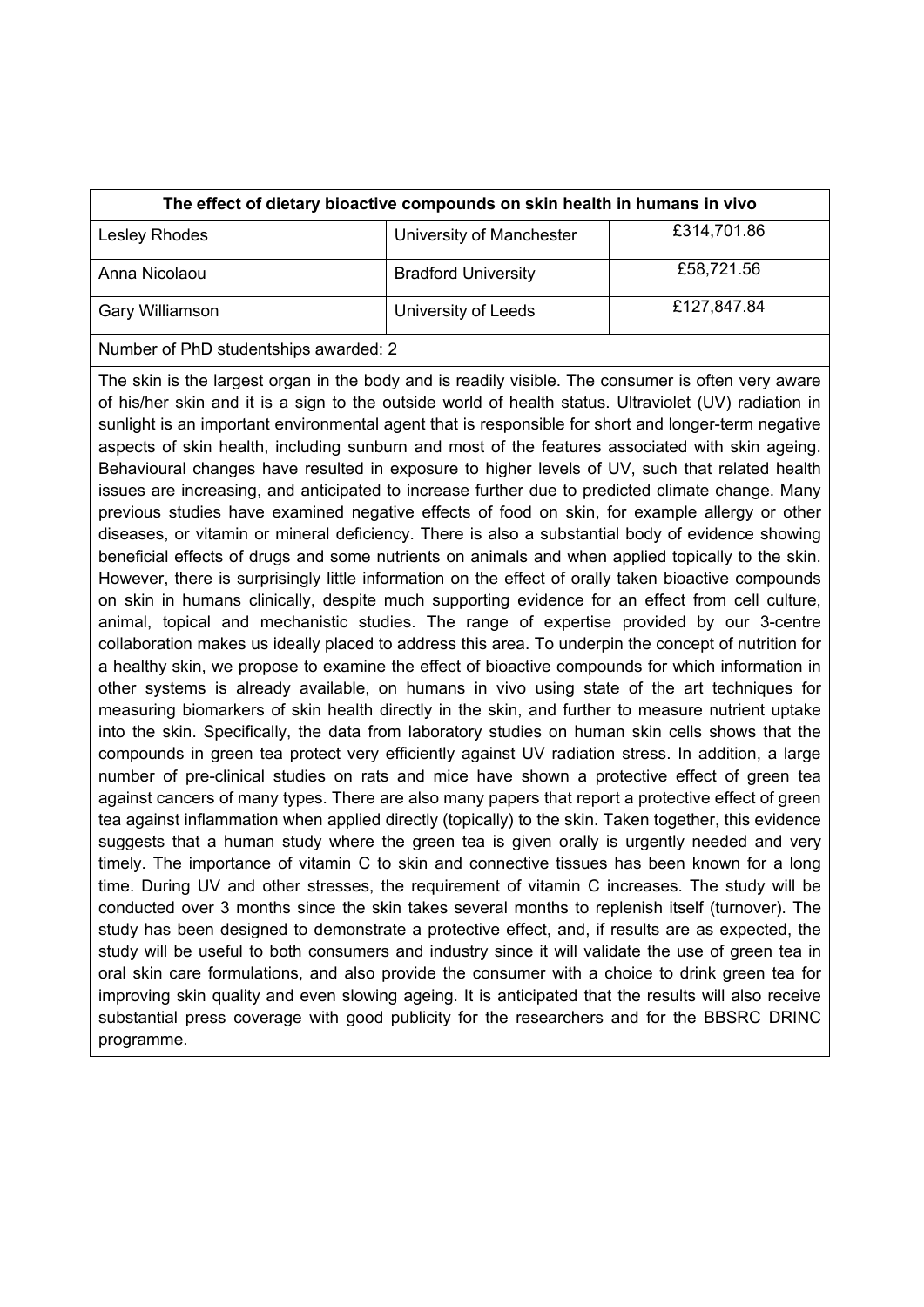| The effect of dietary bioactive compounds on skin health in humans in vivo | | |
|---|---|---|
| Lesley Rhodes | University of Manchester | £314,701.86 |
| Anna Nicolaou | Bradford University | £58,721.56 |
| Gary Williamson | University of Leeds | £127,847.84 |
| Number of PhD studentships awarded: 2 | | |

The skin is the largest organ in the body and is readily visible. The consumer is often very aware of his/her skin and it is a sign to the outside world of health status. Ultraviolet (UV) radiation in sunlight is an important environmental agent that is responsible for short and longer-term negative aspects of skin health, including sunburn and most of the features associated with skin ageing. Behavioural changes have resulted in exposure to higher levels of UV, such that related health issues are increasing, and anticipated to increase further due to predicted climate change. Many previous studies have examined negative effects of food on skin, for example allergy or other diseases, or vitamin or mineral deficiency. There is also a substantial body of evidence showing beneficial effects of drugs and some nutrients on animals and when applied topically to the skin. However, there is surprisingly little information on the effect of orally taken bioactive compounds on skin in humans clinically, despite much supporting evidence for an effect from cell culture, animal, topical and mechanistic studies. The range of expertise provided by our 3-centre collaboration makes us ideally placed to address this area. To underpin the concept of nutrition for a healthy skin, we propose to examine the effect of bioactive compounds for which information in other systems is already available, on humans in vivo using state of the art techniques for measuring biomarkers of skin health directly in the skin, and further to measure nutrient uptake into the skin. Specifically, the data from laboratory studies on human skin cells shows that the compounds in green tea protect very efficiently against UV radiation stress. In addition, a large number of pre-clinical studies on rats and mice have shown a protective effect of green tea against cancers of many types. There are also many papers that report a protective effect of green tea against inflammation when applied directly (topically) to the skin. Taken together, this evidence suggests that a human study where the green tea is given orally is urgently needed and very timely. The importance of vitamin C to skin and connective tissues has been known for a long time. During UV and other stresses, the requirement of vitamin C increases. The study will be conducted over 3 months since the skin takes several months to replenish itself (turnover). The study has been designed to demonstrate a protective effect, and, if results are as expected, the study will be useful to both consumers and industry since it will validate the use of green tea in oral skin care formulations, and also provide the consumer with a choice to drink green tea for improving skin quality and even slowing ageing. It is anticipated that the results will also receive substantial press coverage with good publicity for the researchers and for the BBSRC DRINC programme.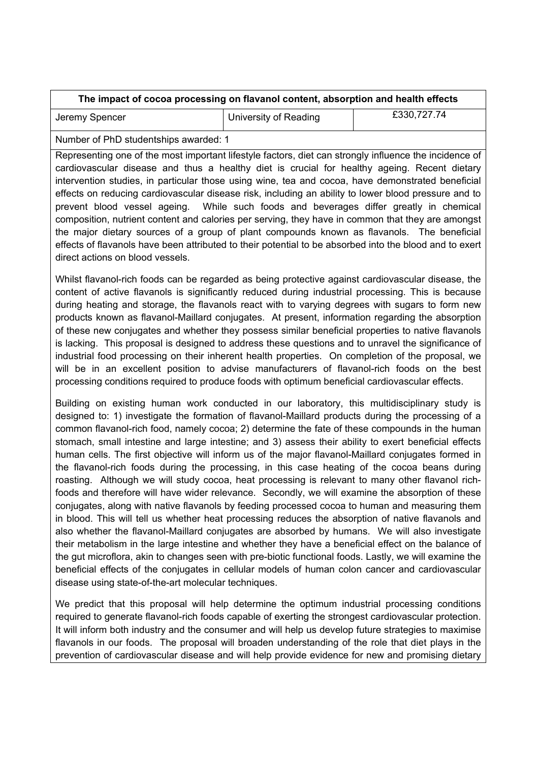| The impact of cocoa processing on flavanol content, absorption and health effects | | |
|---|---|---|
| Jeremy Spencer | University of Reading | £330,727.74 |

Number of PhD studentships awarded: 1

Representing one of the most important lifestyle factors, diet can strongly influence the incidence of cardiovascular disease and thus a healthy diet is crucial for healthy ageing. Recent dietary intervention studies, in particular those using wine, tea and cocoa, have demonstrated beneficial effects on reducing cardiovascular disease risk, including an ability to lower blood pressure and to prevent blood vessel ageing. While such foods and beverages differ greatly in chemical composition, nutrient content and calories per serving, they have in common that they are amongst the major dietary sources of a group of plant compounds known as flavanols. The beneficial effects of flavanols have been attributed to their potential to be absorbed into the blood and to exert direct actions on blood vessels.

Whilst flavanol-rich foods can be regarded as being protective against cardiovascular disease, the content of active flavanols is significantly reduced during industrial processing. This is because during heating and storage, the flavanols react with to varying degrees with sugars to form new products known as flavanol-Maillard conjugates. At present, information regarding the absorption of these new conjugates and whether they possess similar beneficial properties to native flavanols is lacking. This proposal is designed to address these questions and to unravel the significance of industrial food processing on their inherent health properties. On completion of the proposal, we will be in an excellent position to advise manufacturers of flavanol-rich foods on the best processing conditions required to produce foods with optimum beneficial cardiovascular effects.

Building on existing human work conducted in our laboratory, this multidisciplinary study is designed to: 1) investigate the formation of flavanol-Maillard products during the processing of a common flavanol-rich food, namely cocoa; 2) determine the fate of these compounds in the human stomach, small intestine and large intestine; and 3) assess their ability to exert beneficial effects human cells. The first objective will inform us of the major flavanol-Maillard conjugates formed in the flavanol-rich foods during the processing, in this case heating of the cocoa beans during roasting. Although we will study cocoa, heat processing is relevant to many other flavanol rich-foods and therefore will have wider relevance. Secondly, we will examine the absorption of these conjugates, along with native flavanols by feeding processed cocoa to human and measuring them in blood. This will tell us whether heat processing reduces the absorption of native flavanols and also whether the flavanol-Maillard conjugates are absorbed by humans. We will also investigate their metabolism in the large intestine and whether they have a beneficial effect on the balance of the gut microflora, akin to changes seen with pre-biotic functional foods. Lastly, we will examine the beneficial effects of the conjugates in cellular models of human colon cancer and cardiovascular disease using state-of-the-art molecular techniques.

We predict that this proposal will help determine the optimum industrial processing conditions required to generate flavanol-rich foods capable of exerting the strongest cardiovascular protection. It will inform both industry and the consumer and will help us develop future strategies to maximise flavanols in our foods. The proposal will broaden understanding of the role that diet plays in the prevention of cardiovascular disease and will help provide evidence for new and promising dietary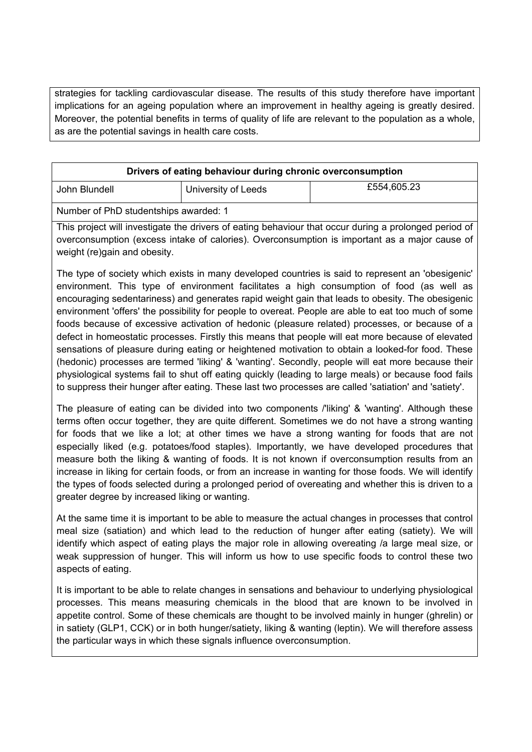strategies for tackling cardiovascular disease. The results of this study therefore have important implications for an ageing population where an improvement in healthy ageing is greatly desired. Moreover, the potential benefits in terms of quality of life are relevant to the population as a whole, as are the potential savings in health care costs.

| **Drivers of eating behaviour during chronic overconsumption** | | |
|---|---|---|
| John Blundell | University of Leeds | £554,605.23 |

Number of PhD studentships awarded: 1

This project will investigate the drivers of eating behaviour that occur during a prolonged period of overconsumption (excess intake of calories). Overconsumption is important as a major cause of weight (re)gain and obesity.

The type of society which exists in many developed countries is said to represent an 'obesigenic' environment. This type of environment facilitates a high consumption of food (as well as encouraging sedentariness) and generates rapid weight gain that leads to obesity. The obesigenic environment 'offers' the possibility for people to overeat. People are able to eat too much of some foods because of excessive activation of hedonic (pleasure related) processes, or because of a defect in homeostatic processes. Firstly this means that people will eat more because of elevated sensations of pleasure during eating or heightened motivation to obtain a looked-for food. These (hedonic) processes are termed 'liking' & 'wanting'. Secondly, people will eat more because their physiological systems fail to shut off eating quickly (leading to large meals) or because food fails to suppress their hunger after eating. These last two processes are called 'satiation' and 'satiety'.

The pleasure of eating can be divided into two components /'liking' & 'wanting'. Although these terms often occur together, they are quite different. Sometimes we do not have a strong wanting for foods that we like a lot; at other times we have a strong wanting for foods that are not especially liked (e.g. potatoes/food staples). Importantly, we have developed procedures that measure both the liking & wanting of foods. It is not known if overconsumption results from an increase in liking for certain foods, or from an increase in wanting for those foods. We will identify the types of foods selected during a prolonged period of overeating and whether this is driven to a greater degree by increased liking or wanting.

At the same time it is important to be able to measure the actual changes in processes that control meal size (satiation) and which lead to the reduction of hunger after eating (satiety). We will identify which aspect of eating plays the major role in allowing overeating /a large meal size, or weak suppression of hunger. This will inform us how to use specific foods to control these two aspects of eating.

It is important to be able to relate changes in sensations and behaviour to underlying physiological processes. This means measuring chemicals in the blood that are known to be involved in appetite control. Some of these chemicals are thought to be involved mainly in hunger (ghrelin) or in satiety (GLP1, CCK) or in both hunger/satiety, liking & wanting (leptin). We will therefore assess the particular ways in which these signals influence overconsumption.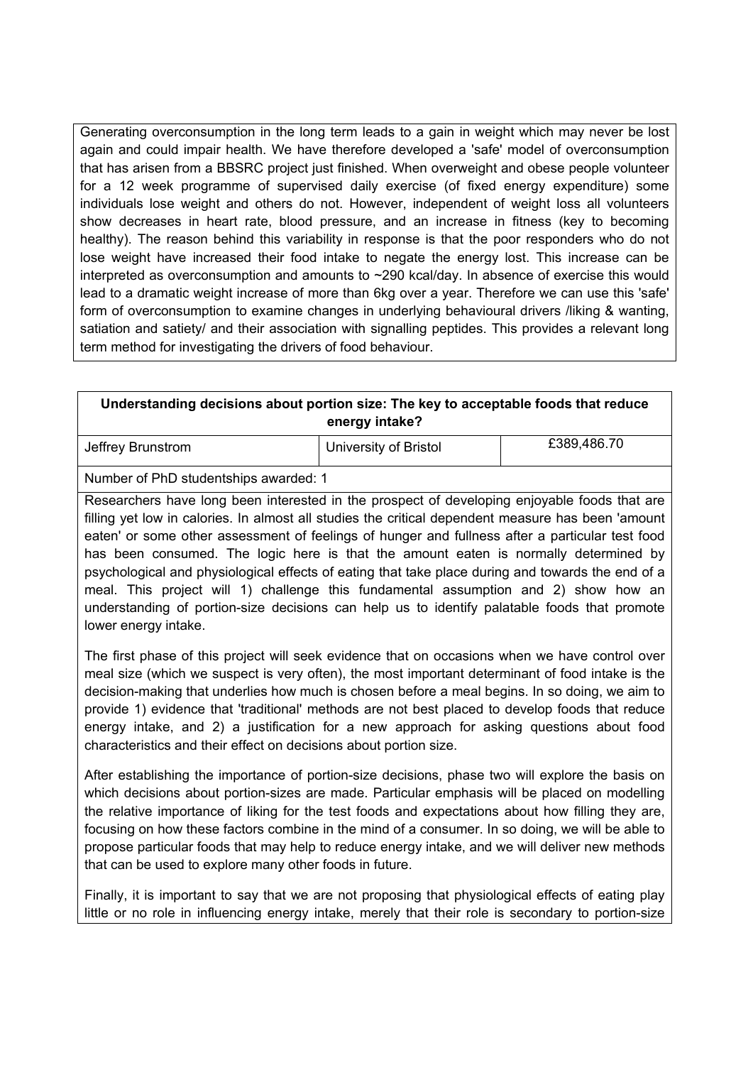Generating overconsumption in the long term leads to a gain in weight which may never be lost again and could impair health. We have therefore developed a 'safe' model of overconsumption that has arisen from a BBSRC project just finished. When overweight and obese people volunteer for a 12 week programme of supervised daily exercise (of fixed energy expenditure) some individuals lose weight and others do not. However, independent of weight loss all volunteers show decreases in heart rate, blood pressure, and an increase in fitness (key to becoming healthy). The reason behind this variability in response is that the poor responders who do not lose weight have increased their food intake to negate the energy lost. This increase can be interpreted as overconsumption and amounts to ~290 kcal/day. In absence of exercise this would lead to a dramatic weight increase of more than 6kg over a year. Therefore we can use this 'safe' form of overconsumption to examine changes in underlying behavioural drivers /liking & wanting, satiation and satiety/ and their association with signalling peptides. This provides a relevant long term method for investigating the drivers of food behaviour.

| **Understanding decisions about portion size: The key to acceptable foods that reduce energy intake?** | | |
|---|---|---|
| Jeffrey Brunstrom | University of Bristol | £389,486.70 |
| Number of PhD studentships awarded: 1 | | |

Researchers have long been interested in the prospect of developing enjoyable foods that are filling yet low in calories. In almost all studies the critical dependent measure has been 'amount eaten' or some other assessment of feelings of hunger and fullness after a particular test food has been consumed. The logic here is that the amount eaten is normally determined by psychological and physiological effects of eating that take place during and towards the end of a meal. This project will 1) challenge this fundamental assumption and 2) show how an understanding of portion-size decisions can help us to identify palatable foods that promote lower energy intake.

The first phase of this project will seek evidence that on occasions when we have control over meal size (which we suspect is very often), the most important determinant of food intake is the decision-making that underlies how much is chosen before a meal begins. In so doing, we aim to provide 1) evidence that 'traditional' methods are not best placed to develop foods that reduce energy intake, and 2) a justification for a new approach for asking questions about food characteristics and their effect on decisions about portion size.

After establishing the importance of portion-size decisions, phase two will explore the basis on which decisions about portion-sizes are made. Particular emphasis will be placed on modelling the relative importance of liking for the test foods and expectations about how filling they are, focusing on how these factors combine in the mind of a consumer. In so doing, we will be able to propose particular foods that may help to reduce energy intake, and we will deliver new methods that can be used to explore many other foods in future.

Finally, it is important to say that we are not proposing that physiological effects of eating play little or no role in influencing energy intake, merely that their role is secondary to portion-size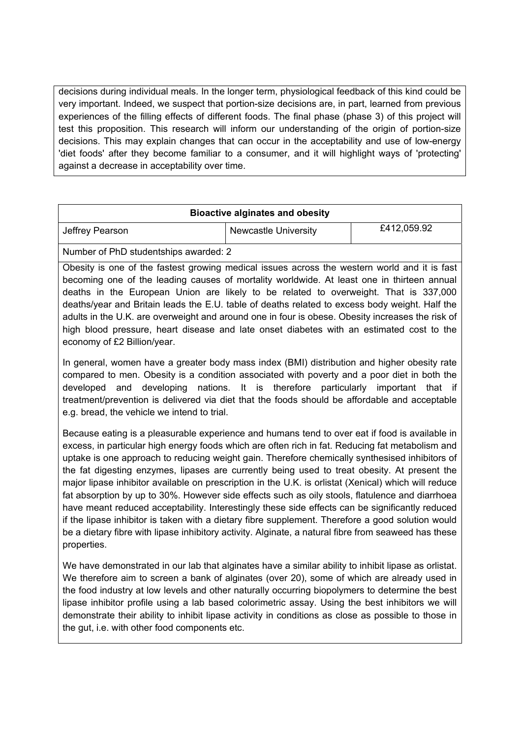decisions during individual meals. In the longer term, physiological feedback of this kind could be very important. Indeed, we suspect that portion-size decisions are, in part, learned from previous experiences of the filling effects of different foods. The final phase (phase 3) of this project will test this proposition. This research will inform our understanding of the origin of portion-size decisions. This may explain changes that can occur in the acceptability and use of low-energy 'diet foods' after they become familiar to a consumer, and it will highlight ways of 'protecting' against a decrease in acceptability over time.

| **Bioactive alginates and obesity** | | |
|---|---|---|
| Jeffrey Pearson | Newcastle University | £412,059.92 |
| Number of PhD studentships awarded: 2 | | |

Obesity is one of the fastest growing medical issues across the western world and it is fast becoming one of the leading causes of mortality worldwide. At least one in thirteen annual deaths in the European Union are likely to be related to overweight. That is 337,000 deaths/year and Britain leads the E.U. table of deaths related to excess body weight. Half the adults in the U.K. are overweight and around one in four is obese. Obesity increases the risk of high blood pressure, heart disease and late onset diabetes with an estimated cost to the economy of £2 Billion/year.

In general, women have a greater body mass index (BMI) distribution and higher obesity rate compared to men. Obesity is a condition associated with poverty and a poor diet in both the developed and developing nations. It is therefore particularly important that if treatment/prevention is delivered via diet that the foods should be affordable and acceptable e.g. bread, the vehicle we intend to trial.

Because eating is a pleasurable experience and humans tend to over eat if food is available in excess, in particular high energy foods which are often rich in fat. Reducing fat metabolism and uptake is one approach to reducing weight gain. Therefore chemically synthesised inhibitors of the fat digesting enzymes, lipases are currently being used to treat obesity. At present the major lipase inhibitor available on prescription in the U.K. is orlistat (Xenical) which will reduce fat absorption by up to 30%. However side effects such as oily stools, flatulence and diarrhoea have meant reduced acceptability. Interestingly these side effects can be significantly reduced if the lipase inhibitor is taken with a dietary fibre supplement. Therefore a good solution would be a dietary fibre with lipase inhibitory activity. Alginate, a natural fibre from seaweed has these properties.

We have demonstrated in our lab that alginates have a similar ability to inhibit lipase as orlistat. We therefore aim to screen a bank of alginates (over 20), some of which are already used in the food industry at low levels and other naturally occurring biopolymers to determine the best lipase inhibitor profile using a lab based colorimetric assay. Using the best inhibitors we will demonstrate their ability to inhibit lipase activity in conditions as close as possible to those in the gut, i.e. with other food components etc.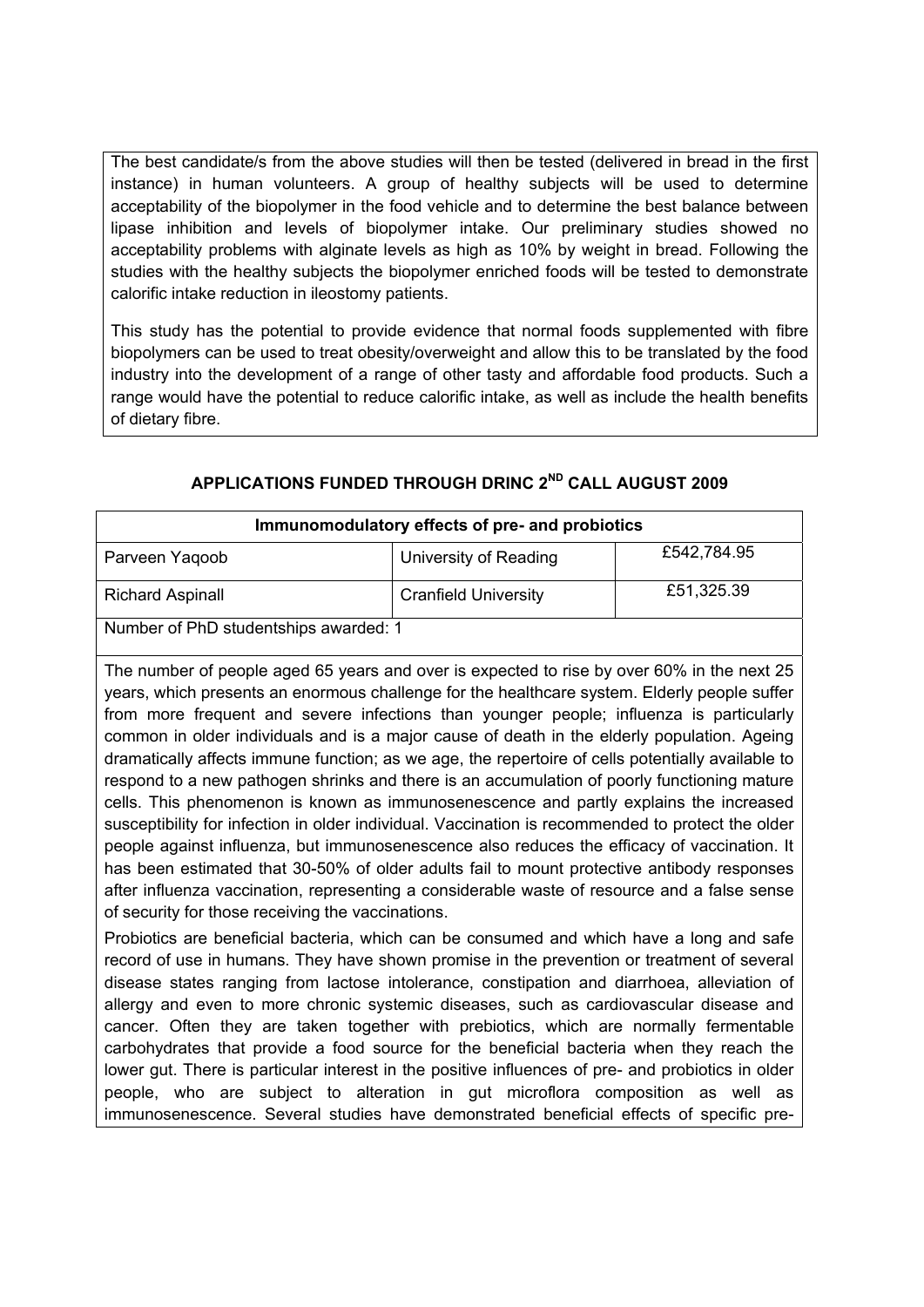The best candidate/s from the above studies will then be tested (delivered in bread in the first instance) in human volunteers. A group of healthy subjects will be used to determine acceptability of the biopolymer in the food vehicle and to determine the best balance between lipase inhibition and levels of biopolymer intake. Our preliminary studies showed no acceptability problems with alginate levels as high as 10% by weight in bread. Following the studies with the healthy subjects the biopolymer enriched foods will be tested to demonstrate calorific intake reduction in ileostomy patients.

This study has the potential to provide evidence that normal foods supplemented with fibre biopolymers can be used to treat obesity/overweight and allow this to be translated by the food industry into the development of a range of other tasty and affordable food products. Such a range would have the potential to reduce calorific intake, as well as include the health benefits of dietary fibre.

## APPLICATIONS FUNDED THROUGH DRINC 2ND CALL AUGUST 2009

| **Immunomodulatory effects of pre- and probiotics** | | |
|---|---|---|
| Parveen Yaqoob | University of Reading | £542,784.95 |
| Richard Aspinall | Cranfield University | £51,325.39 |
| Number of PhD studentships awarded: 1 | | |

The number of people aged 65 years and over is expected to rise by over 60% in the next 25 years, which presents an enormous challenge for the healthcare system. Elderly people suffer from more frequent and severe infections than younger people; influenza is particularly common in older individuals and is a major cause of death in the elderly population. Ageing dramatically affects immune function; as we age, the repertoire of cells potentially available to respond to a new pathogen shrinks and there is an accumulation of poorly functioning mature cells. This phenomenon is known as immunosenescence and partly explains the increased susceptibility for infection in older individual. Vaccination is recommended to protect the older people against influenza, but immunosenescence also reduces the efficacy of vaccination. It has been estimated that 30-50% of older adults fail to mount protective antibody responses after influenza vaccination, representing a considerable waste of resource and a false sense of security for those receiving the vaccinations.

Probiotics are beneficial bacteria, which can be consumed and which have a long and safe record of use in humans. They have shown promise in the prevention or treatment of several disease states ranging from lactose intolerance, constipation and diarrhoea, alleviation of allergy and even to more chronic systemic diseases, such as cardiovascular disease and cancer. Often they are taken together with prebiotics, which are normally fermentable carbohydrates that provide a food source for the beneficial bacteria when they reach the lower gut. There is particular interest in the positive influences of pre- and probiotics in older people, who are subject to alteration in gut microflora composition as well as immunosenescence. Several studies have demonstrated beneficial effects of specific pre-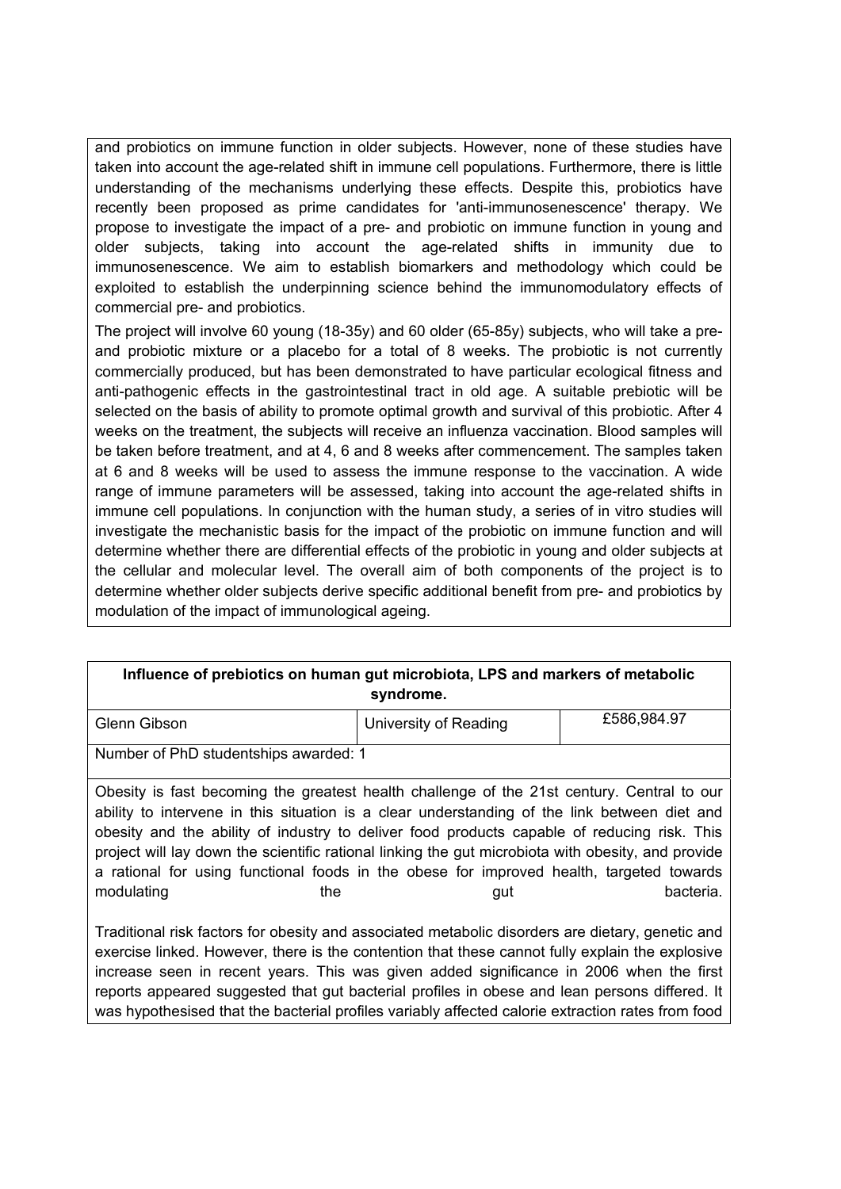and probiotics on immune function in older subjects. However, none of these studies have taken into account the age-related shift in immune cell populations. Furthermore, there is little understanding of the mechanisms underlying these effects. Despite this, probiotics have recently been proposed as prime candidates for 'anti-immunosenescence' therapy. We propose to investigate the impact of a pre- and probiotic on immune function in young and older subjects, taking into account the age-related shifts in immunity due to immunosenescence. We aim to establish biomarkers and methodology which could be exploited to establish the underpinning science behind the immunomodulatory effects of commercial pre- and probiotics.

The project will involve 60 young (18-35y) and 60 older (65-85y) subjects, who will take a pre- and probiotic mixture or a placebo for a total of 8 weeks. The probiotic is not currently commercially produced, but has been demonstrated to have particular ecological fitness and anti-pathogenic effects in the gastrointestinal tract in old age. A suitable prebiotic will be selected on the basis of ability to promote optimal growth and survival of this probiotic. After 4 weeks on the treatment, the subjects will receive an influenza vaccination. Blood samples will be taken before treatment, and at 4, 6 and 8 weeks after commencement. The samples taken at 6 and 8 weeks will be used to assess the immune response to the vaccination. A wide range of immune parameters will be assessed, taking into account the age-related shifts in immune cell populations. In conjunction with the human study, a series of in vitro studies will investigate the mechanistic basis for the impact of the probiotic on immune function and will determine whether there are differential effects of the probiotic in young and older subjects at the cellular and molecular level. The overall aim of both components of the project is to determine whether older subjects derive specific additional benefit from pre- and probiotics by modulation of the impact of immunological ageing.

| **Influence of prebiotics on human gut microbiota, LPS and markers of metabolic syndrome.** | | |
|---|---|---|
| Glenn Gibson | University of Reading | £586,984.97 |
| Number of PhD studentships awarded: 1 | | |

Obesity is fast becoming the greatest health challenge of the 21st century. Central to our ability to intervene in this situation is a clear understanding of the link between diet and obesity and the ability of industry to deliver food products capable of reducing risk. This project will lay down the scientific rational linking the gut microbiota with obesity, and provide a rational for using functional foods in the obese for improved health, targeted towards modulating the gut bacteria.

Traditional risk factors for obesity and associated metabolic disorders are dietary, genetic and exercise linked. However, there is the contention that these cannot fully explain the explosive increase seen in recent years. This was given added significance in 2006 when the first reports appeared suggested that gut bacterial profiles in obese and lean persons differed. It was hypothesised that the bacterial profiles variably affected calorie extraction rates from food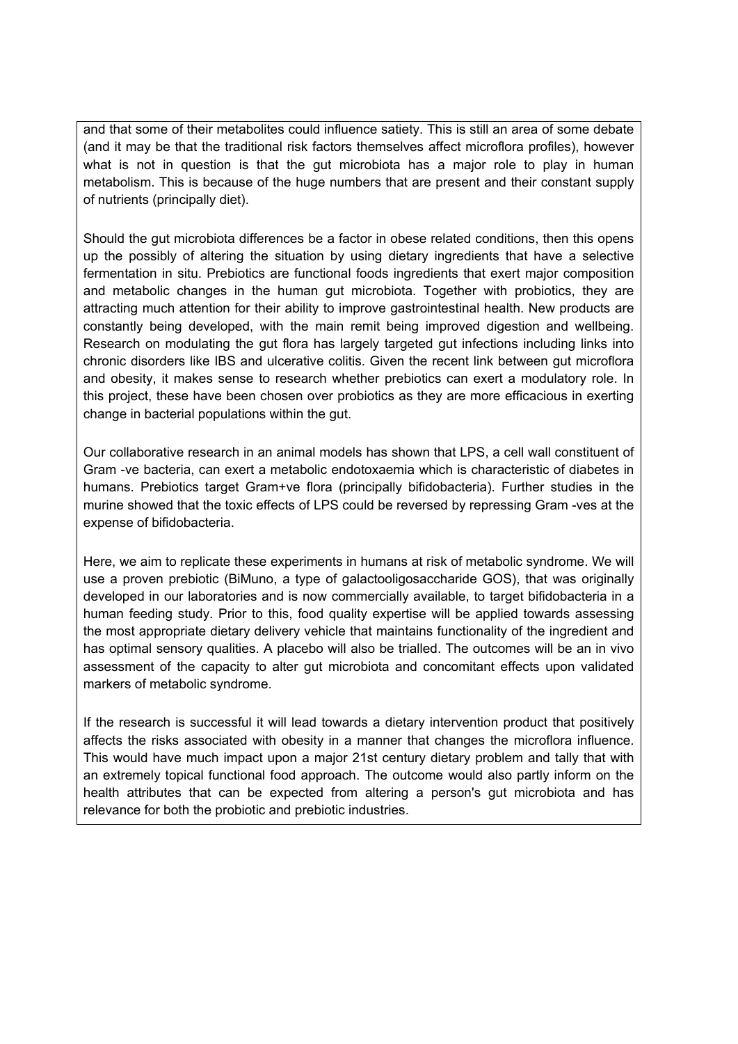and that some of their metabolites could influence satiety. This is still an area of some debate (and it may be that the traditional risk factors themselves affect microflora profiles), however what is not in question is that the gut microbiota has a major role to play in human metabolism. This is because of the huge numbers that are present and their constant supply of nutrients (principally diet).

Should the gut microbiota differences be a factor in obese related conditions, then this opens up the possibly of altering the situation by using dietary ingredients that have a selective fermentation in situ. Prebiotics are functional foods ingredients that exert major composition and metabolic changes in the human gut microbiota. Together with probiotics, they are attracting much attention for their ability to improve gastrointestinal health. New products are constantly being developed, with the main remit being improved digestion and wellbeing. Research on modulating the gut flora has largely targeted gut infections including links into chronic disorders like IBS and ulcerative colitis. Given the recent link between gut microflora and obesity, it makes sense to research whether prebiotics can exert a modulatory role. In this project, these have been chosen over probiotics as they are more efficacious in exerting change in bacterial populations within the gut.

Our collaborative research in an animal models has shown that LPS, a cell wall constituent of Gram -ve bacteria, can exert a metabolic endotoxaemia which is characteristic of diabetes in humans. Prebiotics target Gram+ve flora (principally bifidobacteria). Further studies in the murine showed that the toxic effects of LPS could be reversed by repressing Gram -ves at the expense of bifidobacteria.

Here, we aim to replicate these experiments in humans at risk of metabolic syndrome. We will use a proven prebiotic (BiMuno, a type of galactooligosaccharide GOS), that was originally developed in our laboratories and is now commercially available, to target bifidobacteria in a human feeding study. Prior to this, food quality expertise will be applied towards assessing the most appropriate dietary delivery vehicle that maintains functionality of the ingredient and has optimal sensory qualities. A placebo will also be trialled. The outcomes will be an in vivo assessment of the capacity to alter gut microbiota and concomitant effects upon validated markers of metabolic syndrome.

If the research is successful it will lead towards a dietary intervention product that positively affects the risks associated with obesity in a manner that changes the microflora influence. This would have much impact upon a major 21st century dietary problem and tally that with an extremely topical functional food approach. The outcome would also partly inform on the health attributes that can be expected from altering a person's gut microbiota and has relevance for both the probiotic and prebiotic industries.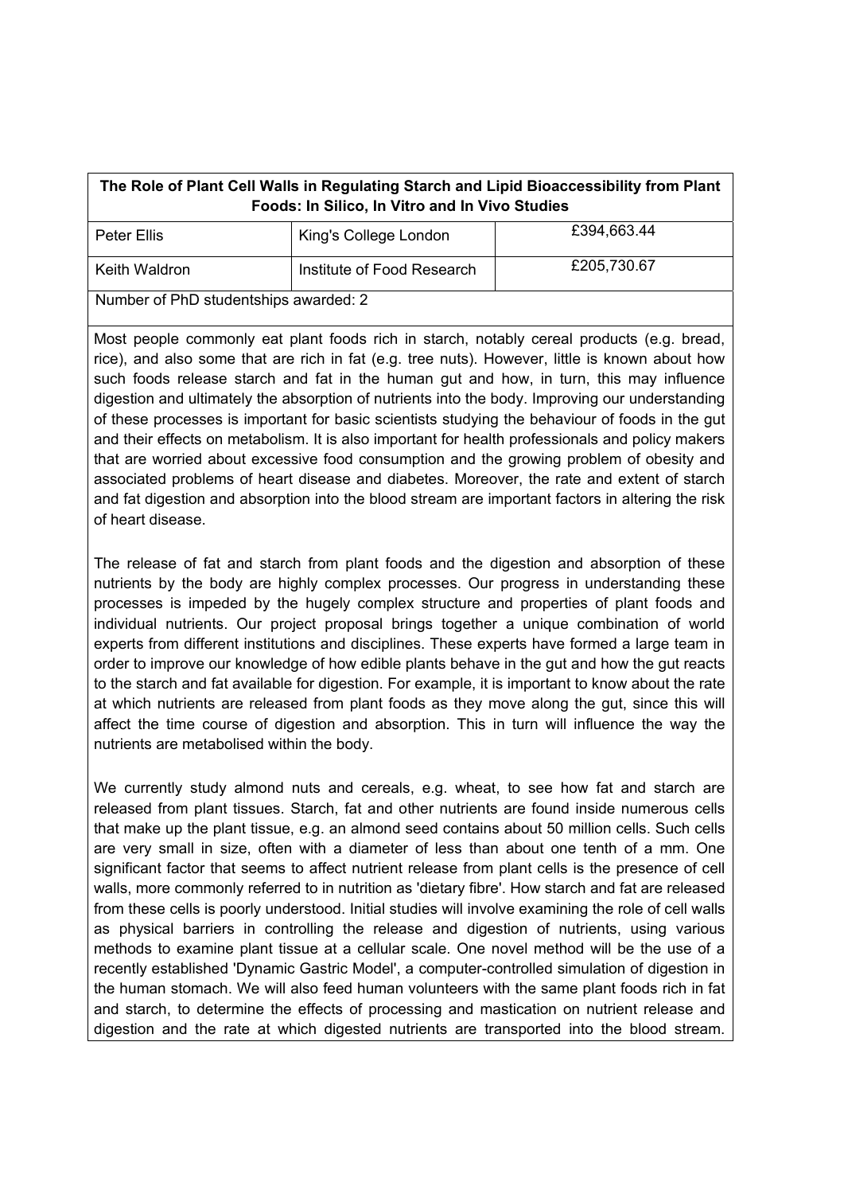| The Role of Plant Cell Walls in Regulating Starch and Lipid Bioaccessibility from Plant Foods: In Silico, In Vitro and In Vivo Studies | | |
| --- | --- | --- |
| Peter Ellis | King's College London | £394,663.44 |
| Keith Waldron | Institute of Food Research | £205,730.67 |

Number of PhD studentships awarded: 2

Most people commonly eat plant foods rich in starch, notably cereal products (e.g. bread, rice), and also some that are rich in fat (e.g. tree nuts). However, little is known about how such foods release starch and fat in the human gut and how, in turn, this may influence digestion and ultimately the absorption of nutrients into the body. Improving our understanding of these processes is important for basic scientists studying the behaviour of foods in the gut and their effects on metabolism. It is also important for health professionals and policy makers that are worried about excessive food consumption and the growing problem of obesity and associated problems of heart disease and diabetes. Moreover, the rate and extent of starch and fat digestion and absorption into the blood stream are important factors in altering the risk of heart disease.

The release of fat and starch from plant foods and the digestion and absorption of these nutrients by the body are highly complex processes. Our progress in understanding these processes is impeded by the hugely complex structure and properties of plant foods and individual nutrients. Our project proposal brings together a unique combination of world experts from different institutions and disciplines. These experts have formed a large team in order to improve our knowledge of how edible plants behave in the gut and how the gut reacts to the starch and fat available for digestion. For example, it is important to know about the rate at which nutrients are released from plant foods as they move along the gut, since this will affect the time course of digestion and absorption. This in turn will influence the way the nutrients are metabolised within the body.

We currently study almond nuts and cereals, e.g. wheat, to see how fat and starch are released from plant tissues. Starch, fat and other nutrients are found inside numerous cells that make up the plant tissue, e.g. an almond seed contains about 50 million cells. Such cells are very small in size, often with a diameter of less than about one tenth of a mm. One significant factor that seems to affect nutrient release from plant cells is the presence of cell walls, more commonly referred to in nutrition as 'dietary fibre'. How starch and fat are released from these cells is poorly understood. Initial studies will involve examining the role of cell walls as physical barriers in controlling the release and digestion of nutrients, using various methods to examine plant tissue at a cellular scale. One novel method will be the use of a recently established 'Dynamic Gastric Model', a computer-controlled simulation of digestion in the human stomach. We will also feed human volunteers with the same plant foods rich in fat and starch, to determine the effects of processing and mastication on nutrient release and digestion and the rate at which digested nutrients are transported into the blood stream.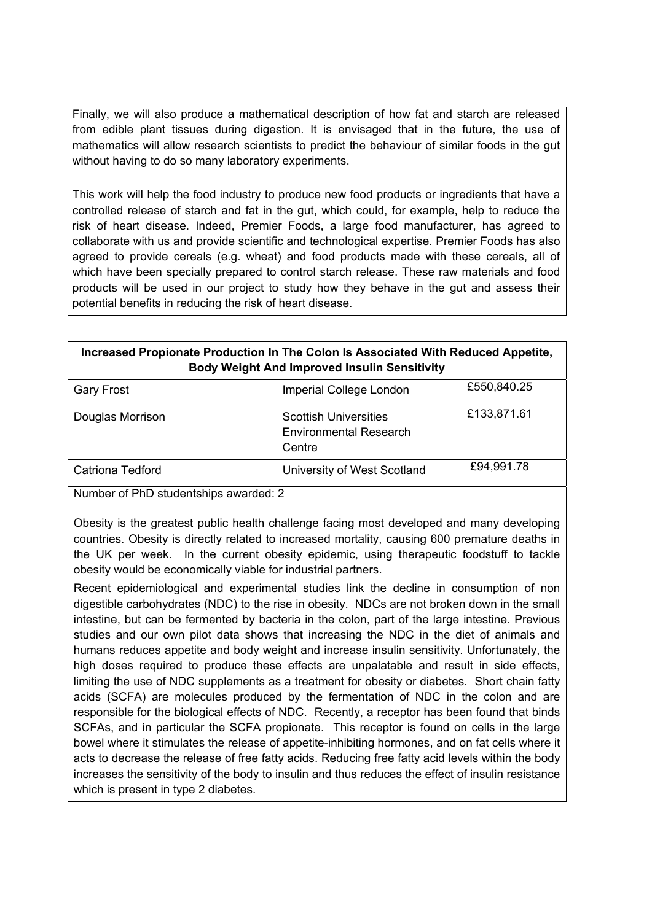Finally, we will also produce a mathematical description of how fat and starch are released from edible plant tissues during digestion. It is envisaged that in the future, the use of mathematics will allow research scientists to predict the behaviour of similar foods in the gut without having to do so many laboratory experiments.

This work will help the food industry to produce new food products or ingredients that have a controlled release of starch and fat in the gut, which could, for example, help to reduce the risk of heart disease. Indeed, Premier Foods, a large food manufacturer, has agreed to collaborate with us and provide scientific and technological expertise. Premier Foods has also agreed to provide cereals (e.g. wheat) and food products made with these cereals, all of which have been specially prepared to control starch release. These raw materials and food products will be used in our project to study how they behave in the gut and assess their potential benefits in reducing the risk of heart disease.

| **Increased Propionate Production In The Colon Is Associated With Reduced Appetite, Body Weight And Improved Insulin Sensitivity** | | |
|---|---|---|
| Gary Frost | Imperial College London | £550,840.25 |
| Douglas Morrison | Scottish Universities Environmental Research Centre | £133,871.61 |
| Catriona Tedford | University of West Scotland | £94,991.78 |

Number of PhD studentships awarded: 2

Obesity is the greatest public health challenge facing most developed and many developing countries. Obesity is directly related to increased mortality, causing 600 premature deaths in the UK per week. In the current obesity epidemic, using therapeutic foodstuff to tackle obesity would be economically viable for industrial partners.

Recent epidemiological and experimental studies link the decline in consumption of non digestible carbohydrates (NDC) to the rise in obesity. NDCs are not broken down in the small intestine, but can be fermented by bacteria in the colon, part of the large intestine. Previous studies and our own pilot data shows that increasing the NDC in the diet of animals and humans reduces appetite and body weight and increase insulin sensitivity. Unfortunately, the high doses required to produce these effects are unpalatable and result in side effects, limiting the use of NDC supplements as a treatment for obesity or diabetes. Short chain fatty acids (SCFA) are molecules produced by the fermentation of NDC in the colon and are responsible for the biological effects of NDC. Recently, a receptor has been found that binds SCFAs, and in particular the SCFA propionate. This receptor is found on cells in the large bowel where it stimulates the release of appetite-inhibiting hormones, and on fat cells where it acts to decrease the release of free fatty acids. Reducing free fatty acid levels within the body increases the sensitivity of the body to insulin and thus reduces the effect of insulin resistance which is present in type 2 diabetes.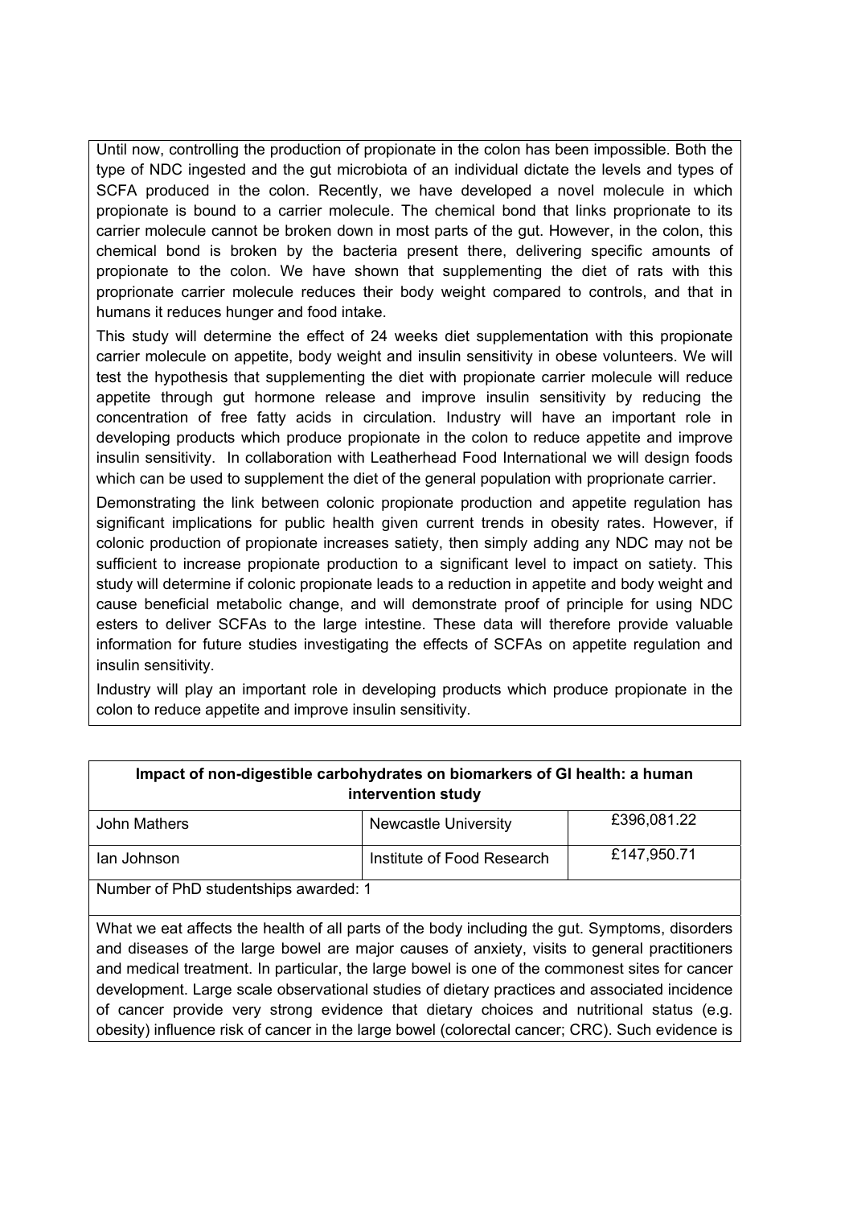Until now, controlling the production of propionate in the colon has been impossible. Both the type of NDC ingested and the gut microbiota of an individual dictate the levels and types of SCFA produced in the colon. Recently, we have developed a novel molecule in which propionate is bound to a carrier molecule. The chemical bond that links proprionate to its carrier molecule cannot be broken down in most parts of the gut. However, in the colon, this chemical bond is broken by the bacteria present there, delivering specific amounts of propionate to the colon. We have shown that supplementing the diet of rats with this proprionate carrier molecule reduces their body weight compared to controls, and that in humans it reduces hunger and food intake.

This study will determine the effect of 24 weeks diet supplementation with this propionate carrier molecule on appetite, body weight and insulin sensitivity in obese volunteers. We will test the hypothesis that supplementing the diet with propionate carrier molecule will reduce appetite through gut hormone release and improve insulin sensitivity by reducing the concentration of free fatty acids in circulation. Industry will have an important role in developing products which produce propionate in the colon to reduce appetite and improve insulin sensitivity. In collaboration with Leatherhead Food International we will design foods which can be used to supplement the diet of the general population with proprionate carrier.

Demonstrating the link between colonic propionate production and appetite regulation has significant implications for public health given current trends in obesity rates. However, if colonic production of propionate increases satiety, then simply adding any NDC may not be sufficient to increase propionate production to a significant level to impact on satiety. This study will determine if colonic propionate leads to a reduction in appetite and body weight and cause beneficial metabolic change, and will demonstrate proof of principle for using NDC esters to deliver SCFAs to the large intestine. These data will therefore provide valuable information for future studies investigating the effects of SCFAs on appetite regulation and insulin sensitivity.

Industry will play an important role in developing products which produce propionate in the colon to reduce appetite and improve insulin sensitivity.

| Impact of non-digestible carbohydrates on biomarkers of GI health: a human intervention study | | |
|---|---|---|
| John Mathers | Newcastle University | £396,081.22 |
| Ian Johnson | Institute of Food Research | £147,950.71 |
| Number of PhD studentships awarded: 1 | | |

What we eat affects the health of all parts of the body including the gut. Symptoms, disorders and diseases of the large bowel are major causes of anxiety, visits to general practitioners and medical treatment. In particular, the large bowel is one of the commonest sites for cancer development. Large scale observational studies of dietary practices and associated incidence of cancer provide very strong evidence that dietary choices and nutritional status (e.g. obesity) influence risk of cancer in the large bowel (colorectal cancer; CRC). Such evidence is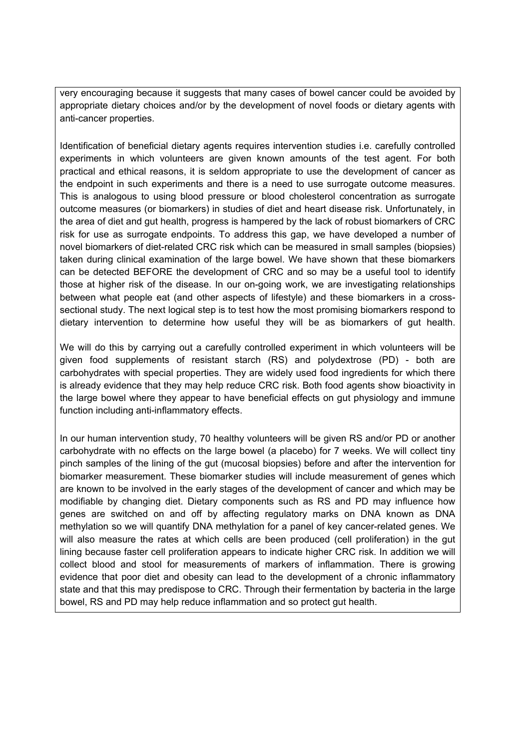very encouraging because it suggests that many cases of bowel cancer could be avoided by appropriate dietary choices and/or by the development of novel foods or dietary agents with anti-cancer properties.

Identification of beneficial dietary agents requires intervention studies i.e. carefully controlled experiments in which volunteers are given known amounts of the test agent. For both practical and ethical reasons, it is seldom appropriate to use the development of cancer as the endpoint in such experiments and there is a need to use surrogate outcome measures. This is analogous to using blood pressure or blood cholesterol concentration as surrogate outcome measures (or biomarkers) in studies of diet and heart disease risk. Unfortunately, in the area of diet and gut health, progress is hampered by the lack of robust biomarkers of CRC risk for use as surrogate endpoints. To address this gap, we have developed a number of novel biomarkers of diet-related CRC risk which can be measured in small samples (biopsies) taken during clinical examination of the large bowel. We have shown that these biomarkers can be detected BEFORE the development of CRC and so may be a useful tool to identify those at higher risk of the disease. In our on-going work, we are investigating relationships between what people eat (and other aspects of lifestyle) and these biomarkers in a cross-sectional study. The next logical step is to test how the most promising biomarkers respond to dietary intervention to determine how useful they will be as biomarkers of gut health.

We will do this by carrying out a carefully controlled experiment in which volunteers will be given food supplements of resistant starch (RS) and polydextrose (PD) - both are carbohydrates with special properties. They are widely used food ingredients for which there is already evidence that they may help reduce CRC risk. Both food agents show bioactivity in the large bowel where they appear to have beneficial effects on gut physiology and immune function including anti-inflammatory effects.

In our human intervention study, 70 healthy volunteers will be given RS and/or PD or another carbohydrate with no effects on the large bowel (a placebo) for 7 weeks. We will collect tiny pinch samples of the lining of the gut (mucosal biopsies) before and after the intervention for biomarker measurement. These biomarker studies will include measurement of genes which are known to be involved in the early stages of the development of cancer and which may be modifiable by changing diet. Dietary components such as RS and PD may influence how genes are switched on and off by affecting regulatory marks on DNA known as DNA methylation so we will quantify DNA methylation for a panel of key cancer-related genes. We will also measure the rates at which cells are been produced (cell proliferation) in the gut lining because faster cell proliferation appears to indicate higher CRC risk. In addition we will collect blood and stool for measurements of markers of inflammation. There is growing evidence that poor diet and obesity can lead to the development of a chronic inflammatory state and that this may predispose to CRC. Through their fermentation by bacteria in the large bowel, RS and PD may help reduce inflammation and so protect gut health.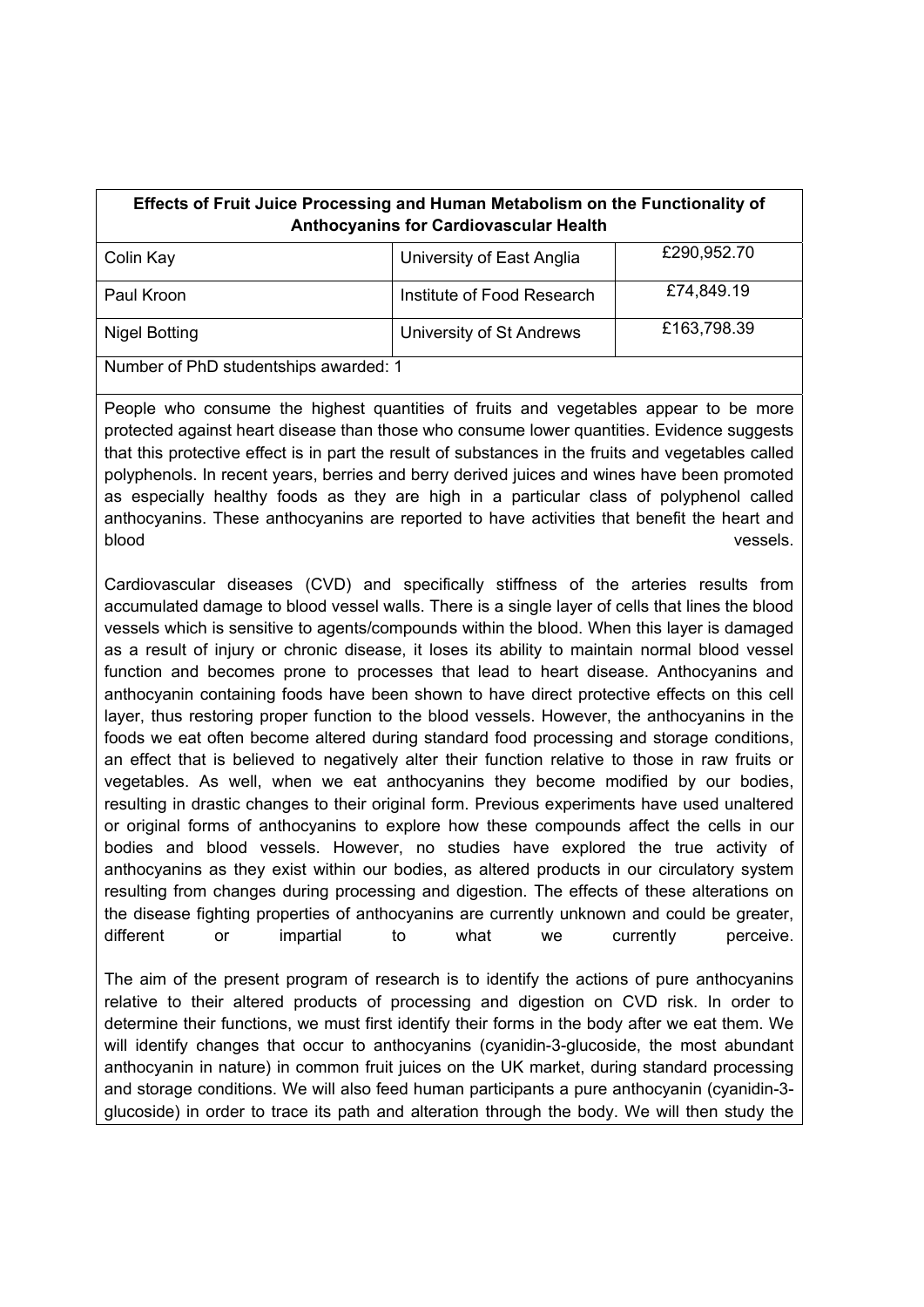| Effects of Fruit Juice Processing and Human Metabolism on the Functionality of Anthocyanins for Cardiovascular Health | | |
|---|---|---|
| Colin Kay | University of East Anglia | £290,952.70 |
| Paul Kroon | Institute of Food Research | £74,849.19 |
| Nigel Botting | University of St Andrews | £163,798.39 |
| Number of PhD studentships awarded: 1 | | |

People who consume the highest quantities of fruits and vegetables appear to be more protected against heart disease than those who consume lower quantities. Evidence suggests that this protective effect is in part the result of substances in the fruits and vegetables called polyphenols. In recent years, berries and berry derived juices and wines have been promoted as especially healthy foods as they are high in a particular class of polyphenol called anthocyanins. These anthocyanins are reported to have activities that benefit the heart and blood vessels.

Cardiovascular diseases (CVD) and specifically stiffness of the arteries results from accumulated damage to blood vessel walls. There is a single layer of cells that lines the blood vessels which is sensitive to agents/compounds within the blood. When this layer is damaged as a result of injury or chronic disease, it loses its ability to maintain normal blood vessel function and becomes prone to processes that lead to heart disease. Anthocyanins and anthocyanin containing foods have been shown to have direct protective effects on this cell layer, thus restoring proper function to the blood vessels. However, the anthocyanins in the foods we eat often become altered during standard food processing and storage conditions, an effect that is believed to negatively alter their function relative to those in raw fruits or vegetables. As well, when we eat anthocyanins they become modified by our bodies, resulting in drastic changes to their original form. Previous experiments have used unaltered or original forms of anthocyanins to explore how these compounds affect the cells in our bodies and blood vessels. However, no studies have explored the true activity of anthocyanins as they exist within our bodies, as altered products in our circulatory system resulting from changes during processing and digestion. The effects of these alterations on the disease fighting properties of anthocyanins are currently unknown and could be greater, different or impartial to what we currently perceive.

The aim of the present program of research is to identify the actions of pure anthocyanins relative to their altered products of processing and digestion on CVD risk. In order to determine their functions, we must first identify their forms in the body after we eat them. We will identify changes that occur to anthocyanins (cyanidin-3-glucoside, the most abundant anthocyanin in nature) in common fruit juices on the UK market, during standard processing and storage conditions. We will also feed human participants a pure anthocyanin (cyanidin-3-glucoside) in order to trace its path and alteration through the body. We will then study the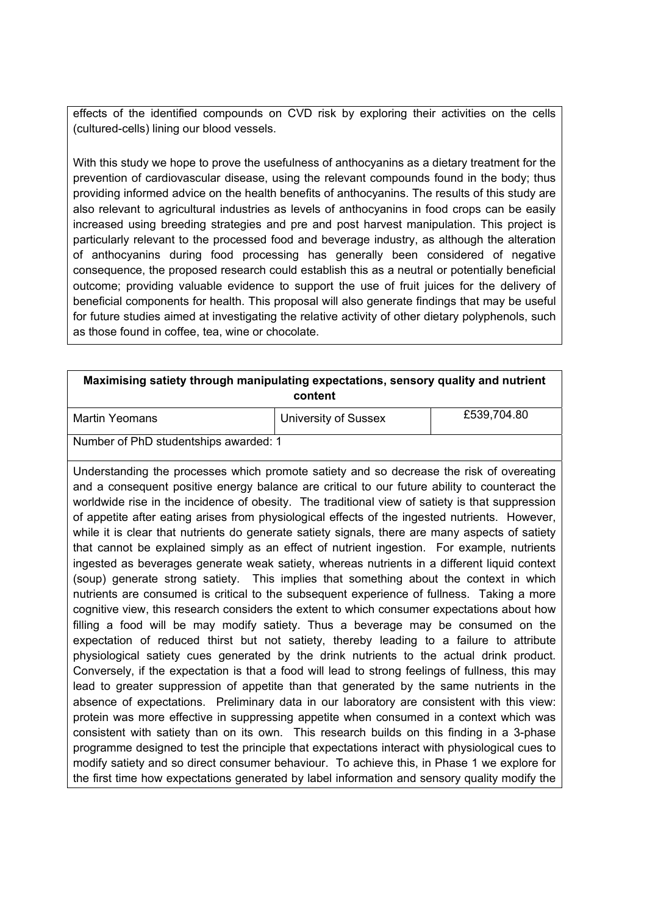effects of the identified compounds on CVD risk by exploring their activities on the cells (cultured-cells) lining our blood vessels.

With this study we hope to prove the usefulness of anthocyanins as a dietary treatment for the prevention of cardiovascular disease, using the relevant compounds found in the body; thus providing informed advice on the health benefits of anthocyanins. The results of this study are also relevant to agricultural industries as levels of anthocyanins in food crops can be easily increased using breeding strategies and pre and post harvest manipulation. This project is particularly relevant to the processed food and beverage industry, as although the alteration of anthocyanins during food processing has generally been considered of negative consequence, the proposed research could establish this as a neutral or potentially beneficial outcome; providing valuable evidence to support the use of fruit juices for the delivery of beneficial components for health. This proposal will also generate findings that may be useful for future studies aimed at investigating the relative activity of other dietary polyphenols, such as those found in coffee, tea, wine or chocolate.

| **Maximising satiety through manipulating expectations, sensory quality and nutrient content** | | |
|---|---|---|
| Martin Yeomans | University of Sussex | £539,704.80 |
| Number of PhD studentships awarded: 1 | | |

Understanding the processes which promote satiety and so decrease the risk of overeating and a consequent positive energy balance are critical to our future ability to counteract the worldwide rise in the incidence of obesity. The traditional view of satiety is that suppression of appetite after eating arises from physiological effects of the ingested nutrients. However, while it is clear that nutrients do generate satiety signals, there are many aspects of satiety that cannot be explained simply as an effect of nutrient ingestion. For example, nutrients ingested as beverages generate weak satiety, whereas nutrients in a different liquid context (soup) generate strong satiety. This implies that something about the context in which nutrients are consumed is critical to the subsequent experience of fullness. Taking a more cognitive view, this research considers the extent to which consumer expectations about how filling a food will be may modify satiety. Thus a beverage may be consumed on the expectation of reduced thirst but not satiety, thereby leading to a failure to attribute physiological satiety cues generated by the drink nutrients to the actual drink product. Conversely, if the expectation is that a food will lead to strong feelings of fullness, this may lead to greater suppression of appetite than that generated by the same nutrients in the absence of expectations. Preliminary data in our laboratory are consistent with this view: protein was more effective in suppressing appetite when consumed in a context which was consistent with satiety than on its own. This research builds on this finding in a 3-phase programme designed to test the principle that expectations interact with physiological cues to modify satiety and so direct consumer behaviour. To achieve this, in Phase 1 we explore for the first time how expectations generated by label information and sensory quality modify the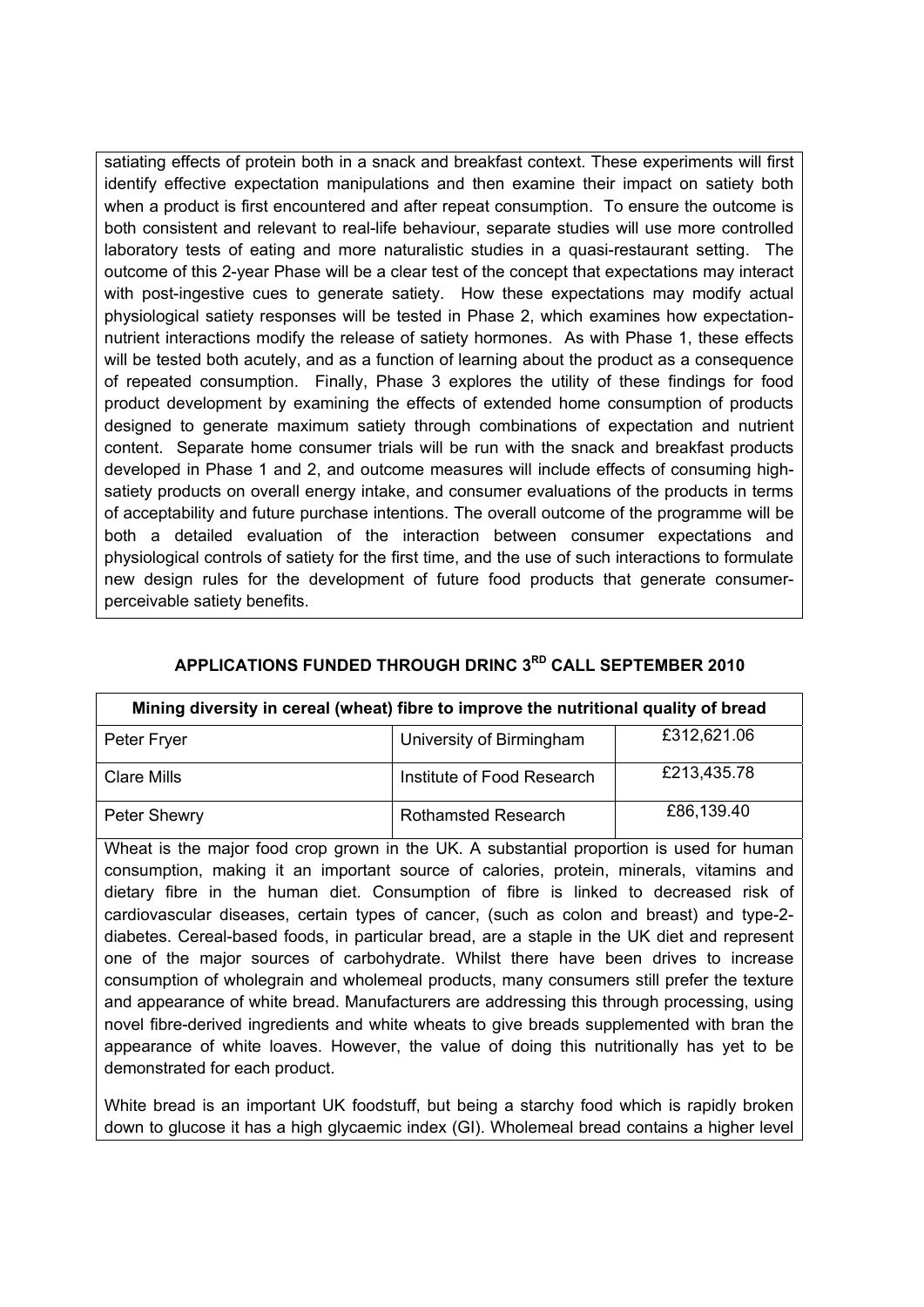satiating effects of protein both in a snack and breakfast context. These experiments will first identify effective expectation manipulations and then examine their impact on satiety both when a product is first encountered and after repeat consumption. To ensure the outcome is both consistent and relevant to real-life behaviour, separate studies will use more controlled laboratory tests of eating and more naturalistic studies in a quasi-restaurant setting. The outcome of this 2-year Phase will be a clear test of the concept that expectations may interact with post-ingestive cues to generate satiety. How these expectations may modify actual physiological satiety responses will be tested in Phase 2, which examines how expectation-nutrient interactions modify the release of satiety hormones. As with Phase 1, these effects will be tested both acutely, and as a function of learning about the product as a consequence of repeated consumption. Finally, Phase 3 explores the utility of these findings for food product development by examining the effects of extended home consumption of products designed to generate maximum satiety through combinations of expectation and nutrient content. Separate home consumer trials will be run with the snack and breakfast products developed in Phase 1 and 2, and outcome measures will include effects of consuming high-satiety products on overall energy intake, and consumer evaluations of the products in terms of acceptability and future purchase intentions. The overall outcome of the programme will be both a detailed evaluation of the interaction between consumer expectations and physiological controls of satiety for the first time, and the use of such interactions to formulate new design rules for the development of future food products that generate consumer-perceivable satiety benefits.

## APPLICATIONS FUNDED THROUGH DRINC 3RD CALL SEPTEMBER 2010

| Mining diversity in cereal (wheat) fibre to improve the nutritional quality of bread | | |
|---|---|---|
| Peter Fryer | University of Birmingham | £312,621.06 |
| Clare Mills | Institute of Food Research | £213,435.78 |
| Peter Shewry | Rothamsted Research | £86,139.40 |

Wheat is the major food crop grown in the UK. A substantial proportion is used for human consumption, making it an important source of calories, protein, minerals, vitamins and dietary fibre in the human diet. Consumption of fibre is linked to decreased risk of cardiovascular diseases, certain types of cancer, (such as colon and breast) and type-2-diabetes. Cereal-based foods, in particular bread, are a staple in the UK diet and represent one of the major sources of carbohydrate. Whilst there have been drives to increase consumption of wholegrain and wholemeal products, many consumers still prefer the texture and appearance of white bread. Manufacturers are addressing this through processing, using novel fibre-derived ingredients and white wheats to give breads supplemented with bran the appearance of white loaves. However, the value of doing this nutritionally has yet to be demonstrated for each product.

White bread is an important UK foodstuff, but being a starchy food which is rapidly broken down to glucose it has a high glycaemic index (GI). Wholemeal bread contains a higher level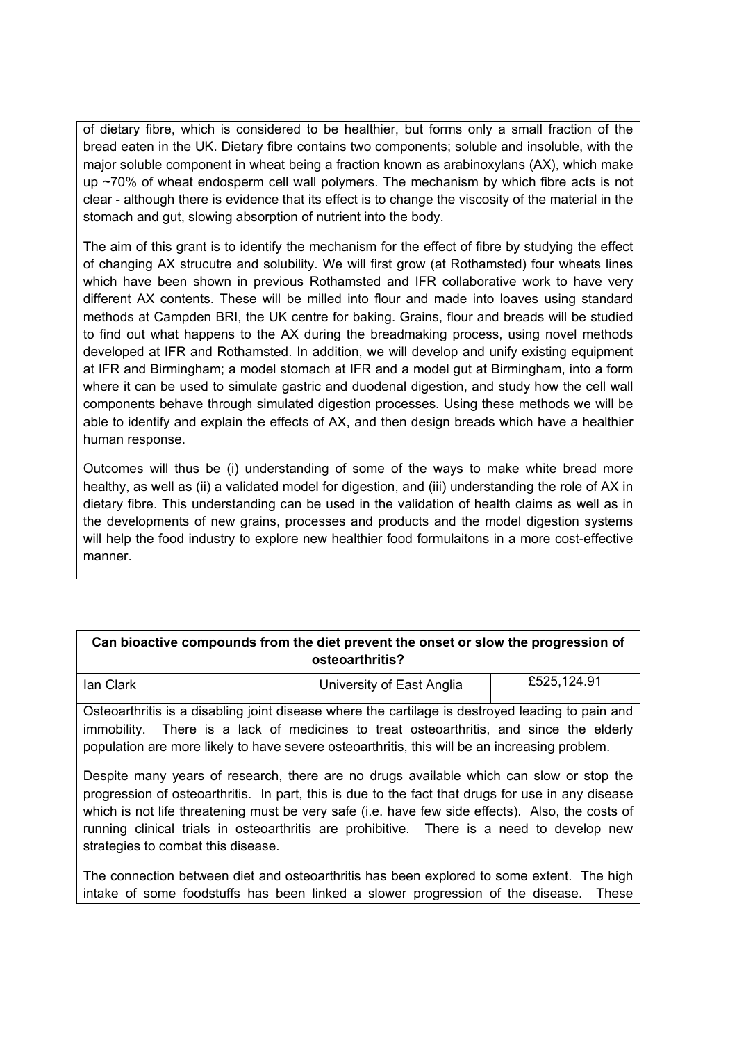of dietary fibre, which is considered to be healthier, but forms only a small fraction of the bread eaten in the UK. Dietary fibre contains two components; soluble and insoluble, with the major soluble component in wheat being a fraction known as arabinoxylans (AX), which make up ~70% of wheat endosperm cell wall polymers. The mechanism by which fibre acts is not clear - although there is evidence that its effect is to change the viscosity of the material in the stomach and gut, slowing absorption of nutrient into the body.

The aim of this grant is to identify the mechanism for the effect of fibre by studying the effect of changing AX strucutre and solubility. We will first grow (at Rothamsted) four wheats lines which have been shown in previous Rothamsted and IFR collaborative work to have very different AX contents. These will be milled into flour and made into loaves using standard methods at Campden BRI, the UK centre for baking. Grains, flour and breads will be studied to find out what happens to the AX during the breadmaking process, using novel methods developed at IFR and Rothamsted. In addition, we will develop and unify existing equipment at IFR and Birmingham; a model stomach at IFR and a model gut at Birmingham, into a form where it can be used to simulate gastric and duodenal digestion, and study how the cell wall components behave through simulated digestion processes. Using these methods we will be able to identify and explain the effects of AX, and then design breads which have a healthier human response.

Outcomes will thus be (i) understanding of some of the ways to make white bread more healthy, as well as (ii) a validated model for digestion, and (iii) understanding the role of AX in dietary fibre. This understanding can be used in the validation of health claims as well as in the developments of new grains, processes and products and the model digestion systems will help the food industry to explore new healthier food formulaitons in a more cost-effective manner.

| **Can bioactive compounds from the diet prevent the onset or slow the progression of osteoarthritis?** | | |
|---|---|---|
| Ian Clark | University of East Anglia | £525,124.91 |

Osteoarthritis is a disabling joint disease where the cartilage is destroyed leading to pain and immobility. There is a lack of medicines to treat osteoarthritis, and since the elderly population are more likely to have severe osteoarthritis, this will be an increasing problem.

Despite many years of research, there are no drugs available which can slow or stop the progression of osteoarthritis. In part, this is due to the fact that drugs for use in any disease which is not life threatening must be very safe (i.e. have few side effects). Also, the costs of running clinical trials in osteoarthritis are prohibitive. There is a need to develop new strategies to combat this disease.

The connection between diet and osteoarthritis has been explored to some extent. The high intake of some foodstuffs has been linked a slower progression of the disease. These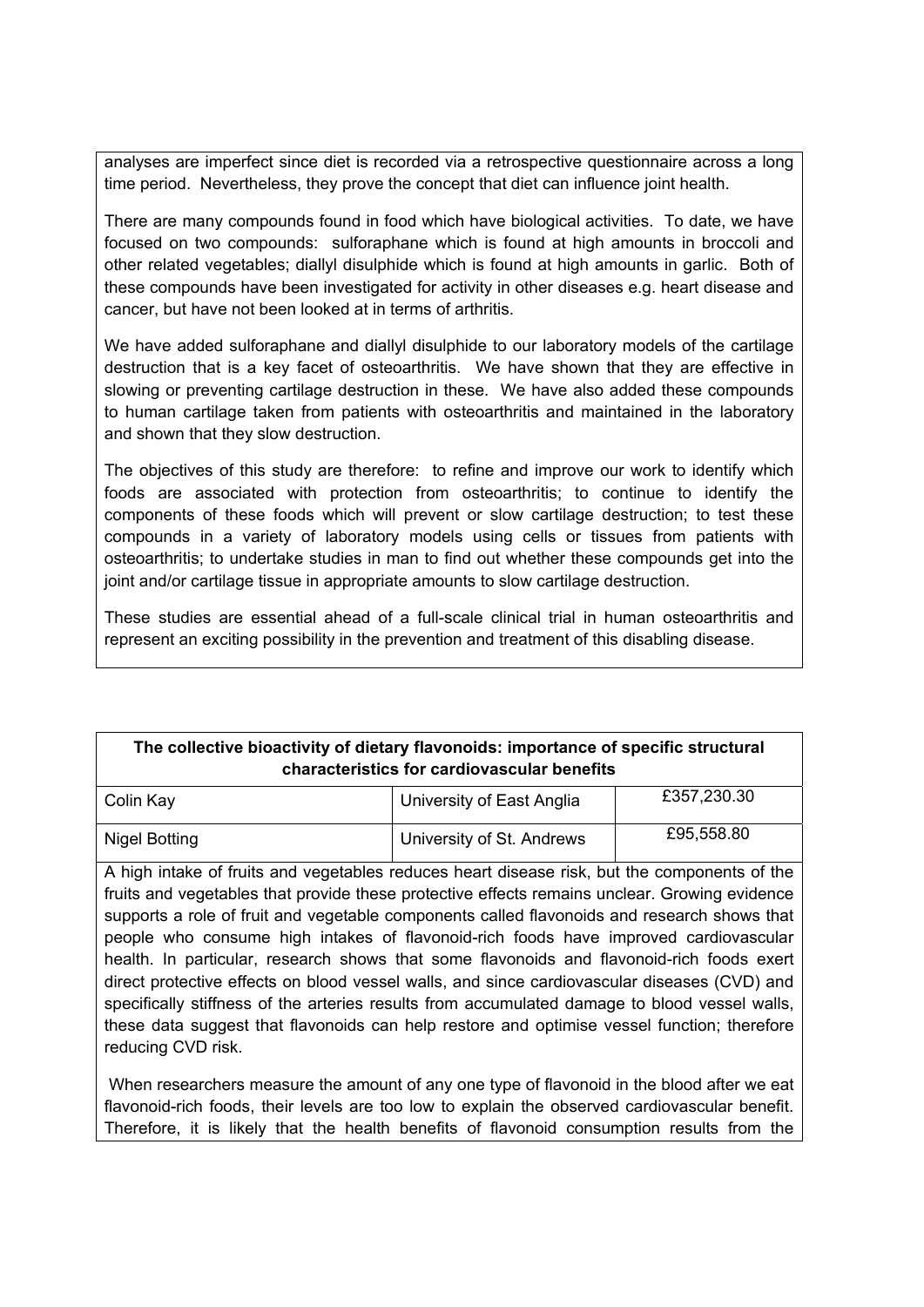analyses are imperfect since diet is recorded via a retrospective questionnaire across a long time period. Nevertheless, they prove the concept that diet can influence joint health.

There are many compounds found in food which have biological activities. To date, we have focused on two compounds: sulforaphane which is found at high amounts in broccoli and other related vegetables; diallyl disulphide which is found at high amounts in garlic. Both of these compounds have been investigated for activity in other diseases e.g. heart disease and cancer, but have not been looked at in terms of arthritis.

We have added sulforaphane and diallyl disulphide to our laboratory models of the cartilage destruction that is a key facet of osteoarthritis. We have shown that they are effective in slowing or preventing cartilage destruction in these. We have also added these compounds to human cartilage taken from patients with osteoarthritis and maintained in the laboratory and shown that they slow destruction.

The objectives of this study are therefore: to refine and improve our work to identify which foods are associated with protection from osteoarthritis; to continue to identify the components of these foods which will prevent or slow cartilage destruction; to test these compounds in a variety of laboratory models using cells or tissues from patients with osteoarthritis; to undertake studies in man to find out whether these compounds get into the joint and/or cartilage tissue in appropriate amounts to slow cartilage destruction.

These studies are essential ahead of a full-scale clinical trial in human osteoarthritis and represent an exciting possibility in the prevention and treatment of this disabling disease.

| **The collective bioactivity of dietary flavonoids: importance of specific structural characteristics for cardiovascular benefits** | | |
|---|---|---|
| Colin Kay | University of East Anglia | £357,230.30 |
| Nigel Botting | University of St. Andrews | £95,558.80 |

A high intake of fruits and vegetables reduces heart disease risk, but the components of the fruits and vegetables that provide these protective effects remains unclear. Growing evidence supports a role of fruit and vegetable components called flavonoids and research shows that people who consume high intakes of flavonoid-rich foods have improved cardiovascular health. In particular, research shows that some flavonoids and flavonoid-rich foods exert direct protective effects on blood vessel walls, and since cardiovascular diseases (CVD) and specifically stiffness of the arteries results from accumulated damage to blood vessel walls, these data suggest that flavonoids can help restore and optimise vessel function; therefore reducing CVD risk.

When researchers measure the amount of any one type of flavonoid in the blood after we eat flavonoid-rich foods, their levels are too low to explain the observed cardiovascular benefit. Therefore, it is likely that the health benefits of flavonoid consumption results from the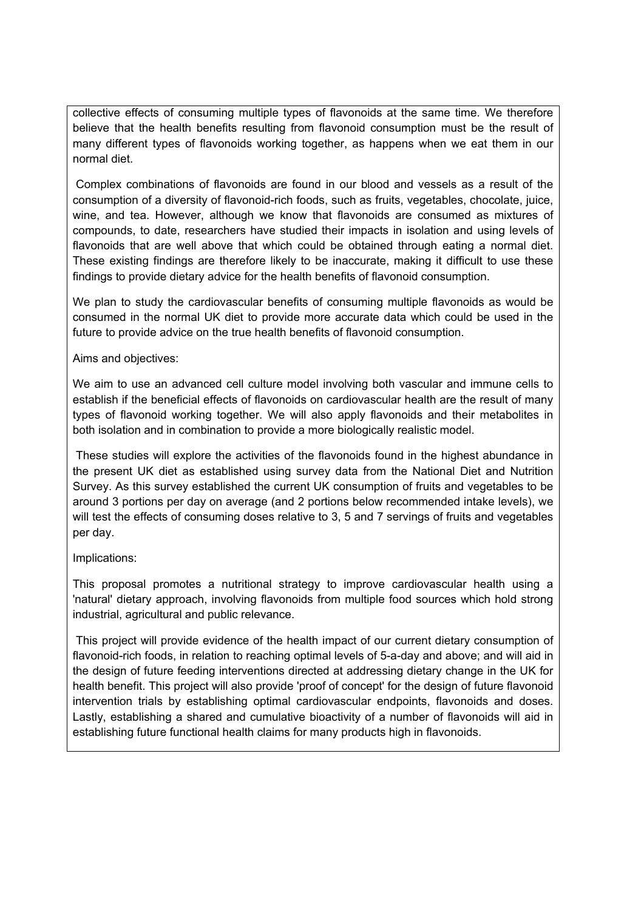collective effects of consuming multiple types of flavonoids at the same time. We therefore believe that the health benefits resulting from flavonoid consumption must be the result of many different types of flavonoids working together, as happens when we eat them in our normal diet.

Complex combinations of flavonoids are found in our blood and vessels as a result of the consumption of a diversity of flavonoid-rich foods, such as fruits, vegetables, chocolate, juice, wine, and tea. However, although we know that flavonoids are consumed as mixtures of compounds, to date, researchers have studied their impacts in isolation and using levels of flavonoids that are well above that which could be obtained through eating a normal diet. These existing findings are therefore likely to be inaccurate, making it difficult to use these findings to provide dietary advice for the health benefits of flavonoid consumption.

We plan to study the cardiovascular benefits of consuming multiple flavonoids as would be consumed in the normal UK diet to provide more accurate data which could be used in the future to provide advice on the true health benefits of flavonoid consumption.

Aims and objectives:

We aim to use an advanced cell culture model involving both vascular and immune cells to establish if the beneficial effects of flavonoids on cardiovascular health are the result of many types of flavonoid working together. We will also apply flavonoids and their metabolites in both isolation and in combination to provide a more biologically realistic model.

These studies will explore the activities of the flavonoids found in the highest abundance in the present UK diet as established using survey data from the National Diet and Nutrition Survey. As this survey established the current UK consumption of fruits and vegetables to be around 3 portions per day on average (and 2 portions below recommended intake levels), we will test the effects of consuming doses relative to 3, 5 and 7 servings of fruits and vegetables per day.

Implications:

This proposal promotes a nutritional strategy to improve cardiovascular health using a 'natural' dietary approach, involving flavonoids from multiple food sources which hold strong industrial, agricultural and public relevance.

This project will provide evidence of the health impact of our current dietary consumption of flavonoid-rich foods, in relation to reaching optimal levels of 5-a-day and above; and will aid in the design of future feeding interventions directed at addressing dietary change in the UK for health benefit. This project will also provide 'proof of concept' for the design of future flavonoid intervention trials by establishing optimal cardiovascular endpoints, flavonoids and doses. Lastly, establishing a shared and cumulative bioactivity of a number of flavonoids will aid in establishing future functional health claims for many products high in flavonoids.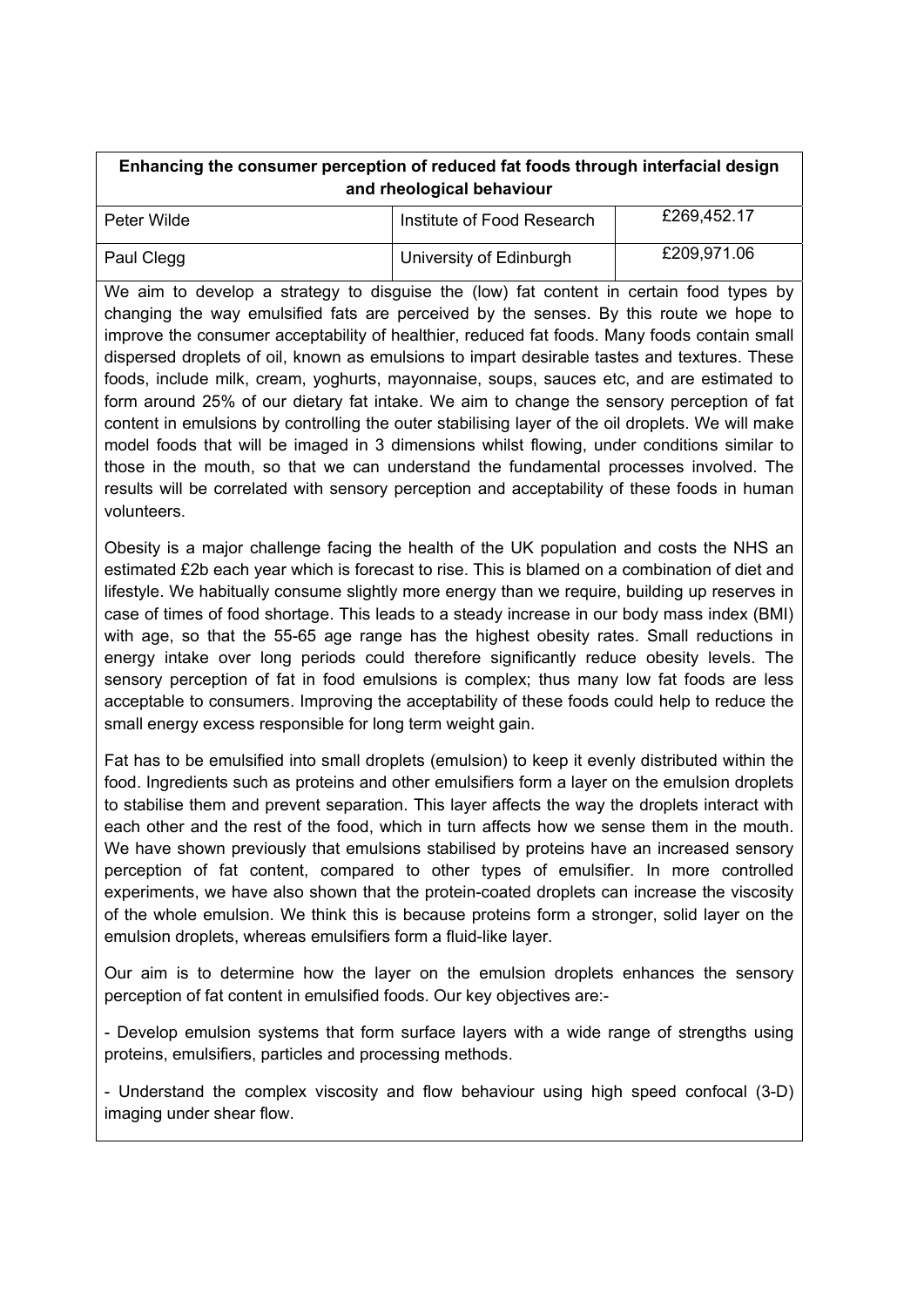| Enhancing the consumer perception of reduced fat foods through interfacial design and rheological behaviour | | |
|---|---|---|
| Peter Wilde | Institute of Food Research | £269,452.17 |
| Paul Clegg | University of Edinburgh | £209,971.06 |

We aim to develop a strategy to disguise the (low) fat content in certain food types by changing the way emulsified fats are perceived by the senses. By this route we hope to improve the consumer acceptability of healthier, reduced fat foods. Many foods contain small dispersed droplets of oil, known as emulsions to impart desirable tastes and textures. These foods, include milk, cream, yoghurts, mayonnaise, soups, sauces etc, and are estimated to form around 25% of our dietary fat intake. We aim to change the sensory perception of fat content in emulsions by controlling the outer stabilising layer of the oil droplets. We will make model foods that will be imaged in 3 dimensions whilst flowing, under conditions similar to those in the mouth, so that we can understand the fundamental processes involved. The results will be correlated with sensory perception and acceptability of these foods in human volunteers.

Obesity is a major challenge facing the health of the UK population and costs the NHS an estimated £2b each year which is forecast to rise. This is blamed on a combination of diet and lifestyle. We habitually consume slightly more energy than we require, building up reserves in case of times of food shortage. This leads to a steady increase in our body mass index (BMI) with age, so that the 55-65 age range has the highest obesity rates. Small reductions in energy intake over long periods could therefore significantly reduce obesity levels. The sensory perception of fat in food emulsions is complex; thus many low fat foods are less acceptable to consumers. Improving the acceptability of these foods could help to reduce the small energy excess responsible for long term weight gain.

Fat has to be emulsified into small droplets (emulsion) to keep it evenly distributed within the food. Ingredients such as proteins and other emulsifiers form a layer on the emulsion droplets to stabilise them and prevent separation. This layer affects the way the droplets interact with each other and the rest of the food, which in turn affects how we sense them in the mouth. We have shown previously that emulsions stabilised by proteins have an increased sensory perception of fat content, compared to other types of emulsifier. In more controlled experiments, we have also shown that the protein-coated droplets can increase the viscosity of the whole emulsion. We think this is because proteins form a stronger, solid layer on the emulsion droplets, whereas emulsifiers form a fluid-like layer.

Our aim is to determine how the layer on the emulsion droplets enhances the sensory perception of fat content in emulsified foods. Our key objectives are:-

- Develop emulsion systems that form surface layers with a wide range of strengths using proteins, emulsifiers, particles and processing methods.

- Understand the complex viscosity and flow behaviour using high speed confocal (3-D) imaging under shear flow.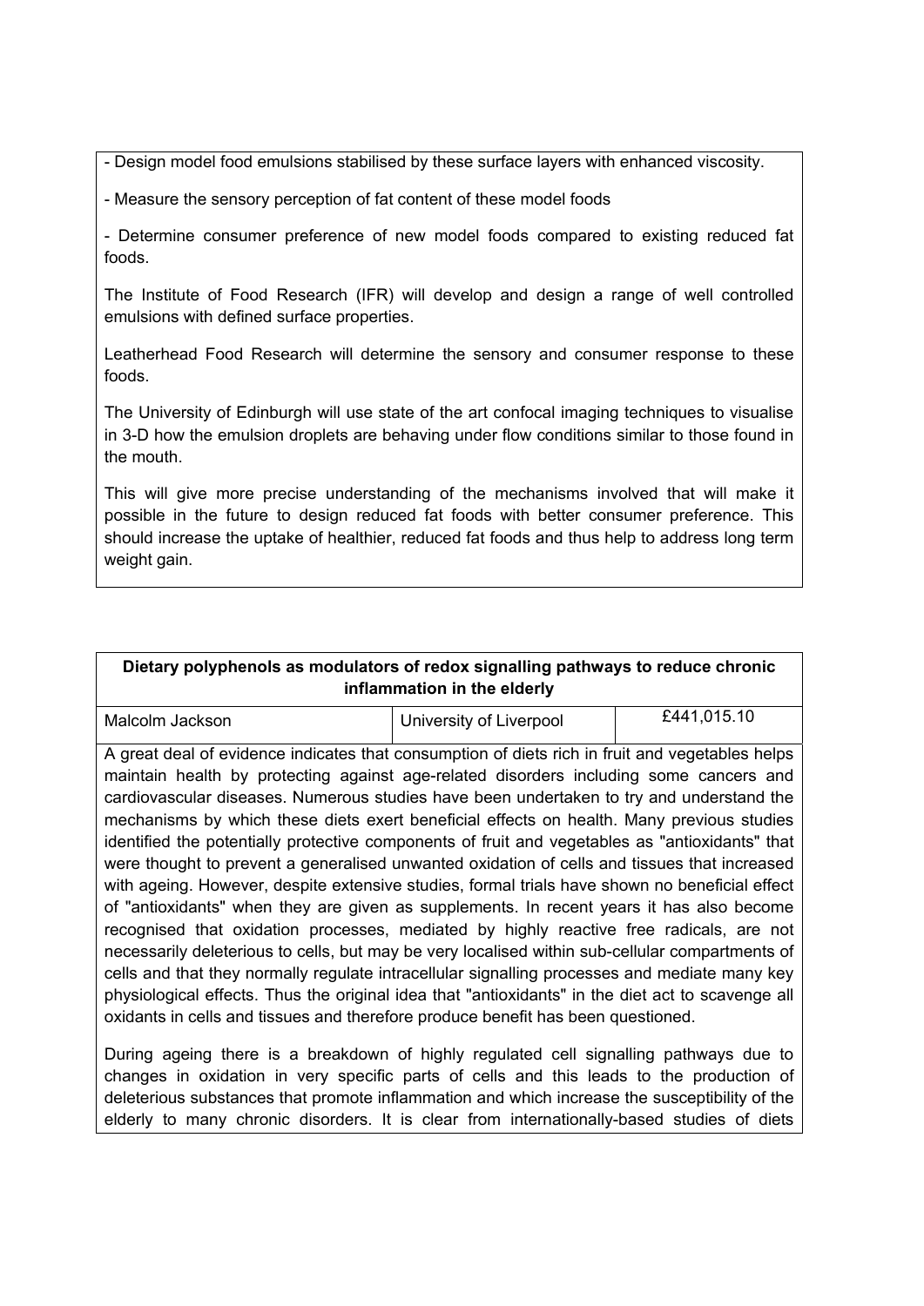- Design model food emulsions stabilised by these surface layers with enhanced viscosity.

- Measure the sensory perception of fat content of these model foods

- Determine consumer preference of new model foods compared to existing reduced fat foods.

The Institute of Food Research (IFR) will develop and design a range of well controlled emulsions with defined surface properties.

Leatherhead Food Research will determine the sensory and consumer response to these foods.

The University of Edinburgh will use state of the art confocal imaging techniques to visualise in 3-D how the emulsion droplets are behaving under flow conditions similar to those found in the mouth.

This will give more precise understanding of the mechanisms involved that will make it possible in the future to design reduced fat foods with better consumer preference. This should increase the uptake of healthier, reduced fat foods and thus help to address long term weight gain.

**Dietary polyphenols as modulators of redox signalling pathways to reduce chronic inflammation in the elderly**

| Malcolm Jackson | University of Liverpool | £441,015.10 |
| --- | --- | --- |

A great deal of evidence indicates that consumption of diets rich in fruit and vegetables helps maintain health by protecting against age-related disorders including some cancers and cardiovascular diseases. Numerous studies have been undertaken to try and understand the mechanisms by which these diets exert beneficial effects on health. Many previous studies identified the potentially protective components of fruit and vegetables as "antioxidants" that were thought to prevent a generalised unwanted oxidation of cells and tissues that increased with ageing. However, despite extensive studies, formal trials have shown no beneficial effect of "antioxidants" when they are given as supplements. In recent years it has also become recognised that oxidation processes, mediated by highly reactive free radicals, are not necessarily deleterious to cells, but may be very localised within sub-cellular compartments of cells and that they normally regulate intracellular signalling processes and mediate many key physiological effects. Thus the original idea that "antioxidants" in the diet act to scavenge all oxidants in cells and tissues and therefore produce benefit has been questioned.

During ageing there is a breakdown of highly regulated cell signalling pathways due to changes in oxidation in very specific parts of cells and this leads to the production of deleterious substances that promote inflammation and which increase the susceptibility of the elderly to many chronic disorders. It is clear from internationally-based studies of diets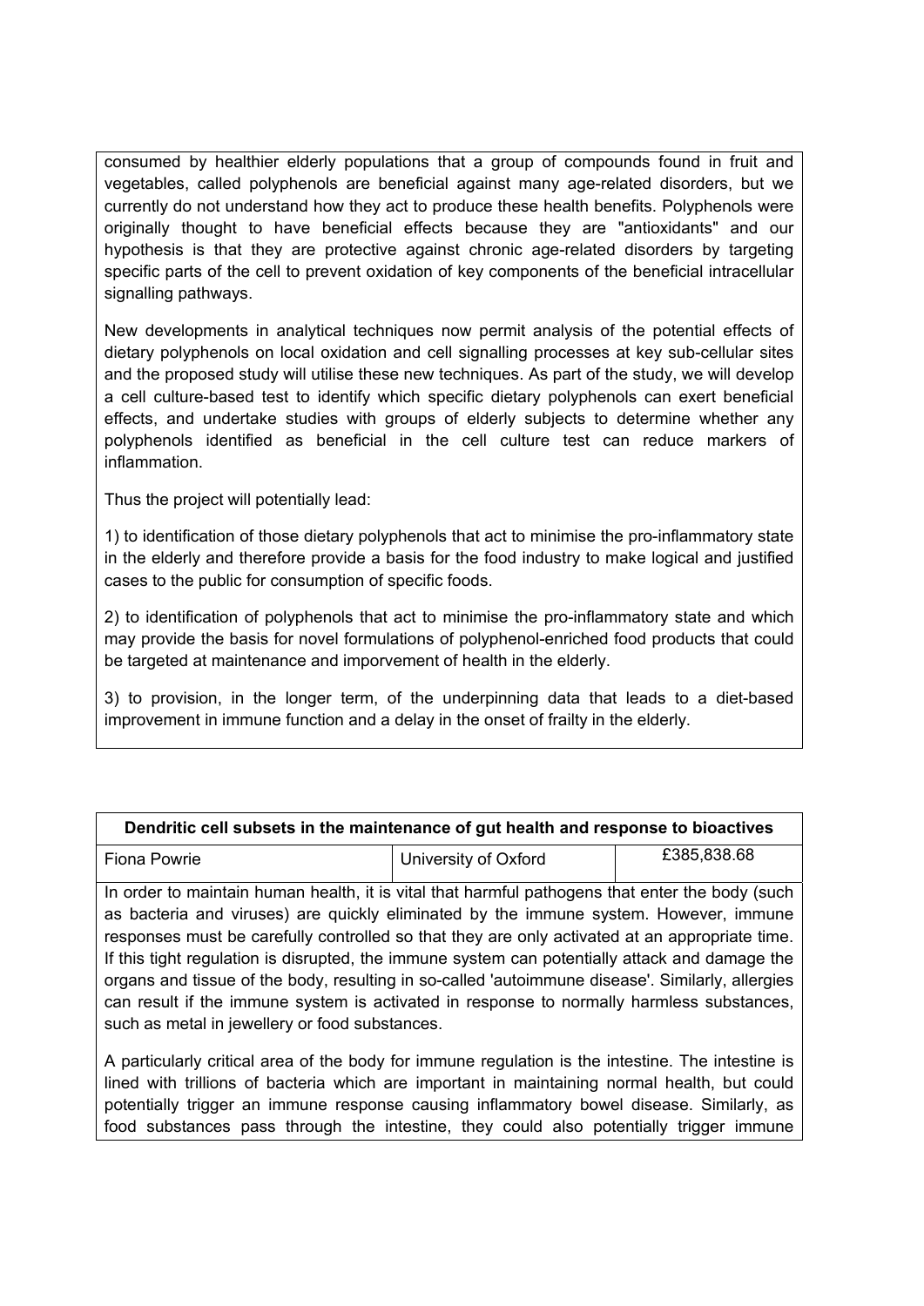consumed by healthier elderly populations that a group of compounds found in fruit and vegetables, called polyphenols are beneficial against many age-related disorders, but we currently do not understand how they act to produce these health benefits. Polyphenols were originally thought to have beneficial effects because they are "antioxidants" and our hypothesis is that they are protective against chronic age-related disorders by targeting specific parts of the cell to prevent oxidation of key components of the beneficial intracellular signalling pathways.

New developments in analytical techniques now permit analysis of the potential effects of dietary polyphenols on local oxidation and cell signalling processes at key sub-cellular sites and the proposed study will utilise these new techniques. As part of the study, we will develop a cell culture-based test to identify which specific dietary polyphenols can exert beneficial effects, and undertake studies with groups of elderly subjects to determine whether any polyphenols identified as beneficial in the cell culture test can reduce markers of inflammation.

Thus the project will potentially lead:

1) to identification of those dietary polyphenols that act to minimise the pro-inflammatory state in the elderly and therefore provide a basis for the food industry to make logical and justified cases to the public for consumption of specific foods.

2) to identification of polyphenols that act to minimise the pro-inflammatory state and which may provide the basis for novel formulations of polyphenol-enriched food products that could be targeted at maintenance and imporvement of health in the elderly.

3) to provision, in the longer term, of the underpinning data that leads to a diet-based improvement in immune function and a delay in the onset of frailty in the elderly.

| **Dendritic cell subsets in the maintenance of gut health and response to bioactives** | | |
|---|---|---|
| Fiona Powrie | University of Oxford | £385,838.68 |

In order to maintain human health, it is vital that harmful pathogens that enter the body (such as bacteria and viruses) are quickly eliminated by the immune system. However, immune responses must be carefully controlled so that they are only activated at an appropriate time. If this tight regulation is disrupted, the immune system can potentially attack and damage the organs and tissue of the body, resulting in so-called 'autoimmune disease'. Similarly, allergies can result if the immune system is activated in response to normally harmless substances, such as metal in jewellery or food substances.

A particularly critical area of the body for immune regulation is the intestine. The intestine is lined with trillions of bacteria which are important in maintaining normal health, but could potentially trigger an immune response causing inflammatory bowel disease. Similarly, as food substances pass through the intestine, they could also potentially trigger immune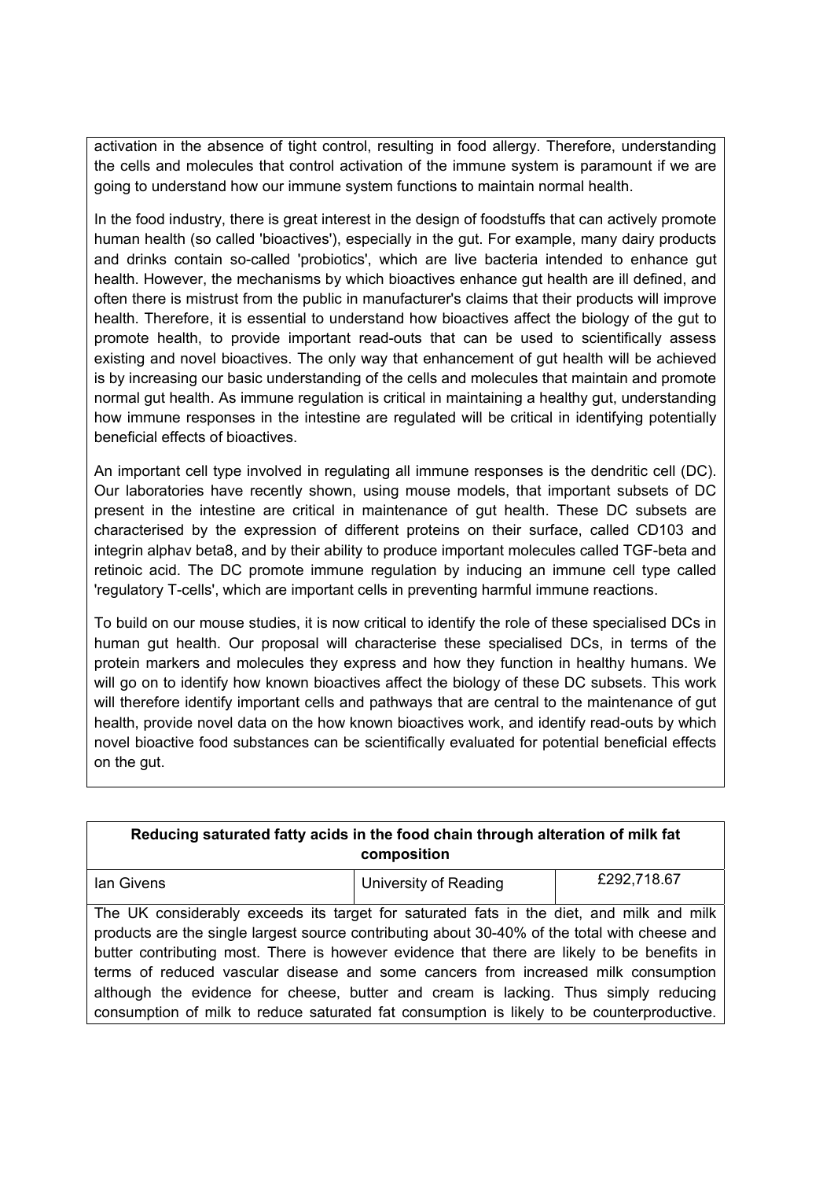activation in the absence of tight control, resulting in food allergy. Therefore, understanding the cells and molecules that control activation of the immune system is paramount if we are going to understand how our immune system functions to maintain normal health.

In the food industry, there is great interest in the design of foodstuffs that can actively promote human health (so called 'bioactives'), especially in the gut. For example, many dairy products and drinks contain so-called 'probiotics', which are live bacteria intended to enhance gut health. However, the mechanisms by which bioactives enhance gut health are ill defined, and often there is mistrust from the public in manufacturer's claims that their products will improve health. Therefore, it is essential to understand how bioactives affect the biology of the gut to promote health, to provide important read-outs that can be used to scientifically assess existing and novel bioactives. The only way that enhancement of gut health will be achieved is by increasing our basic understanding of the cells and molecules that maintain and promote normal gut health. As immune regulation is critical in maintaining a healthy gut, understanding how immune responses in the intestine are regulated will be critical in identifying potentially beneficial effects of bioactives.

An important cell type involved in regulating all immune responses is the dendritic cell (DC). Our laboratories have recently shown, using mouse models, that important subsets of DC present in the intestine are critical in maintenance of gut health. These DC subsets are characterised by the expression of different proteins on their surface, called CD103 and integrin alphav beta8, and by their ability to produce important molecules called TGF-beta and retinoic acid. The DC promote immune regulation by inducing an immune cell type called 'regulatory T-cells', which are important cells in preventing harmful immune reactions.

To build on our mouse studies, it is now critical to identify the role of these specialised DCs in human gut health. Our proposal will characterise these specialised DCs, in terms of the protein markers and molecules they express and how they function in healthy humans. We will go on to identify how known bioactives affect the biology of these DC subsets. This work will therefore identify important cells and pathways that are central to the maintenance of gut health, provide novel data on the how known bioactives work, and identify read-outs by which novel bioactive food substances can be scientifically evaluated for potential beneficial effects on the gut.

| **Reducing saturated fatty acids in the food chain through alteration of milk fat composition** | | |
|---|---|---|
| Ian Givens | University of Reading | £292,718.67 |

The UK considerably exceeds its target for saturated fats in the diet, and milk and milk products are the single largest source contributing about 30-40% of the total with cheese and butter contributing most. There is however evidence that there are likely to be benefits in terms of reduced vascular disease and some cancers from increased milk consumption although the evidence for cheese, butter and cream is lacking. Thus simply reducing consumption of milk to reduce saturated fat consumption is likely to be counterproductive.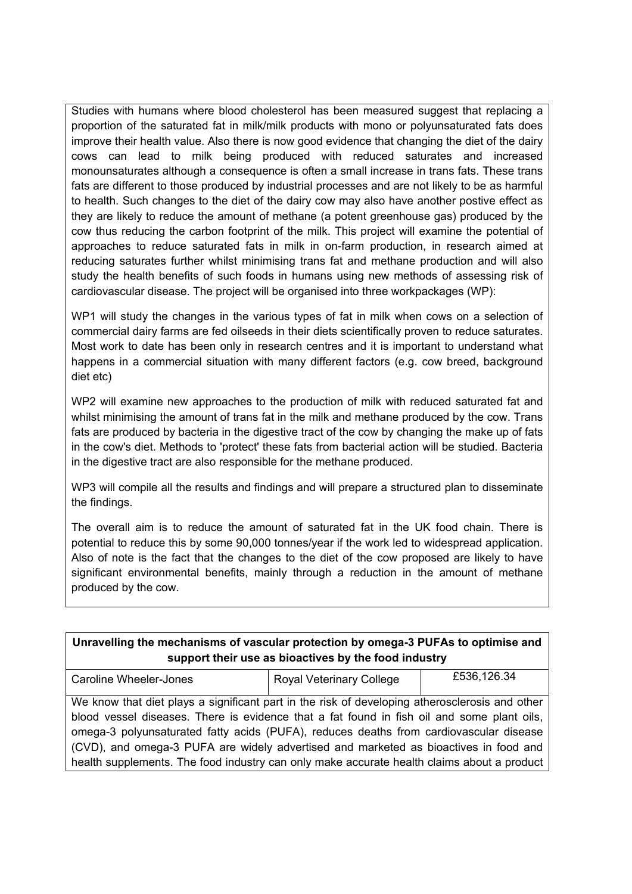Studies with humans where blood cholesterol has been measured suggest that replacing a proportion of the saturated fat in milk/milk products with mono or polyunsaturated fats does improve their health value. Also there is now good evidence that changing the diet of the dairy cows can lead to milk being produced with reduced saturates and increased monounsaturates although a consequence is often a small increase in trans fats. These trans fats are different to those produced by industrial processes and are not likely to be as harmful to health. Such changes to the diet of the dairy cow may also have another postive effect as they are likely to reduce the amount of methane (a potent greenhouse gas) produced by the cow thus reducing the carbon footprint of the milk. This project will examine the potential of approaches to reduce saturated fats in milk in on-farm production, in research aimed at reducing saturates further whilst minimising trans fat and methane production and will also study the health benefits of such foods in humans using new methods of assessing risk of cardiovascular disease. The project will be organised into three workpackages (WP):

WP1 will study the changes in the various types of fat in milk when cows on a selection of commercial dairy farms are fed oilseeds in their diets scientifically proven to reduce saturates. Most work to date has been only in research centres and it is important to understand what happens in a commercial situation with many different factors (e.g. cow breed, background diet etc)

WP2 will examine new approaches to the production of milk with reduced saturated fat and whilst minimising the amount of trans fat in the milk and methane produced by the cow. Trans fats are produced by bacteria in the digestive tract of the cow by changing the make up of fats in the cow's diet. Methods to 'protect' these fats from bacterial action will be studied. Bacteria in the digestive tract are also responsible for the methane produced.

WP3 will compile all the results and findings and will prepare a structured plan to disseminate the findings.

The overall aim is to reduce the amount of saturated fat in the UK food chain. There is potential to reduce this by some 90,000 tonnes/year if the work led to widespread application. Also of note is the fact that the changes to the diet of the cow proposed are likely to have significant environmental benefits, mainly through a reduction in the amount of methane produced by the cow.

**Unravelling the mechanisms of vascular protection by omega-3 PUFAs to optimise and support their use as bioactives by the food industry**

| Caroline Wheeler-Jones | Royal Veterinary College | £536,126.34 |
|---|---|---|

We know that diet plays a significant part in the risk of developing atherosclerosis and other blood vessel diseases. There is evidence that a fat found in fish oil and some plant oils, omega-3 polyunsaturated fatty acids (PUFA), reduces deaths from cardiovascular disease (CVD), and omega-3 PUFA are widely advertised and marketed as bioactives in food and health supplements. The food industry can only make accurate health claims about a product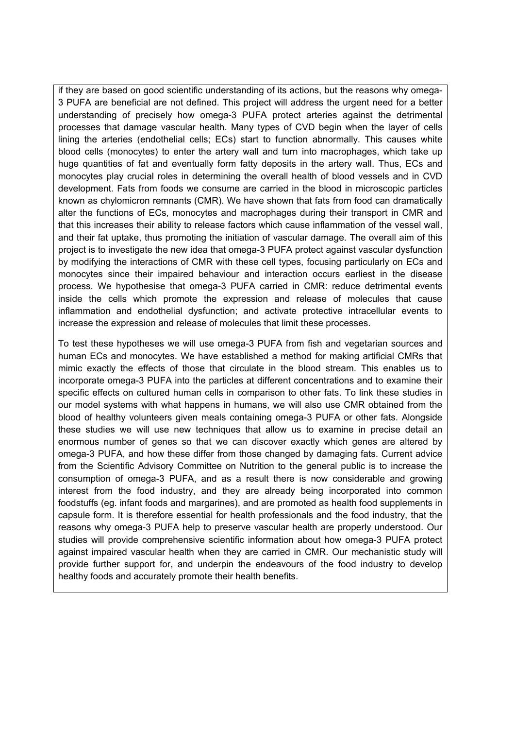if they are based on good scientific understanding of its actions, but the reasons why omega-3 PUFA are beneficial are not defined. This project will address the urgent need for a better understanding of precisely how omega-3 PUFA protect arteries against the detrimental processes that damage vascular health. Many types of CVD begin when the layer of cells lining the arteries (endothelial cells; ECs) start to function abnormally. This causes white blood cells (monocytes) to enter the artery wall and turn into macrophages, which take up huge quantities of fat and eventually form fatty deposits in the artery wall. Thus, ECs and monocytes play crucial roles in determining the overall health of blood vessels and in CVD development. Fats from foods we consume are carried in the blood in microscopic particles known as chylomicron remnants (CMR). We have shown that fats from food can dramatically alter the functions of ECs, monocytes and macrophages during their transport in CMR and that this increases their ability to release factors which cause inflammation of the vessel wall, and their fat uptake, thus promoting the initiation of vascular damage. The overall aim of this project is to investigate the new idea that omega-3 PUFA protect against vascular dysfunction by modifying the interactions of CMR with these cell types, focusing particularly on ECs and monocytes since their impaired behaviour and interaction occurs earliest in the disease process. We hypothesise that omega-3 PUFA carried in CMR: reduce detrimental events inside the cells which promote the expression and release of molecules that cause inflammation and endothelial dysfunction; and activate protective intracellular events to increase the expression and release of molecules that limit these processes.

To test these hypotheses we will use omega-3 PUFA from fish and vegetarian sources and human ECs and monocytes. We have established a method for making artificial CMRs that mimic exactly the effects of those that circulate in the blood stream. This enables us to incorporate omega-3 PUFA into the particles at different concentrations and to examine their specific effects on cultured human cells in comparison to other fats. To link these studies in our model systems with what happens in humans, we will also use CMR obtained from the blood of healthy volunteers given meals containing omega-3 PUFA or other fats. Alongside these studies we will use new techniques that allow us to examine in precise detail an enormous number of genes so that we can discover exactly which genes are altered by omega-3 PUFA, and how these differ from those changed by damaging fats. Current advice from the Scientific Advisory Committee on Nutrition to the general public is to increase the consumption of omega-3 PUFA, and as a result there is now considerable and growing interest from the food industry, and they are already being incorporated into common foodstuffs (eg. infant foods and margarines), and are promoted as health food supplements in capsule form. It is therefore essential for health professionals and the food industry, that the reasons why omega-3 PUFA help to preserve vascular health are properly understood. Our studies will provide comprehensive scientific information about how omega-3 PUFA protect against impaired vascular health when they are carried in CMR. Our mechanistic study will provide further support for, and underpin the endeavours of the food industry to develop healthy foods and accurately promote their health benefits.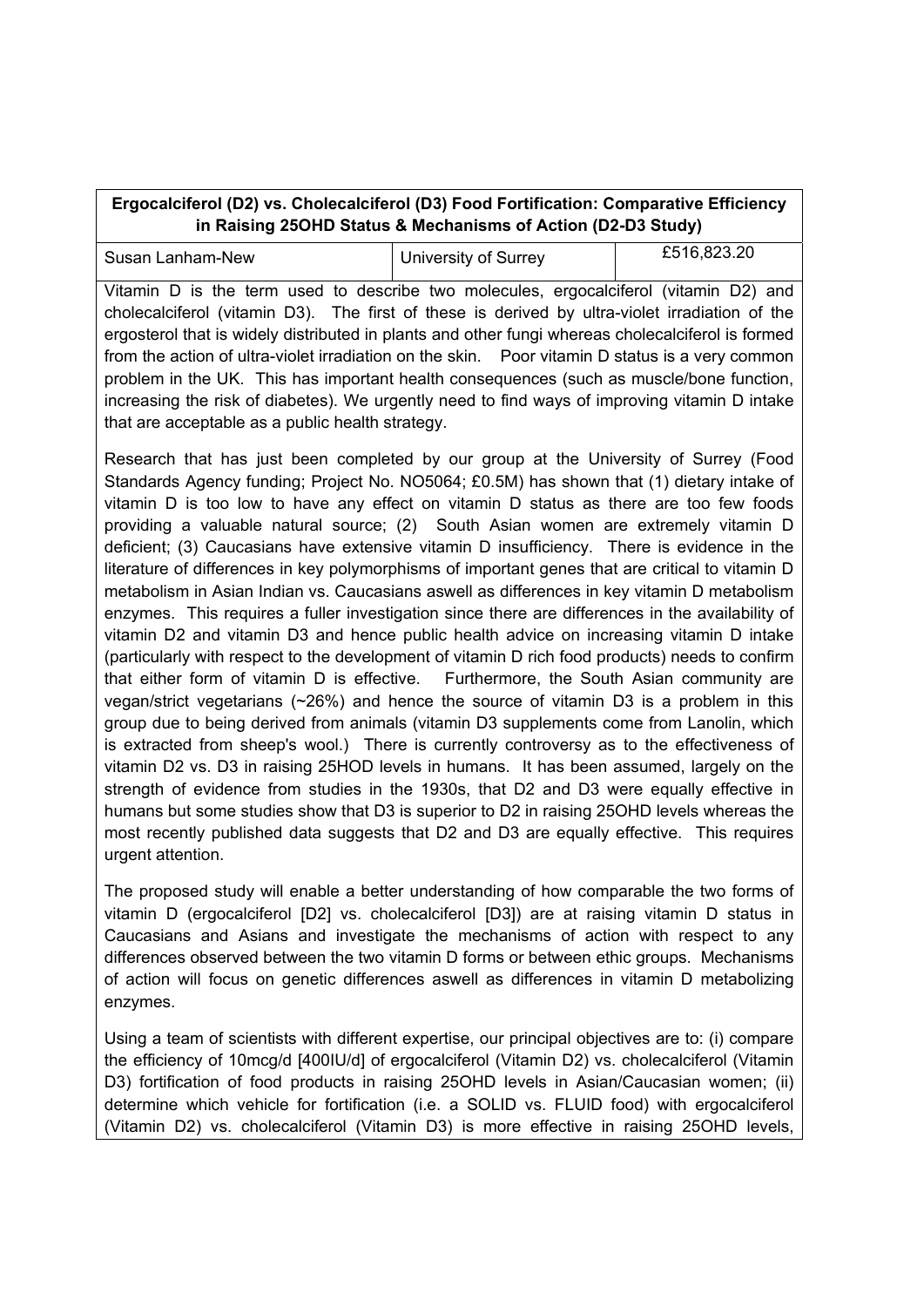| **Ergocalciferol (D2) vs. Cholecalciferol (D3) Food Fortification: Comparative Efficiency in Raising 25OHD Status & Mechanisms of Action (D2-D3 Study)** | | |
|---|---|---|
| Susan Lanham-New | University of Surrey | £516,823.20 |

Vitamin D is the term used to describe two molecules, ergocalciferol (vitamin D2) and cholecalciferol (vitamin D3). The first of these is derived by ultra-violet irradiation of the ergosterol that is widely distributed in plants and other fungi whereas cholecalciferol is formed from the action of ultra-violet irradiation on the skin. Poor vitamin D status is a very common problem in the UK. This has important health consequences (such as muscle/bone function, increasing the risk of diabetes). We urgently need to find ways of improving vitamin D intake that are acceptable as a public health strategy.

Research that has just been completed by our group at the University of Surrey (Food Standards Agency funding; Project No. NO5064; £0.5M) has shown that (1) dietary intake of vitamin D is too low to have any effect on vitamin D status as there are too few foods providing a valuable natural source; (2) South Asian women are extremely vitamin D deficient; (3) Caucasians have extensive vitamin D insufficiency. There is evidence in the literature of differences in key polymorphisms of important genes that are critical to vitamin D metabolism in Asian Indian vs. Caucasians aswell as differences in key vitamin D metabolism enzymes. This requires a fuller investigation since there are differences in the availability of vitamin D2 and vitamin D3 and hence public health advice on increasing vitamin D intake (particularly with respect to the development of vitamin D rich food products) needs to confirm that either form of vitamin D is effective. Furthermore, the South Asian community are vegan/strict vegetarians (~26%) and hence the source of vitamin D3 is a problem in this group due to being derived from animals (vitamin D3 supplements come from Lanolin, which is extracted from sheep's wool.) There is currently controversy as to the effectiveness of vitamin D2 vs. D3 in raising 25HOD levels in humans. It has been assumed, largely on the strength of evidence from studies in the 1930s, that D2 and D3 were equally effective in humans but some studies show that D3 is superior to D2 in raising 25OHD levels whereas the most recently published data suggests that D2 and D3 are equally effective. This requires urgent attention.

The proposed study will enable a better understanding of how comparable the two forms of vitamin D (ergocalciferol [D2] vs. cholecalciferol [D3]) are at raising vitamin D status in Caucasians and Asians and investigate the mechanisms of action with respect to any differences observed between the two vitamin D forms or between ethic groups. Mechanisms of action will focus on genetic differences aswell as differences in vitamin D metabolizing enzymes.

Using a team of scientists with different expertise, our principal objectives are to: (i) compare the efficiency of 10mcg/d [400IU/d] of ergocalciferol (Vitamin D2) vs. cholecalciferol (Vitamin D3) fortification of food products in raising 25OHD levels in Asian/Caucasian women; (ii) determine which vehicle for fortification (i.e. a SOLID vs. FLUID food) with ergocalciferol (Vitamin D2) vs. cholecalciferol (Vitamin D3) is more effective in raising 25OHD levels,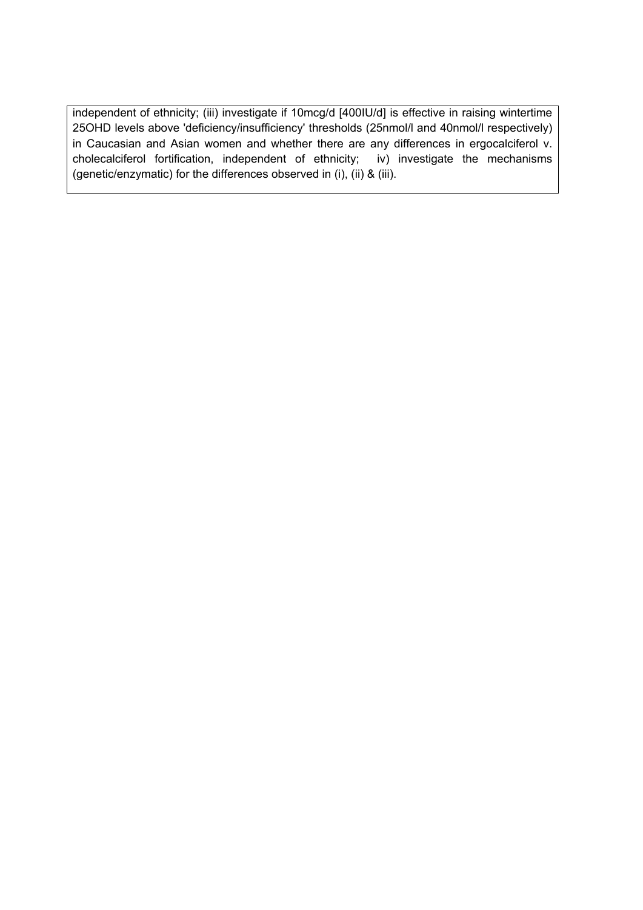independent of ethnicity; (iii) investigate if 10mcg/d [400IU/d] is effective in raising wintertime 25OHD levels above 'deficiency/insufficiency' thresholds (25nmol/l and 40nmol/l respectively) in Caucasian and Asian women and whether there are any differences in ergocalciferol v. cholecalciferol fortification, independent of ethnicity; iv) investigate the mechanisms (genetic/enzymatic) for the differences observed in (i), (ii) & (iii).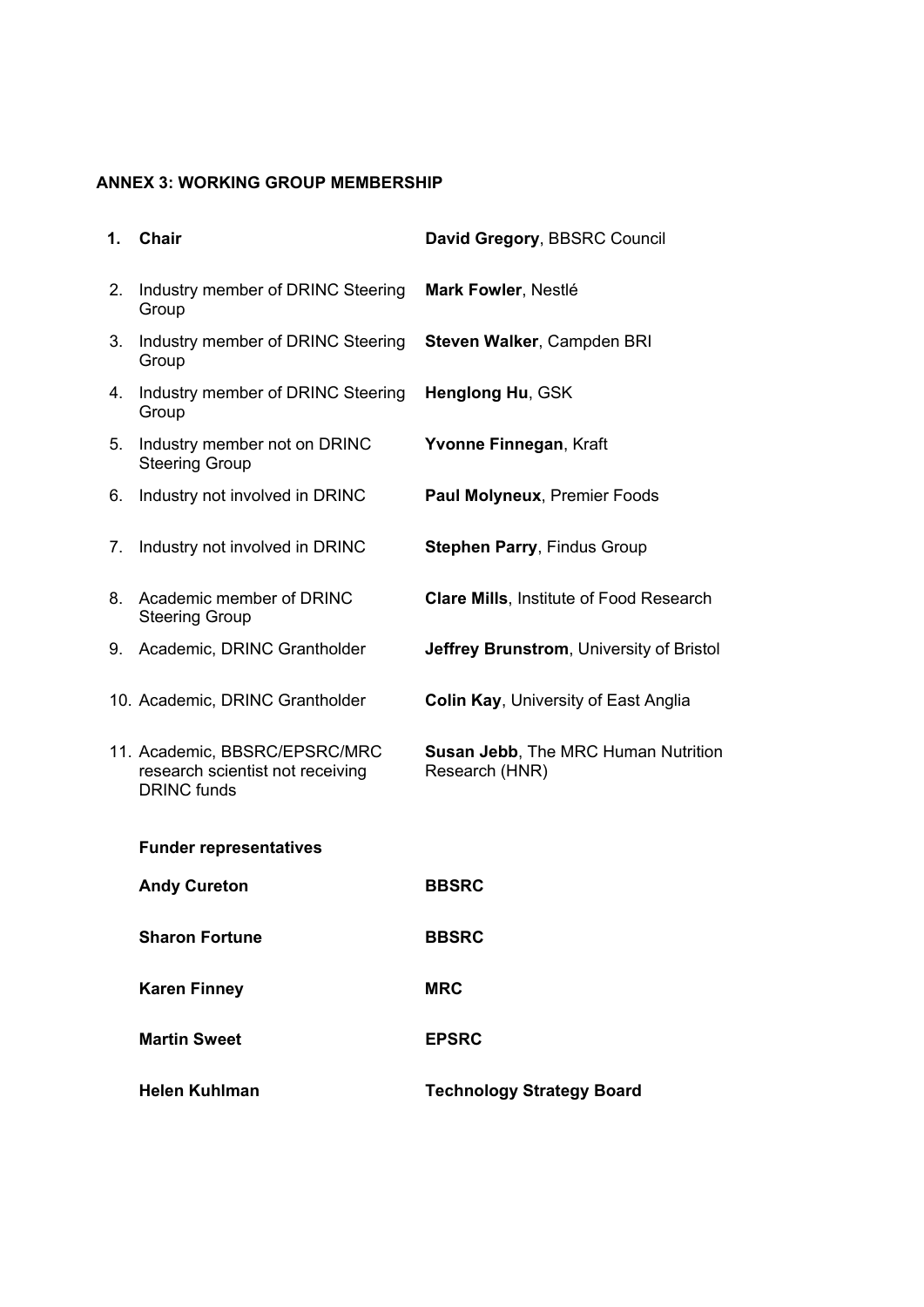## ANNEX 3: WORKING GROUP MEMBERSHIP

| | | |
|---|---|---|
| **1.** | **Chair** | **David Gregory**, BBSRC Council |
| 2. | Industry member of DRINC Steering Group | **Mark Fowler**, Nestlé |
| 3. | Industry member of DRINC Steering Group | **Steven Walker**, Campden BRI |
| 4. | Industry member of DRINC Steering Group | **Henglong Hu**, GSK |
| 5. | Industry member not on DRINC Steering Group | **Yvonne Finnegan**, Kraft |
| 6. | Industry not involved in DRINC | **Paul Molyneux**, Premier Foods |
| 7. | Industry not involved in DRINC | **Stephen Parry**, Findus Group |
| 8. | Academic member of DRINC Steering Group | **Clare Mills**, Institute of Food Research |
| 9. | Academic, DRINC Grantholder | **Jeffrey Brunstrom**, University of Bristol |
| 10. | Academic, DRINC Grantholder | **Colin Kay**, University of East Anglia |
| 11. | Academic, BBSRC/EPSRC/MRC research scientist not receiving DRINC funds | **Susan Jebb**, The MRC Human Nutrition Research (HNR) |
| | **Funder representatives** | |
| | **Andy Cureton** | **BBSRC** |
| | **Sharon Fortune** | **BBSRC** |
| | **Karen Finney** | **MRC** |
| | **Martin Sweet** | **EPSRC** |
| | **Helen Kuhlman** | **Technology Strategy Board** |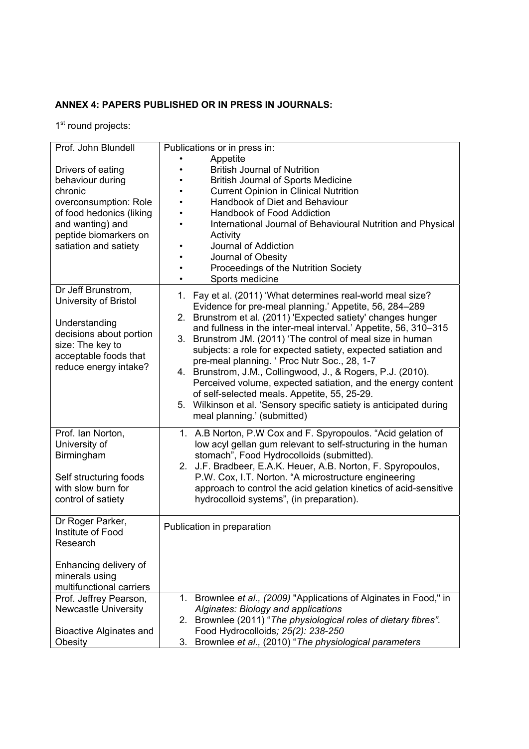**ANNEX 4: PAPERS PUBLISHED OR IN PRESS IN JOURNALS:**

1st round projects:

| | |
|---|---|
| Prof. John Blundell<br><br>Drivers of eating behaviour during chronic overconsumption: Role of food hedonics (liking and wanting) and peptide biomarkers on satiation and satiety | Publications or in press in:<br>• Appetite<br>• British Journal of Nutrition<br>• British Journal of Sports Medicine<br>• Current Opinion in Clinical Nutrition<br>• Handbook of Diet and Behaviour<br>• Handbook of Food Addiction<br>• International Journal of Behavioural Nutrition and Physical Activity<br>• Journal of Addiction<br>• Journal of Obesity<br>• Proceedings of the Nutrition Society<br>• Sports medicine |
| Dr Jeff Brunstrom, University of Bristol<br><br>Understanding decisions about portion size: The key to acceptable foods that reduce energy intake? | 1. Fay et al. (2011) 'What determines real-world meal size? Evidence for pre-meal planning.' Appetite, 56, 284–289<br>2. Brunstrom et al. (2011) 'Expected satiety' changes hunger and fullness in the inter-meal interval.' Appetite, 56, 310–315<br>3. Brunstrom JM. (2011) 'The control of meal size in human subjects: a role for expected satiety, expected satiation and pre-meal planning. ' Proc Nutr Soc., 28, 1-7<br>4. Brunstrom, J.M., Collingwood, J., & Rogers, P.J. (2010). Perceived volume, expected satiation, and the energy content of self-selected meals. Appetite, 55, 25-29.<br>5. Wilkinson et al. 'Sensory specific satiety is anticipated during meal planning.' (submitted) |
| Prof. Ian Norton, University of Birmingham<br><br>Self structuring foods with slow burn for control of satiety | 1. A.B Norton, P.W Cox and F. Spyropoulos. "Acid gelation of low acyl gellan gum relevant to self-structuring in the human stomach", Food Hydrocolloids (submitted).<br>2. J.F. Bradbeer, E.A.K. Heuer, A.B. Norton, F. Spyropoulos, P.W. Cox, I.T. Norton. "A microstructure engineering approach to control the acid gelation kinetics of acid-sensitive hydrocolloid systems", (in preparation). |
| Dr Roger Parker, Institute of Food Research<br><br>Enhancing delivery of minerals using multifunctional carriers | Publication in preparation |
| Prof. Jeffrey Pearson, Newcastle University<br><br>Bioactive Alginates and Obesity | 1. Brownlee *et al., (2009)* "Applications of Alginates in Food," in *Alginates: Biology and applications*<br>2. Brownlee (2011) "*The physiological roles of dietary fibres".* Food Hydrocolloids*; 25(2): 238-250*<br>3. Brownlee *et al.,* (2010) "*The physiological parameters* |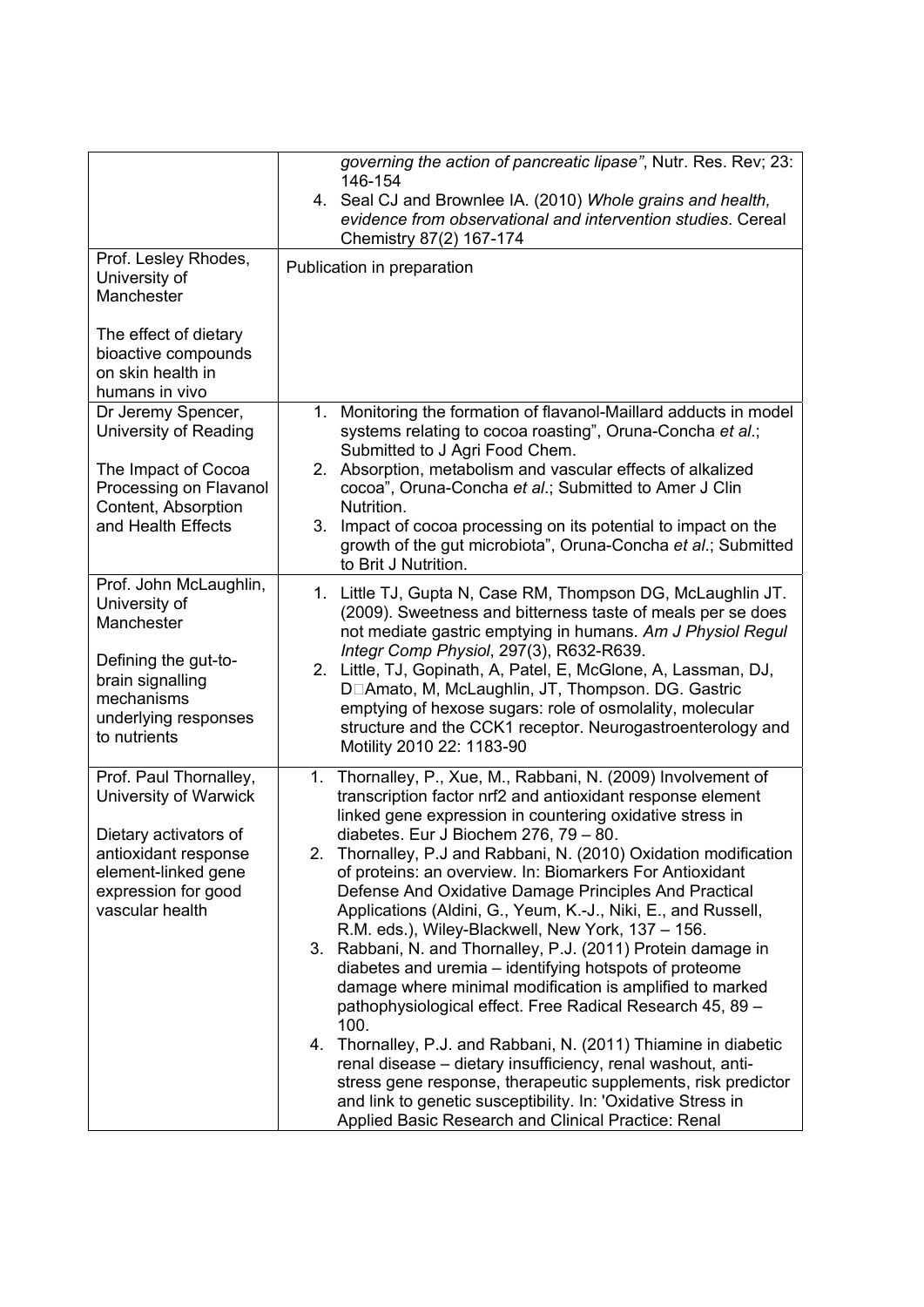| | |
|---|---|
| | *governing the action of pancreatic lipase"*, Nutr. Res. Rev; 23: 146-154<br>4. Seal CJ and Brownlee IA. (2010) *Whole grains and health, evidence from observational and intervention studies*. Cereal Chemistry 87(2) 167-174 |
| Prof. Lesley Rhodes, University of Manchester<br><br>The effect of dietary bioactive compounds on skin health in humans in vivo | Publication in preparation |
| Dr Jeremy Spencer, University of Reading<br><br>The Impact of Cocoa Processing on Flavanol Content, Absorption and Health Effects | 1. Monitoring the formation of flavanol-Maillard adducts in model systems relating to cocoa roasting", Oruna-Concha *et al*.; Submitted to J Agri Food Chem.<br>2. Absorption, metabolism and vascular effects of alkalized cocoa", Oruna-Concha *et al*.; Submitted to Amer J Clin Nutrition.<br>3. Impact of cocoa processing on its potential to impact on the growth of the gut microbiota", Oruna-Concha *et al*.; Submitted to Brit J Nutrition. |
| Prof. John McLaughlin, University of Manchester<br><br>Defining the gut-to-brain signalling mechanisms underlying responses to nutrients | 1. Little TJ, Gupta N, Case RM, Thompson DG, McLaughlin JT. (2009). Sweetness and bitterness taste of meals per se does not mediate gastric emptying in humans. *Am J Physiol Regul Integr Comp Physiol*, 297(3), R632-R639.<br>2. Little, TJ, Gopinath, A, Patel, E, McGlone, A, Lassman, DJ, D□Amato, M, McLaughlin, JT, Thompson. DG. Gastric emptying of hexose sugars: role of osmolality, molecular structure and the CCK1 receptor. Neurogastroenterology and Motility 2010 22: 1183-90 |
| Prof. Paul Thornalley, University of Warwick<br><br>Dietary activators of antioxidant response element-linked gene expression for good vascular health | 1. Thornalley, P., Xue, M., Rabbani, N. (2009) Involvement of transcription factor nrf2 and antioxidant response element linked gene expression in countering oxidative stress in diabetes. Eur J Biochem 276, 79 – 80.<br>2. Thornalley, P.J and Rabbani, N. (2010) Oxidation modification of proteins: an overview. In: Biomarkers For Antioxidant Defense And Oxidative Damage Principles And Practical Applications (Aldini, G., Yeum, K.-J., Niki, E., and Russell, R.M. eds.), Wiley-Blackwell, New York, 137 – 156.<br>3. Rabbani, N. and Thornalley, P.J. (2011) Protein damage in diabetes and uremia – identifying hotspots of proteome damage where minimal modification is amplified to marked pathophysiological effect. Free Radical Research 45, 89 – 100.<br>4. Thornalley, P.J. and Rabbani, N. (2011) Thiamine in diabetic renal disease – dietary insufficiency, renal washout, anti-stress gene response, therapeutic supplements, risk predictor and link to genetic susceptibility. In: 'Oxidative Stress in Applied Basic Research and Clinical Practice: Renal |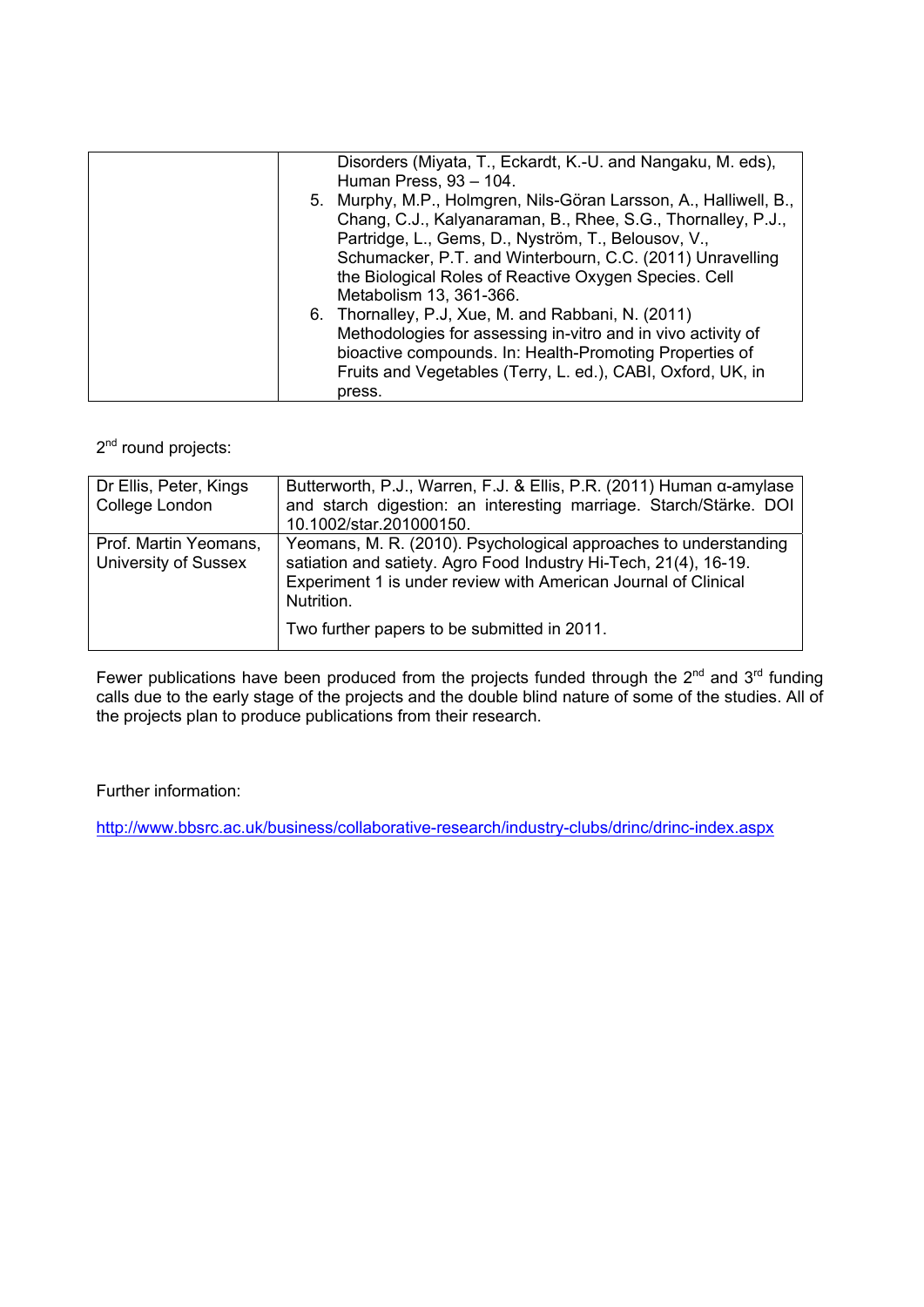| | |
|---|---|
| | Disorders (Miyata, T., Eckardt, K.-U. and Nangaku, M. eds), Human Press, 93 – 104.<br>5. Murphy, M.P., Holmgren, Nils-Göran Larsson, A., Halliwell, B., Chang, C.J., Kalyanaraman, B., Rhee, S.G., Thornalley, P.J., Partridge, L., Gems, D., Nyström, T., Belousov, V., Schumacker, P.T. and Winterbourn, C.C. (2011) Unravelling the Biological Roles of Reactive Oxygen Species. Cell Metabolism 13, 361-366.<br>6. Thornalley, P.J, Xue, M. and Rabbani, N. (2011) Methodologies for assessing in-vitro and in vivo activity of bioactive compounds. In: Health-Promoting Properties of Fruits and Vegetables (Terry, L. ed.), CABI, Oxford, UK, in press. |

2nd round projects:

| | |
|---|---|
| Dr Ellis, Peter, Kings College London | Butterworth, P.J., Warren, F.J. & Ellis, P.R. (2011) Human α-amylase and starch digestion: an interesting marriage. Starch/Stärke. DOI 10.1002/star.201000150. |
| Prof. Martin Yeomans, University of Sussex | Yeomans, M. R. (2010). Psychological approaches to understanding satiation and satiety. Agro Food Industry Hi-Tech, 21(4), 16-19. Experiment 1 is under review with American Journal of Clinical Nutrition.<br><br>Two further papers to be submitted in 2011. |

Fewer publications have been produced from the projects funded through the 2nd and 3rd funding calls due to the early stage of the projects and the double blind nature of some of the studies. All of the projects plan to produce publications from their research.

Further information:

http://www.bbsrc.ac.uk/business/collaborative-research/industry-clubs/drinc/drinc-index.aspx